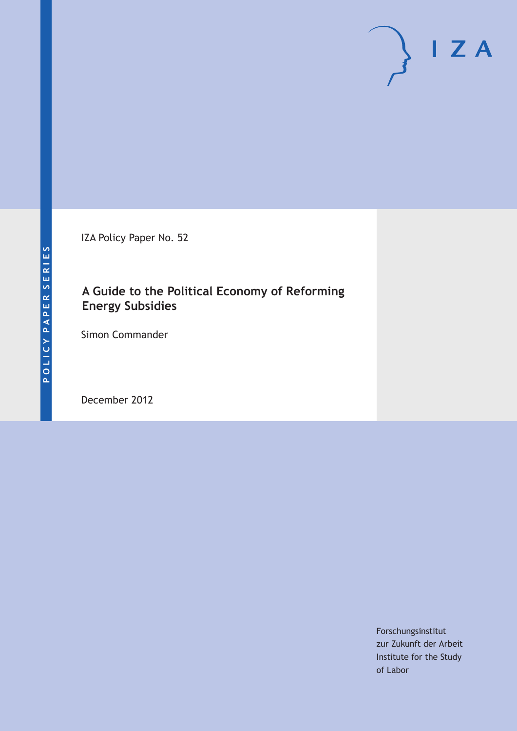IZA Policy Paper No. 52

# A Guide to the Political Economy of Reforming Energy Subsidies

Simon Commander

December 2012

POLICY PAPER SERIES

I Z A

Forschungsinstitut
zur Zukunft der Arbeit
Institute for the Study
of Labor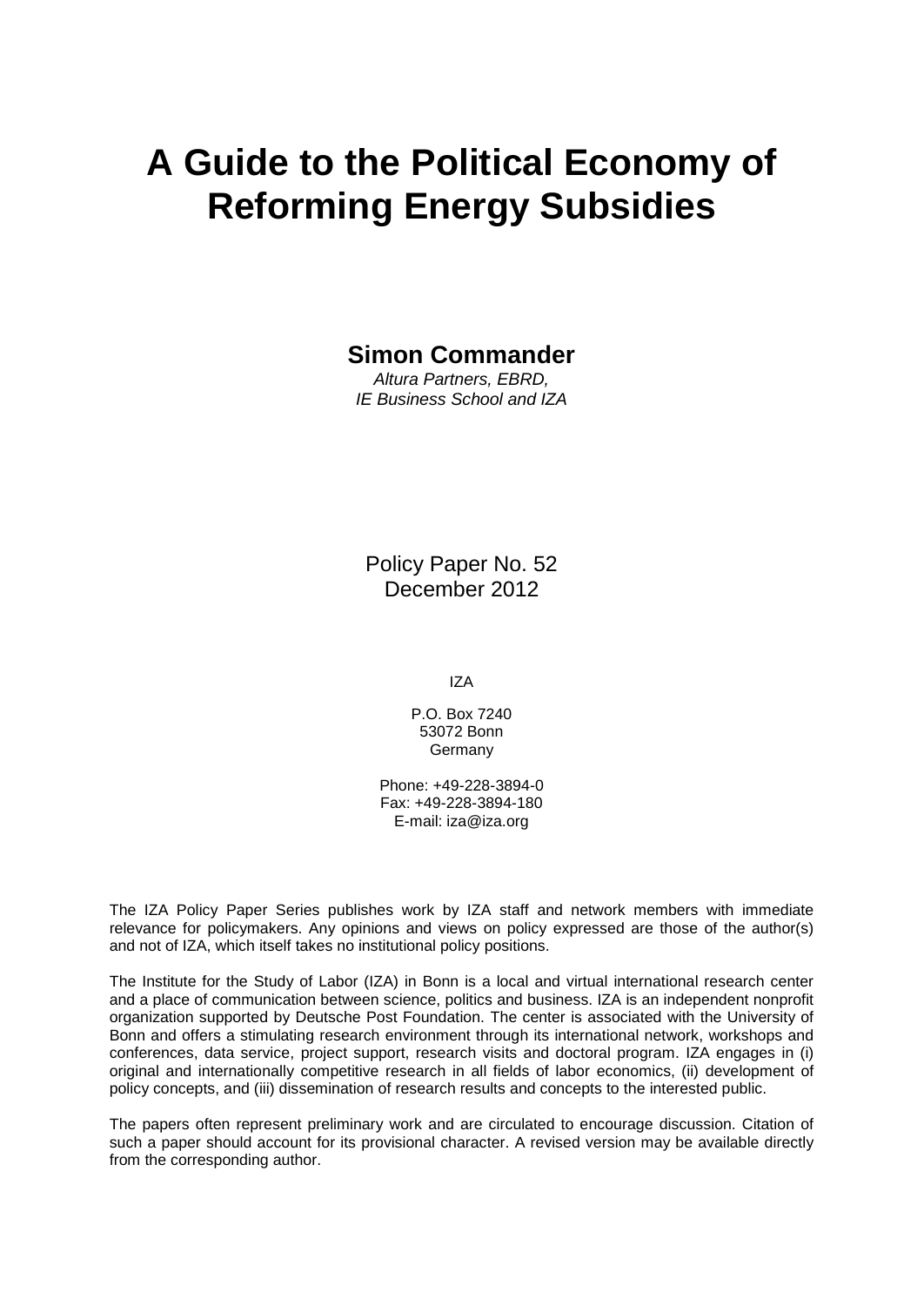# A Guide to the Political Economy of Reforming Energy Subsidies

**Simon Commander**

*Altura Partners, EBRD,*
*IE Business School and IZA*

Policy Paper No. 52
December 2012

IZA

P.O. Box 7240
53072 Bonn
Germany

Phone: +49-228-3894-0
Fax: +49-228-3894-180
E-mail: iza@iza.org

The IZA Policy Paper Series publishes work by IZA staff and network members with immediate relevance for policymakers. Any opinions and views on policy expressed are those of the author(s) and not of IZA, which itself takes no institutional policy positions.

The Institute for the Study of Labor (IZA) in Bonn is a local and virtual international research center and a place of communication between science, politics and business. IZA is an independent nonprofit organization supported by Deutsche Post Foundation. The center is associated with the University of Bonn and offers a stimulating research environment through its international network, workshops and conferences, data service, project support, research visits and doctoral program. IZA engages in (i) original and internationally competitive research in all fields of labor economics, (ii) development of policy concepts, and (iii) dissemination of research results and concepts to the interested public.

The papers often represent preliminary work and are circulated to encourage discussion. Citation of such a paper should account for its provisional character. A revised version may be available directly from the corresponding author.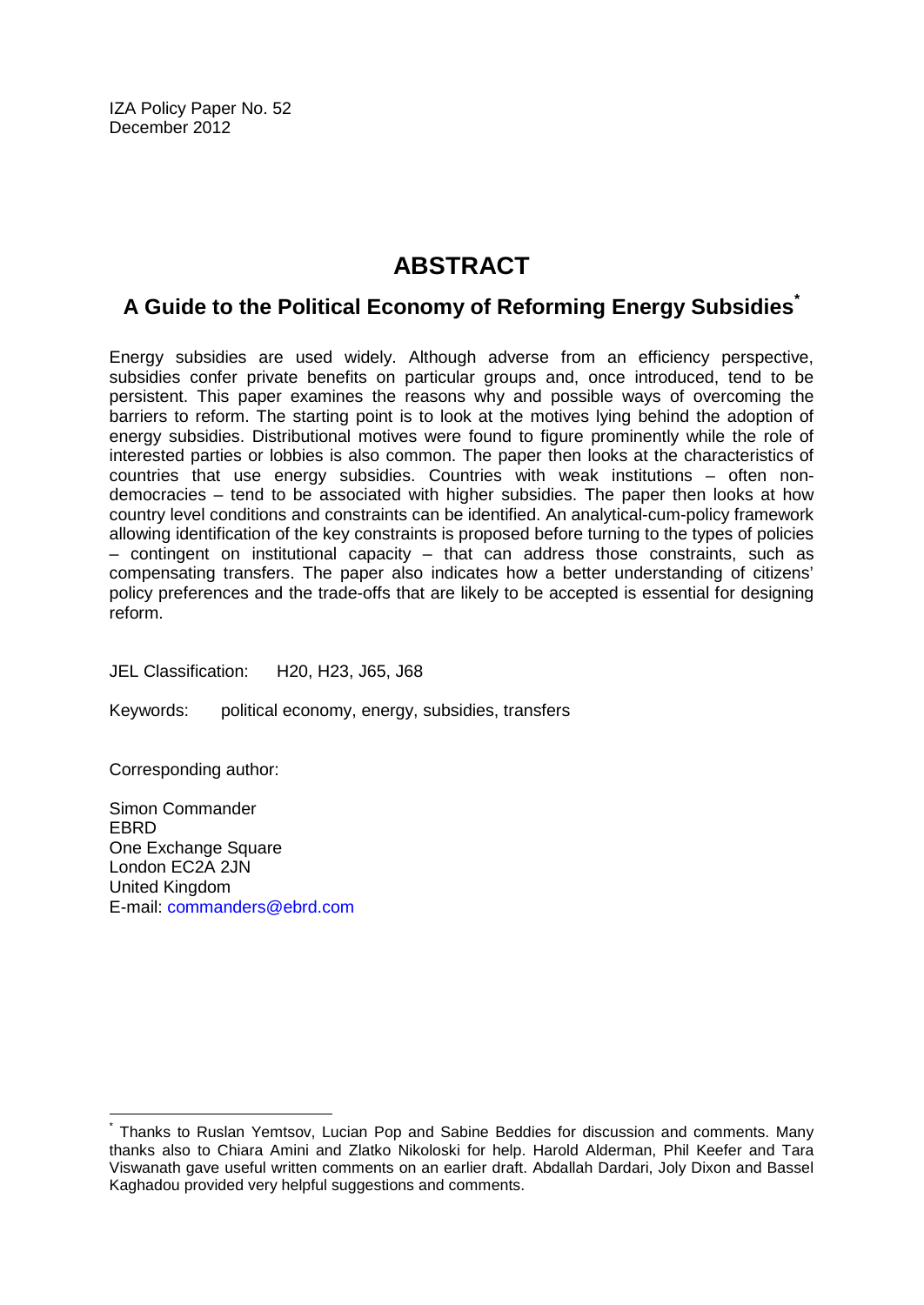IZA Policy Paper No. 52
December 2012

# ABSTRACT

## A Guide to the Political Economy of Reforming Energy Subsidies[*]

Energy subsidies are used widely. Although adverse from an efficiency perspective, subsidies confer private benefits on particular groups and, once introduced, tend to be persistent. This paper examines the reasons why and possible ways of overcoming the barriers to reform. The starting point is to look at the motives lying behind the adoption of energy subsidies. Distributional motives were found to figure prominently while the role of interested parties or lobbies is also common. The paper then looks at the characteristics of countries that use energy subsidies. Countries with weak institutions – often non-democracies – tend to be associated with higher subsidies. The paper then looks at how country level conditions and constraints can be identified. An analytical-cum-policy framework allowing identification of the key constraints is proposed before turning to the types of policies – contingent on institutional capacity – that can address those constraints, such as compensating transfers. The paper also indicates how a better understanding of citizens' policy preferences and the trade-offs that are likely to be accepted is essential for designing reform.

JEL Classification: H20, H23, J65, J68

Keywords: political economy, energy, subsidies, transfers

Corresponding author:

Simon Commander
EBRD
One Exchange Square
London EC2A 2JN
United Kingdom
E-mail: commanders@ebrd.com

---

[*] Thanks to Ruslan Yemtsov, Lucian Pop and Sabine Beddies for discussion and comments. Many thanks also to Chiara Amini and Zlatko Nikoloski for help. Harold Alderman, Phil Keefer and Tara Viswanath gave useful written comments on an earlier draft. Abdallah Dardari, Joly Dixon and Bassel Kaghadou provided very helpful suggestions and comments.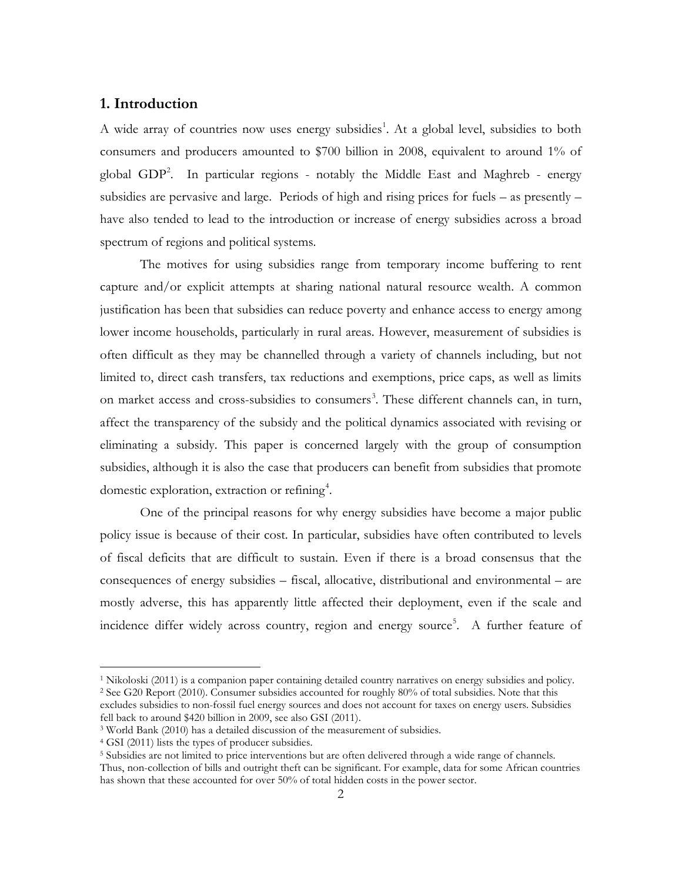## 1. Introduction

A wide array of countries now uses energy subsidies[1]. At a global level, subsidies to both consumers and producers amounted to $700 billion in 2008, equivalent to around 1% of global GDP[2]. In particular regions - notably the Middle East and Maghreb - energy subsidies are pervasive and large. Periods of high and rising prices for fuels – as presently – have also tended to lead to the introduction or increase of energy subsidies across a broad spectrum of regions and political systems.

The motives for using subsidies range from temporary income buffering to rent capture and/or explicit attempts at sharing national natural resource wealth. A common justification has been that subsidies can reduce poverty and enhance access to energy among lower income households, particularly in rural areas. However, measurement of subsidies is often difficult as they may be channelled through a variety of channels including, but not limited to, direct cash transfers, tax reductions and exemptions, price caps, as well as limits on market access and cross-subsidies to consumers[3]. These different channels can, in turn, affect the transparency of the subsidy and the political dynamics associated with revising or eliminating a subsidy. This paper is concerned largely with the group of consumption subsidies, although it is also the case that producers can benefit from subsidies that promote domestic exploration, extraction or refining[4].

One of the principal reasons for why energy subsidies have become a major public policy issue is because of their cost. In particular, subsidies have often contributed to levels of fiscal deficits that are difficult to sustain. Even if there is a broad consensus that the consequences of energy subsidies – fiscal, allocative, distributional and environmental – are mostly adverse, this has apparently little affected their deployment, even if the scale and incidence differ widely across country, region and energy source[5]. A further feature of

---

[1] Nikoloski (2011) is a companion paper containing detailed country narratives on energy subsidies and policy.

[2] See G20 Report (2010). Consumer subsidies accounted for roughly 80% of total subsidies. Note that this excludes subsidies to non-fossil fuel energy sources and does not account for taxes on energy users. Subsidies fell back to around $420 billion in 2009, see also GSI (2011).

[3] World Bank (2010) has a detailed discussion of the measurement of subsidies.

[4] GSI (2011) lists the types of producer subsidies.

[5] Subsidies are not limited to price interventions but are often delivered through a wide range of channels. Thus, non-collection of bills and outright theft can be significant. For example, data for some African countries has shown that these accounted for over 50% of total hidden costs in the power sector.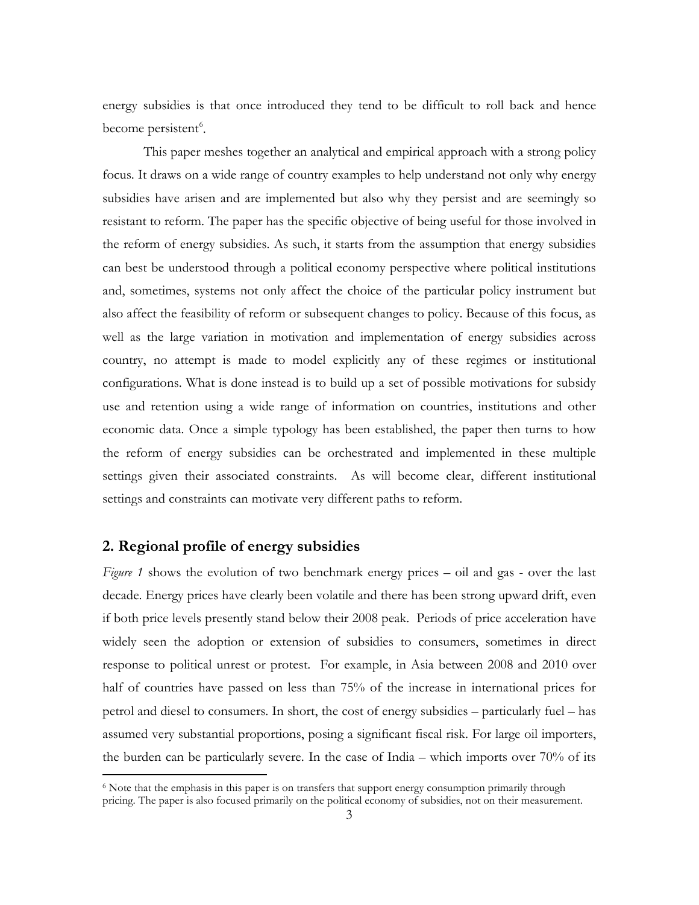energy subsidies is that once introduced they tend to be difficult to roll back and hence become persistent[6].

This paper meshes together an analytical and empirical approach with a strong policy focus. It draws on a wide range of country examples to help understand not only why energy subsidies have arisen and are implemented but also why they persist and are seemingly so resistant to reform. The paper has the specific objective of being useful for those involved in the reform of energy subsidies. As such, it starts from the assumption that energy subsidies can best be understood through a political economy perspective where political institutions and, sometimes, systems not only affect the choice of the particular policy instrument but also affect the feasibility of reform or subsequent changes to policy. Because of this focus, as well as the large variation in motivation and implementation of energy subsidies across country, no attempt is made to model explicitly any of these regimes or institutional configurations. What is done instead is to build up a set of possible motivations for subsidy use and retention using a wide range of information on countries, institutions and other economic data. Once a simple typology has been established, the paper then turns to how the reform of energy subsidies can be orchestrated and implemented in these multiple settings given their associated constraints. As will become clear, different institutional settings and constraints can motivate very different paths to reform.

## 2. Regional profile of energy subsidies

*Figure 1* shows the evolution of two benchmark energy prices – oil and gas - over the last decade. Energy prices have clearly been volatile and there has been strong upward drift, even if both price levels presently stand below their 2008 peak. Periods of price acceleration have widely seen the adoption or extension of subsidies to consumers, sometimes in direct response to political unrest or protest. For example, in Asia between 2008 and 2010 over half of countries have passed on less than 75% of the increase in international prices for petrol and diesel to consumers. In short, the cost of energy subsidies – particularly fuel – has assumed very substantial proportions, posing a significant fiscal risk. For large oil importers, the burden can be particularly severe. In the case of India – which imports over 70% of its

[6] Note that the emphasis in this paper is on transfers that support energy consumption primarily through pricing. The paper is also focused primarily on the political economy of subsidies, not on their measurement.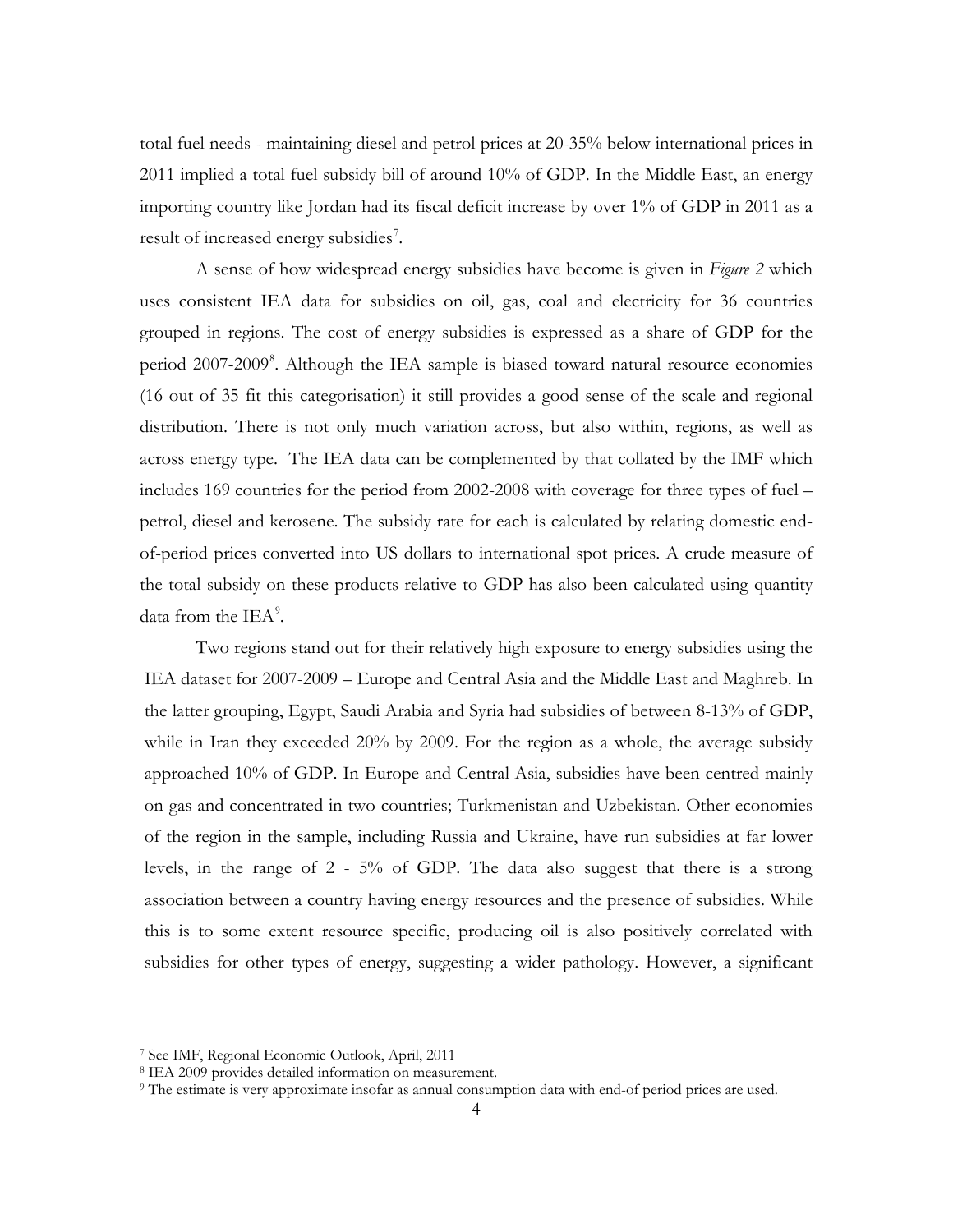total fuel needs - maintaining diesel and petrol prices at 20-35% below international prices in 2011 implied a total fuel subsidy bill of around 10% of GDP. In the Middle East, an energy importing country like Jordan had its fiscal deficit increase by over 1% of GDP in 2011 as a result of increased energy subsidies[7].

A sense of how widespread energy subsidies have become is given in *Figure 2* which uses consistent IEA data for subsidies on oil, gas, coal and electricity for 36 countries grouped in regions. The cost of energy subsidies is expressed as a share of GDP for the period 2007-2009[8]. Although the IEA sample is biased toward natural resource economies (16 out of 35 fit this categorisation) it still provides a good sense of the scale and regional distribution. There is not only much variation across, but also within, regions, as well as across energy type. The IEA data can be complemented by that collated by the IMF which includes 169 countries for the period from 2002-2008 with coverage for three types of fuel – petrol, diesel and kerosene. The subsidy rate for each is calculated by relating domestic end-of-period prices converted into US dollars to international spot prices. A crude measure of the total subsidy on these products relative to GDP has also been calculated using quantity data from the IEA[9].

Two regions stand out for their relatively high exposure to energy subsidies using the IEA dataset for 2007-2009 – Europe and Central Asia and the Middle East and Maghreb. In the latter grouping, Egypt, Saudi Arabia and Syria had subsidies of between 8-13% of GDP, while in Iran they exceeded 20% by 2009. For the region as a whole, the average subsidy approached 10% of GDP. In Europe and Central Asia, subsidies have been centred mainly on gas and concentrated in two countries; Turkmenistan and Uzbekistan. Other economies of the region in the sample, including Russia and Ukraine, have run subsidies at far lower levels, in the range of 2 - 5% of GDP. The data also suggest that there is a strong association between a country having energy resources and the presence of subsidies. While this is to some extent resource specific, producing oil is also positively correlated with subsidies for other types of energy, suggesting a wider pathology. However, a significant

---

[7] See IMF, Regional Economic Outlook, April, 2011

[8] IEA 2009 provides detailed information on measurement.

[9] The estimate is very approximate insofar as annual consumption data with end-of period prices are used.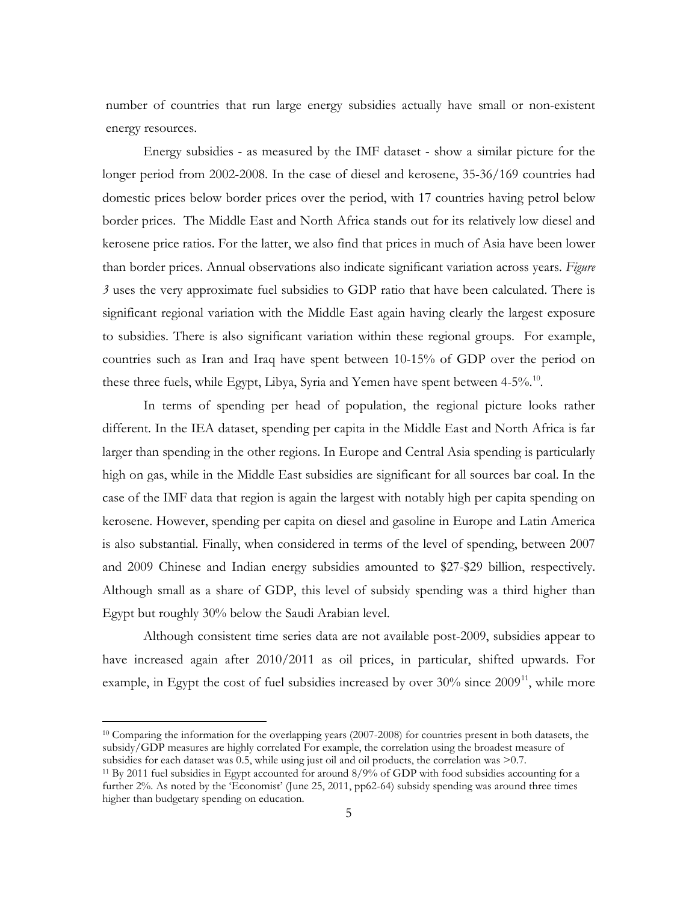number of countries that run large energy subsidies actually have small or non-existent energy resources.

Energy subsidies - as measured by the IMF dataset - show a similar picture for the longer period from 2002-2008. In the case of diesel and kerosene, 35-36/169 countries had domestic prices below border prices over the period, with 17 countries having petrol below border prices. The Middle East and North Africa stands out for its relatively low diesel and kerosene price ratios. For the latter, we also find that prices in much of Asia have been lower than border prices. Annual observations also indicate significant variation across years. *Figure 3* uses the very approximate fuel subsidies to GDP ratio that have been calculated. There is significant regional variation with the Middle East again having clearly the largest exposure to subsidies. There is also significant variation within these regional groups. For example, countries such as Iran and Iraq have spent between 10-15% of GDP over the period on these three fuels, while Egypt, Libya, Syria and Yemen have spent between 4-5%.[10].

In terms of spending per head of population, the regional picture looks rather different. In the IEA dataset, spending per capita in the Middle East and North Africa is far larger than spending in the other regions. In Europe and Central Asia spending is particularly high on gas, while in the Middle East subsidies are significant for all sources bar coal. In the case of the IMF data that region is again the largest with notably high per capita spending on kerosene. However, spending per capita on diesel and gasoline in Europe and Latin America is also substantial. Finally, when considered in terms of the level of spending, between 2007 and 2009 Chinese and Indian energy subsidies amounted to $27-$29 billion, respectively. Although small as a share of GDP, this level of subsidy spending was a third higher than Egypt but roughly 30% below the Saudi Arabian level.

Although consistent time series data are not available post-2009, subsidies appear to have increased again after 2010/2011 as oil prices, in particular, shifted upwards. For example, in Egypt the cost of fuel subsidies increased by over 30% since 2009[11], while more

---

[10] Comparing the information for the overlapping years (2007-2008) for countries present in both datasets, the subsidy/GDP measures are highly correlated For example, the correlation using the broadest measure of subsidies for each dataset was 0.5, while using just oil and oil products, the correlation was >0.7.

[11] By 2011 fuel subsidies in Egypt accounted for around 8/9% of GDP with food subsidies accounting for a further 2%. As noted by the 'Economist' (June 25, 2011, pp62-64) subsidy spending was around three times higher than budgetary spending on education.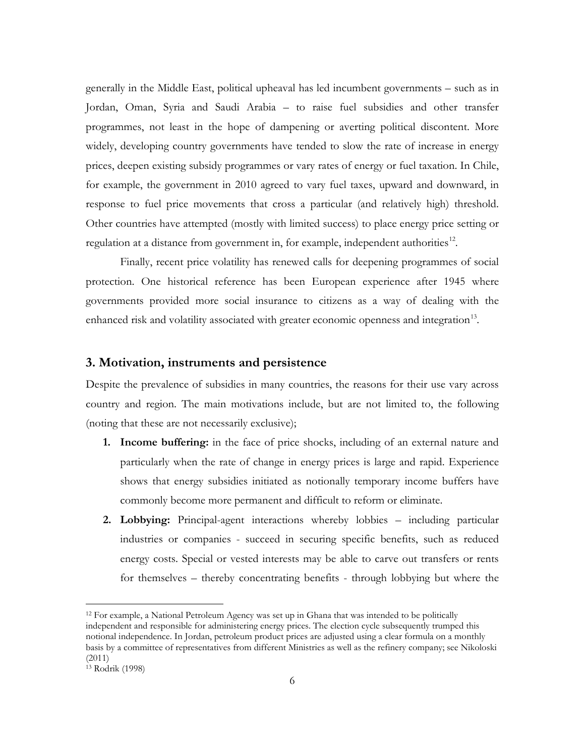generally in the Middle East, political upheaval has led incumbent governments – such as in Jordan, Oman, Syria and Saudi Arabia – to raise fuel subsidies and other transfer programmes, not least in the hope of dampening or averting political discontent. More widely, developing country governments have tended to slow the rate of increase in energy prices, deepen existing subsidy programmes or vary rates of energy or fuel taxation. In Chile, for example, the government in 2010 agreed to vary fuel taxes, upward and downward, in response to fuel price movements that cross a particular (and relatively high) threshold. Other countries have attempted (mostly with limited success) to place energy price setting or regulation at a distance from government in, for example, independent authorities[12].

Finally, recent price volatility has renewed calls for deepening programmes of social protection. One historical reference has been European experience after 1945 where governments provided more social insurance to citizens as a way of dealing with the enhanced risk and volatility associated with greater economic openness and integration[13].

## 3. Motivation, instruments and persistence

Despite the prevalence of subsidies in many countries, the reasons for their use vary across country and region. The main motivations include, but are not limited to, the following (noting that these are not necessarily exclusive);

1. **Income buffering:** in the face of price shocks, including of an external nature and particularly when the rate of change in energy prices is large and rapid. Experience shows that energy subsidies initiated as notionally temporary income buffers have commonly become more permanent and difficult to reform or eliminate.
2. **Lobbying:** Principal-agent interactions whereby lobbies – including particular industries or companies - succeed in securing specific benefits, such as reduced energy costs. Special or vested interests may be able to carve out transfers or rents for themselves – thereby concentrating benefits - through lobbying but where the

[12] For example, a National Petroleum Agency was set up in Ghana that was intended to be politically independent and responsible for administering energy prices. The election cycle subsequently trumped this notional independence. In Jordan, petroleum product prices are adjusted using a clear formula on a monthly basis by a committee of representatives from different Ministries as well as the refinery company; see Nikoloski (2011)

[13] Rodrik (1998)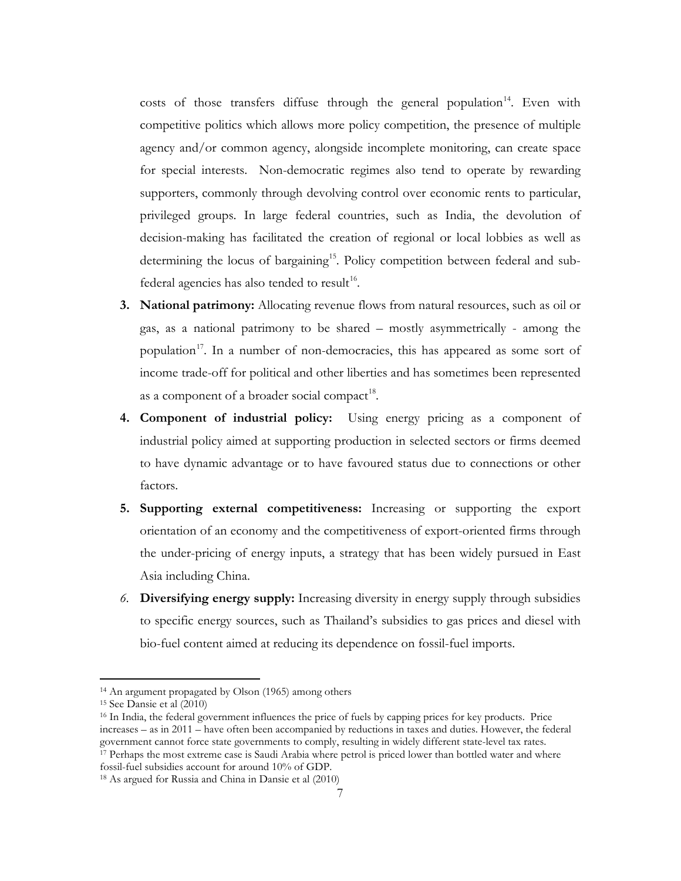costs of those transfers diffuse through the general population[14]. Even with competitive politics which allows more policy competition, the presence of multiple agency and/or common agency, alongside incomplete monitoring, can create space for special interests. Non-democratic regimes also tend to operate by rewarding supporters, commonly through devolving control over economic rents to particular, privileged groups. In large federal countries, such as India, the devolution of decision-making has facilitated the creation of regional or local lobbies as well as determining the locus of bargaining[15]. Policy competition between federal and sub-federal agencies has also tended to result[16].

3. **National patrimony:** Allocating revenue flows from natural resources, such as oil or gas, as a national patrimony to be shared – mostly asymmetrically - among the population[17]. In a number of non-democracies, this has appeared as some sort of income trade-off for political and other liberties and has sometimes been represented as a component of a broader social compact[18].
4. **Component of industrial policy:** Using energy pricing as a component of industrial policy aimed at supporting production in selected sectors or firms deemed to have dynamic advantage or to have favoured status due to connections or other factors.
5. **Supporting external competitiveness:** Increasing or supporting the export orientation of an economy and the competitiveness of export-oriented firms through the under-pricing of energy inputs, a strategy that has been widely pursued in East Asia including China.
6. **Diversifying energy supply:** Increasing diversity in energy supply through subsidies to specific energy sources, such as Thailand's subsidies to gas prices and diesel with bio-fuel content aimed at reducing its dependence on fossil-fuel imports.

---

[14] An argument propagated by Olson (1965) among others

[15] See Dansie et al (2010)

[16] In India, the federal government influences the price of fuels by capping prices for key products. Price increases – as in 2011 – have often been accompanied by reductions in taxes and duties. However, the federal government cannot force state governments to comply, resulting in widely different state-level tax rates.

[17] Perhaps the most extreme case is Saudi Arabia where petrol is priced lower than bottled water and where fossil-fuel subsidies account for around 10% of GDP.

[18] As argued for Russia and China in Dansie et al (2010)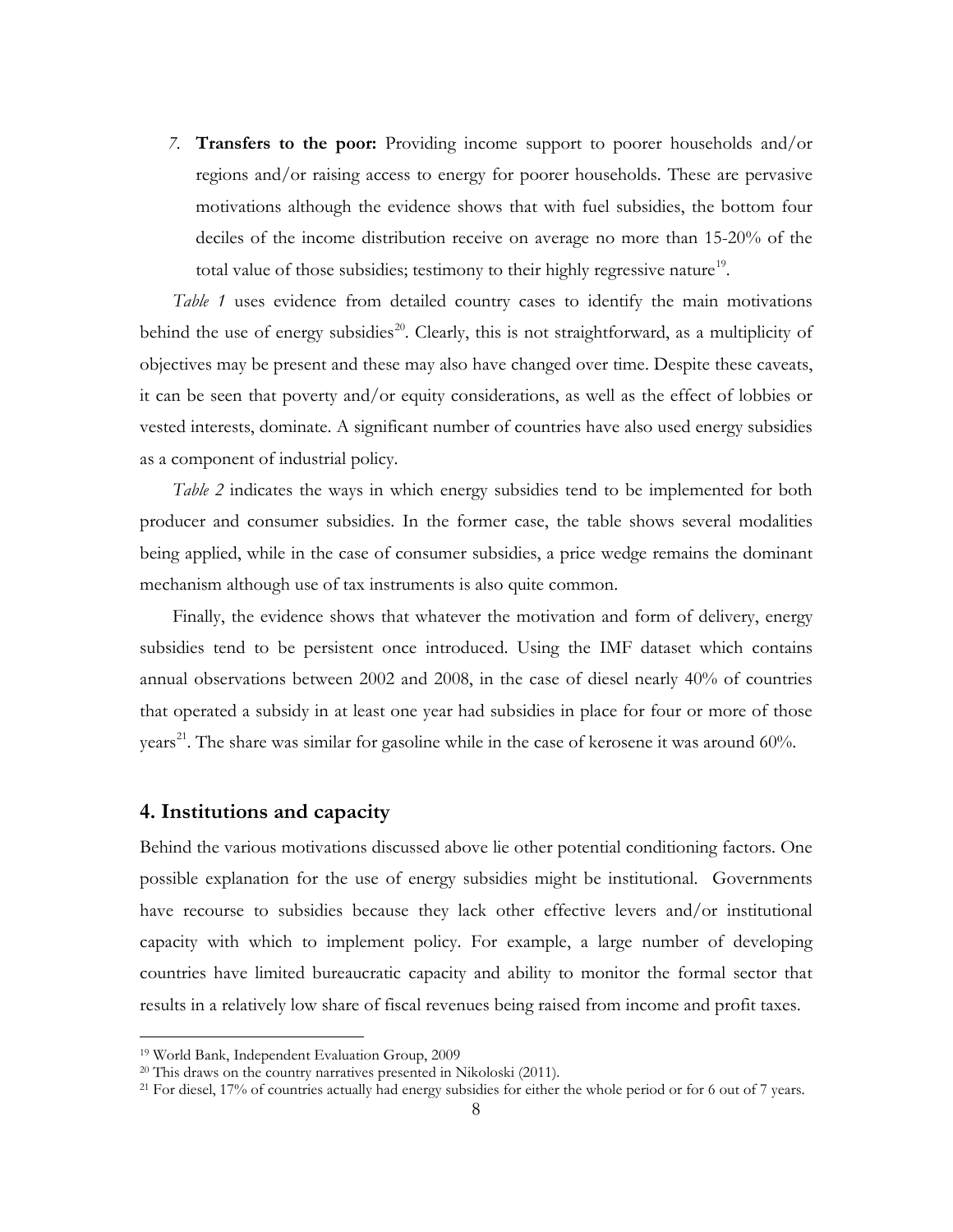7. **Transfers to the poor:** Providing income support to poorer households and/or regions and/or raising access to energy for poorer households. These are pervasive motivations although the evidence shows that with fuel subsidies, the bottom four deciles of the income distribution receive on average no more than 15-20% of the total value of those subsidies; testimony to their highly regressive nature[19].

*Table 1* uses evidence from detailed country cases to identify the main motivations behind the use of energy subsidies[20]. Clearly, this is not straightforward, as a multiplicity of objectives may be present and these may also have changed over time. Despite these caveats, it can be seen that poverty and/or equity considerations, as well as the effect of lobbies or vested interests, dominate. A significant number of countries have also used energy subsidies as a component of industrial policy.

*Table 2* indicates the ways in which energy subsidies tend to be implemented for both producer and consumer subsidies. In the former case, the table shows several modalities being applied, while in the case of consumer subsidies, a price wedge remains the dominant mechanism although use of tax instruments is also quite common.

Finally, the evidence shows that whatever the motivation and form of delivery, energy subsidies tend to be persistent once introduced. Using the IMF dataset which contains annual observations between 2002 and 2008, in the case of diesel nearly 40% of countries that operated a subsidy in at least one year had subsidies in place for four or more of those years[21]. The share was similar for gasoline while in the case of kerosene it was around 60%.

## 4. Institutions and capacity

Behind the various motivations discussed above lie other potential conditioning factors. One possible explanation for the use of energy subsidies might be institutional. Governments have recourse to subsidies because they lack other effective levers and/or institutional capacity with which to implement policy. For example, a large number of developing countries have limited bureaucratic capacity and ability to monitor the formal sector that results in a relatively low share of fiscal revenues being raised from income and profit taxes.

---

[19] World Bank, Independent Evaluation Group, 2009

[20] This draws on the country narratives presented in Nikoloski (2011).

[21] For diesel, 17% of countries actually had energy subsidies for either the whole period or for 6 out of 7 years.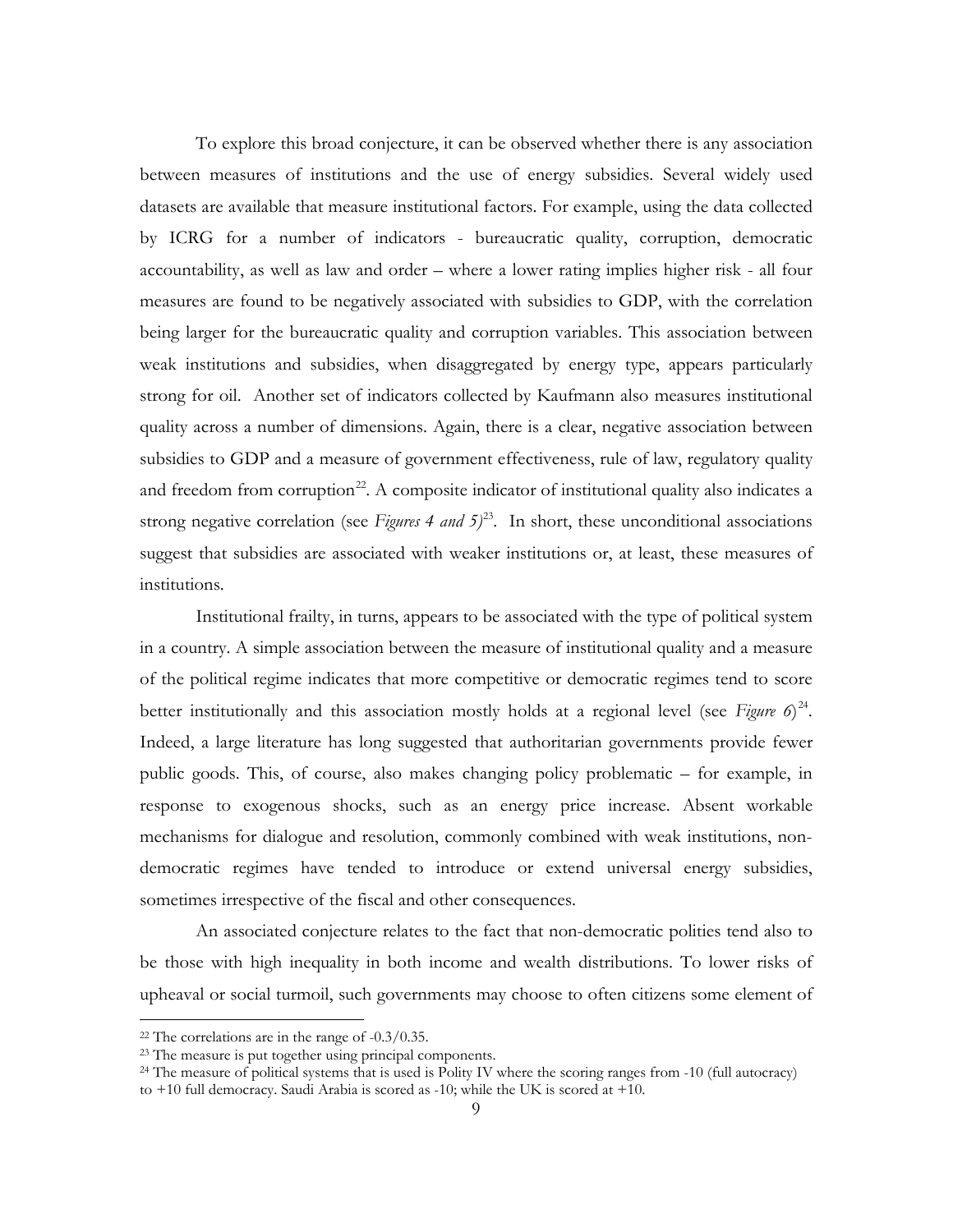To explore this broad conjecture, it can be observed whether there is any association between measures of institutions and the use of energy subsidies. Several widely used datasets are available that measure institutional factors. For example, using the data collected by ICRG for a number of indicators - bureaucratic quality, corruption, democratic accountability, as well as law and order – where a lower rating implies higher risk - all four measures are found to be negatively associated with subsidies to GDP, with the correlation being larger for the bureaucratic quality and corruption variables. This association between weak institutions and subsidies, when disaggregated by energy type, appears particularly strong for oil. Another set of indicators collected by Kaufmann also measures institutional quality across a number of dimensions. Again, there is a clear, negative association between subsidies to GDP and a measure of government effectiveness, rule of law, regulatory quality and freedom from corruption[22]. A composite indicator of institutional quality also indicates a strong negative correlation (see *Figures 4 and 5)*[23]. In short, these unconditional associations suggest that subsidies are associated with weaker institutions or, at least, these measures of institutions.

Institutional frailty, in turns, appears to be associated with the type of political system in a country. A simple association between the measure of institutional quality and a measure of the political regime indicates that more competitive or democratic regimes tend to score better institutionally and this association mostly holds at a regional level (see *Figure 6*)[24]. Indeed, a large literature has long suggested that authoritarian governments provide fewer public goods. This, of course, also makes changing policy problematic – for example, in response to exogenous shocks, such as an energy price increase. Absent workable mechanisms for dialogue and resolution, commonly combined with weak institutions, non-democratic regimes have tended to introduce or extend universal energy subsidies, sometimes irrespective of the fiscal and other consequences.

An associated conjecture relates to the fact that non-democratic polities tend also to be those with high inequality in both income and wealth distributions. To lower risks of upheaval or social turmoil, such governments may choose to often citizens some element of

---

[22] The correlations are in the range of -0.3/0.35.

[23] The measure is put together using principal components.

[24] The measure of political systems that is used is Polity IV where the scoring ranges from -10 (full autocracy) to +10 full democracy. Saudi Arabia is scored as -10; while the UK is scored at +10.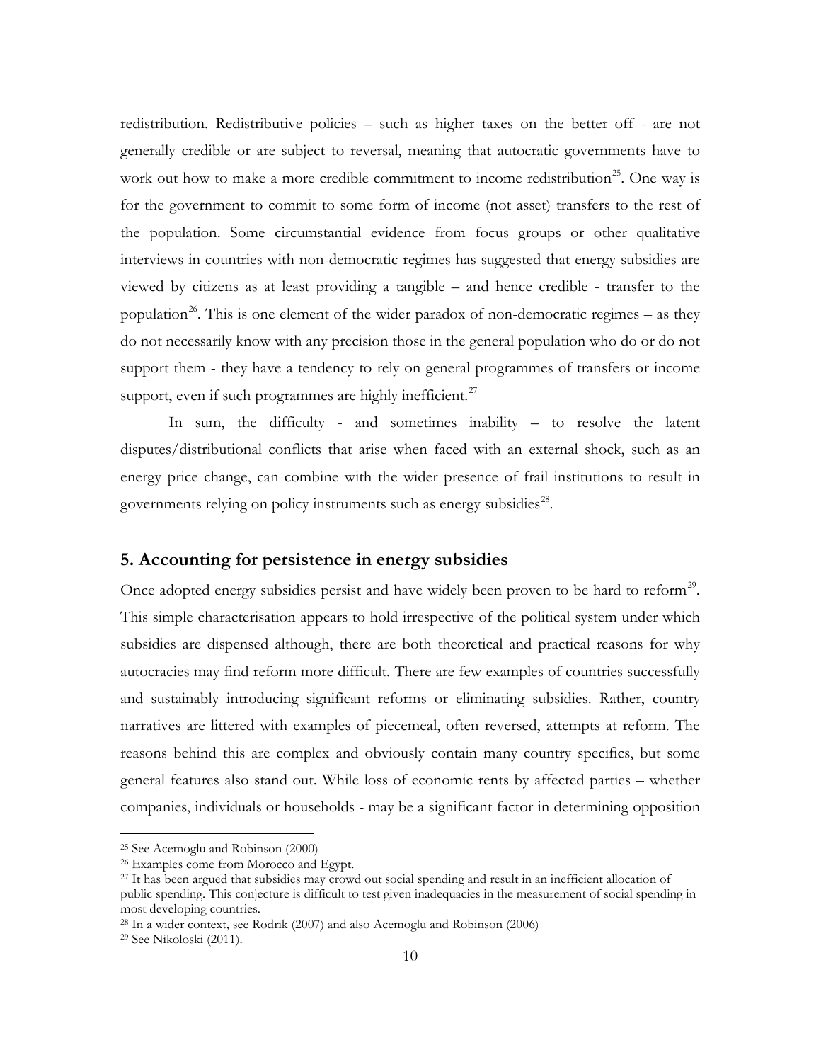redistribution. Redistributive policies – such as higher taxes on the better off - are not generally credible or are subject to reversal, meaning that autocratic governments have to work out how to make a more credible commitment to income redistribution[25]. One way is for the government to commit to some form of income (not asset) transfers to the rest of the population. Some circumstantial evidence from focus groups or other qualitative interviews in countries with non-democratic regimes has suggested that energy subsidies are viewed by citizens as at least providing a tangible – and hence credible - transfer to the population[26]. This is one element of the wider paradox of non-democratic regimes – as they do not necessarily know with any precision those in the general population who do or do not support them - they have a tendency to rely on general programmes of transfers or income support, even if such programmes are highly inefficient.[27]

In sum, the difficulty - and sometimes inability – to resolve the latent disputes/distributional conflicts that arise when faced with an external shock, such as an energy price change, can combine with the wider presence of frail institutions to result in governments relying on policy instruments such as energy subsidies[28].

## 5. Accounting for persistence in energy subsidies

Once adopted energy subsidies persist and have widely been proven to be hard to reform[29]. This simple characterisation appears to hold irrespective of the political system under which subsidies are dispensed although, there are both theoretical and practical reasons for why autocracies may find reform more difficult. There are few examples of countries successfully and sustainably introducing significant reforms or eliminating subsidies. Rather, country narratives are littered with examples of piecemeal, often reversed, attempts at reform. The reasons behind this are complex and obviously contain many country specifics, but some general features also stand out. While loss of economic rents by affected parties – whether companies, individuals or households - may be a significant factor in determining opposition

---

[25] See Acemoglu and Robinson (2000)

[26] Examples come from Morocco and Egypt.

[27] It has been argued that subsidies may crowd out social spending and result in an inefficient allocation of public spending. This conjecture is difficult to test given inadequacies in the measurement of social spending in most developing countries.

[28] In a wider context, see Rodrik (2007) and also Acemoglu and Robinson (2006)

[29] See Nikoloski (2011).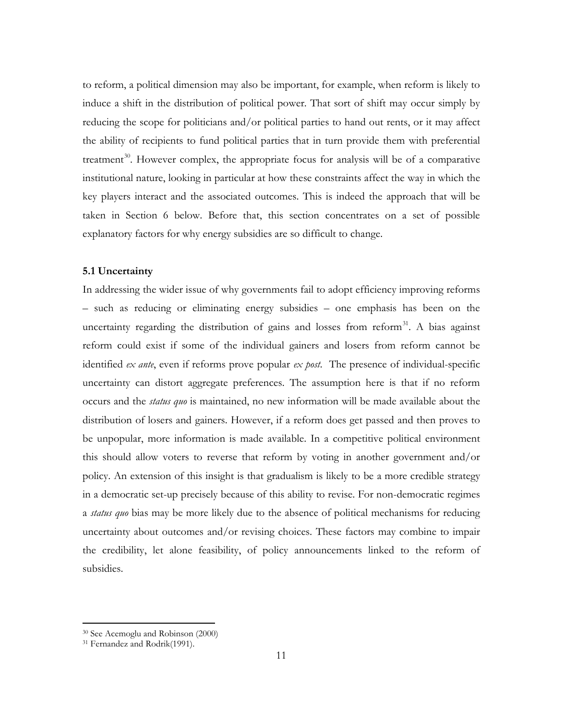to reform, a political dimension may also be important, for example, when reform is likely to induce a shift in the distribution of political power. That sort of shift may occur simply by reducing the scope for politicians and/or political parties to hand out rents, or it may affect the ability of recipients to fund political parties that in turn provide them with preferential treatment[30]. However complex, the appropriate focus for analysis will be of a comparative institutional nature, looking in particular at how these constraints affect the way in which the key players interact and the associated outcomes. This is indeed the approach that will be taken in Section 6 below. Before that, this section concentrates on a set of possible explanatory factors for why energy subsidies are so difficult to change.

### 5.1 Uncertainty

In addressing the wider issue of why governments fail to adopt efficiency improving reforms – such as reducing or eliminating energy subsidies – one emphasis has been on the uncertainty regarding the distribution of gains and losses from reform[31]. A bias against reform could exist if some of the individual gainers and losers from reform cannot be identified *ex ante*, even if reforms prove popular *ex post*. The presence of individual-specific uncertainty can distort aggregate preferences. The assumption here is that if no reform occurs and the *status quo* is maintained, no new information will be made available about the distribution of losers and gainers. However, if a reform does get passed and then proves to be unpopular, more information is made available. In a competitive political environment this should allow voters to reverse that reform by voting in another government and/or policy. An extension of this insight is that gradualism is likely to be a more credible strategy in a democratic set-up precisely because of this ability to revise. For non-democratic regimes a *status quo* bias may be more likely due to the absence of political mechanisms for reducing uncertainty about outcomes and/or revising choices. These factors may combine to impair the credibility, let alone feasibility, of policy announcements linked to the reform of subsidies.

---

[30] See Acemoglu and Robinson (2000)

[31] Fernandez and Rodrik(1991).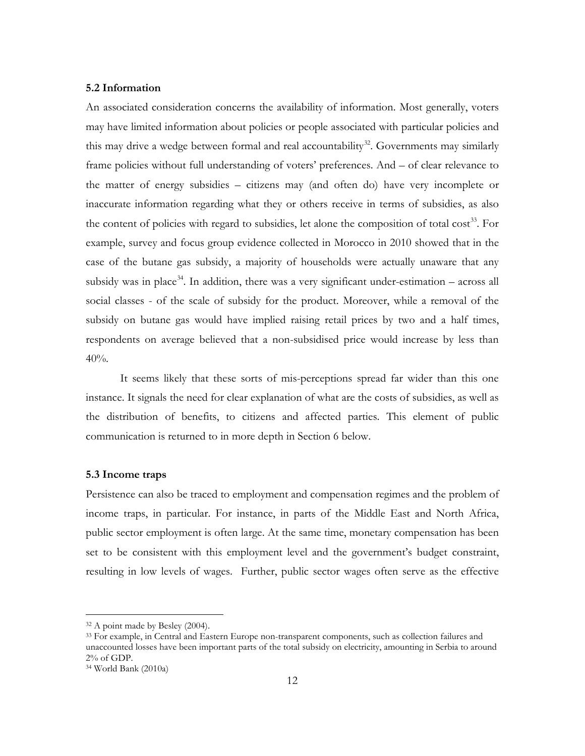### 5.2 Information

An associated consideration concerns the availability of information. Most generally, voters may have limited information about policies or people associated with particular policies and this may drive a wedge between formal and real accountability[32]. Governments may similarly frame policies without full understanding of voters' preferences. And – of clear relevance to the matter of energy subsidies – citizens may (and often do) have very incomplete or inaccurate information regarding what they or others receive in terms of subsidies, as also the content of policies with regard to subsidies, let alone the composition of total cost[33]. For example, survey and focus group evidence collected in Morocco in 2010 showed that in the case of the butane gas subsidy, a majority of households were actually unaware that any subsidy was in place[34]. In addition, there was a very significant under-estimation – across all social classes - of the scale of subsidy for the product. Moreover, while a removal of the subsidy on butane gas would have implied raising retail prices by two and a half times, respondents on average believed that a non-subsidised price would increase by less than 40%.

It seems likely that these sorts of mis-perceptions spread far wider than this one instance. It signals the need for clear explanation of what are the costs of subsidies, as well as the distribution of benefits, to citizens and affected parties. This element of public communication is returned to in more depth in Section 6 below.

### 5.3 Income traps

Persistence can also be traced to employment and compensation regimes and the problem of income traps, in particular. For instance, in parts of the Middle East and North Africa, public sector employment is often large. At the same time, monetary compensation has been set to be consistent with this employment level and the government's budget constraint, resulting in low levels of wages. Further, public sector wages often serve as the effective

---

[32] A point made by Besley (2004).

[33] For example, in Central and Eastern Europe non-transparent components, such as collection failures and unaccounted losses have been important parts of the total subsidy on electricity, amounting in Serbia to around 2% of GDP.

[34] World Bank (2010a)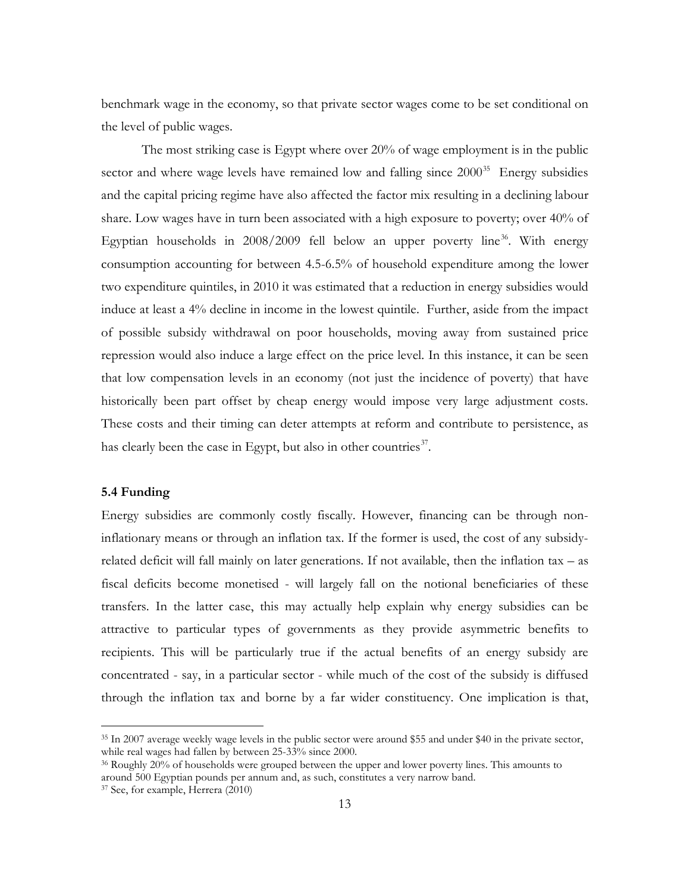benchmark wage in the economy, so that private sector wages come to be set conditional on the level of public wages.

The most striking case is Egypt where over 20% of wage employment is in the public sector and where wage levels have remained low and falling since 2000[35] Energy subsidies and the capital pricing regime have also affected the factor mix resulting in a declining labour share. Low wages have in turn been associated with a high exposure to poverty; over 40% of Egyptian households in 2008/2009 fell below an upper poverty line[36]. With energy consumption accounting for between 4.5-6.5% of household expenditure among the lower two expenditure quintiles, in 2010 it was estimated that a reduction in energy subsidies would induce at least a 4% decline in income in the lowest quintile. Further, aside from the impact of possible subsidy withdrawal on poor households, moving away from sustained price repression would also induce a large effect on the price level. In this instance, it can be seen that low compensation levels in an economy (not just the incidence of poverty) that have historically been part offset by cheap energy would impose very large adjustment costs. These costs and their timing can deter attempts at reform and contribute to persistence, as has clearly been the case in Egypt, but also in other countries[37].

### 5.4 Funding

Energy subsidies are commonly costly fiscally. However, financing can be through non-inflationary means or through an inflation tax. If the former is used, the cost of any subsidy-related deficit will fall mainly on later generations. If not available, then the inflation tax – as fiscal deficits become monetised - will largely fall on the notional beneficiaries of these transfers. In the latter case, this may actually help explain why energy subsidies can be attractive to particular types of governments as they provide asymmetric benefits to recipients. This will be particularly true if the actual benefits of an energy subsidy are concentrated - say, in a particular sector - while much of the cost of the subsidy is diffused through the inflation tax and borne by a far wider constituency. One implication is that,

---

[35] In 2007 average weekly wage levels in the public sector were around $55 and under $40 in the private sector, while real wages had fallen by between 25-33% since 2000.

[36] Roughly 20% of households were grouped between the upper and lower poverty lines. This amounts to around 500 Egyptian pounds per annum and, as such, constitutes a very narrow band.

[37] See, for example, Herrera (2010)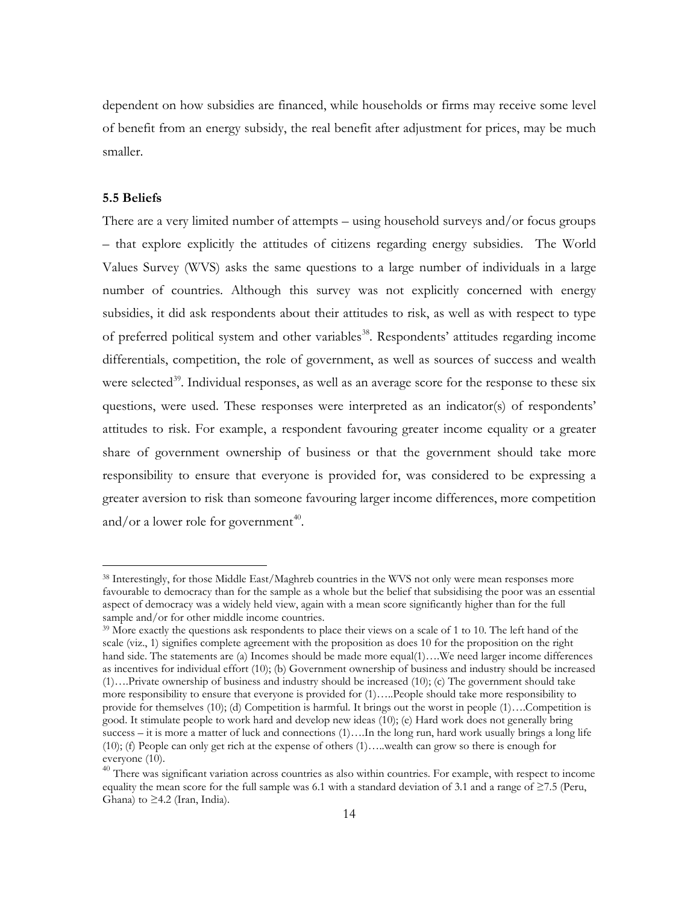dependent on how subsidies are financed, while households or firms may receive some level of benefit from an energy subsidy, the real benefit after adjustment for prices, may be much smaller.

### 5.5 Beliefs

There are a very limited number of attempts – using household surveys and/or focus groups – that explore explicitly the attitudes of citizens regarding energy subsidies. The World Values Survey (WVS) asks the same questions to a large number of individuals in a large number of countries. Although this survey was not explicitly concerned with energy subsidies, it did ask respondents about their attitudes to risk, as well as with respect to type of preferred political system and other variables[38]. Respondents' attitudes regarding income differentials, competition, the role of government, as well as sources of success and wealth were selected[39]. Individual responses, as well as an average score for the response to these six questions, were used. These responses were interpreted as an indicator(s) of respondents' attitudes to risk. For example, a respondent favouring greater income equality or a greater share of government ownership of business or that the government should take more responsibility to ensure that everyone is provided for, was considered to be expressing a greater aversion to risk than someone favouring larger income differences, more competition and/or a lower role for government[40].

---

[38] Interestingly, for those Middle East/Maghreb countries in the WVS not only were mean responses more favourable to democracy than for the sample as a whole but the belief that subsidising the poor was an essential aspect of democracy was a widely held view, again with a mean score significantly higher than for the full sample and/or for other middle income countries.

[39] More exactly the questions ask respondents to place their views on a scale of 1 to 10. The left hand of the scale (viz., 1) signifies complete agreement with the proposition as does 10 for the proposition on the right hand side. The statements are (a) Incomes should be made more equal(1)….We need larger income differences as incentives for individual effort (10); (b) Government ownership of business and industry should be increased (1)….Private ownership of business and industry should be increased (10); (c) The government should take more responsibility to ensure that everyone is provided for (1)…..People should take more responsibility to provide for themselves (10); (d) Competition is harmful. It brings out the worst in people (1)….Competition is good. It stimulate people to work hard and develop new ideas (10); (e) Hard work does not generally bring success – it is more a matter of luck and connections (1)….In the long run, hard work usually brings a long life (10); (f) People can only get rich at the expense of others (1)…..wealth can grow so there is enough for everyone (10).

[40] There was significant variation across countries as also within countries. For example, with respect to income equality the mean score for the full sample was 6.1 with a standard deviation of 3.1 and a range of ≥7.5 (Peru, Ghana) to ≥4.2 (Iran, India).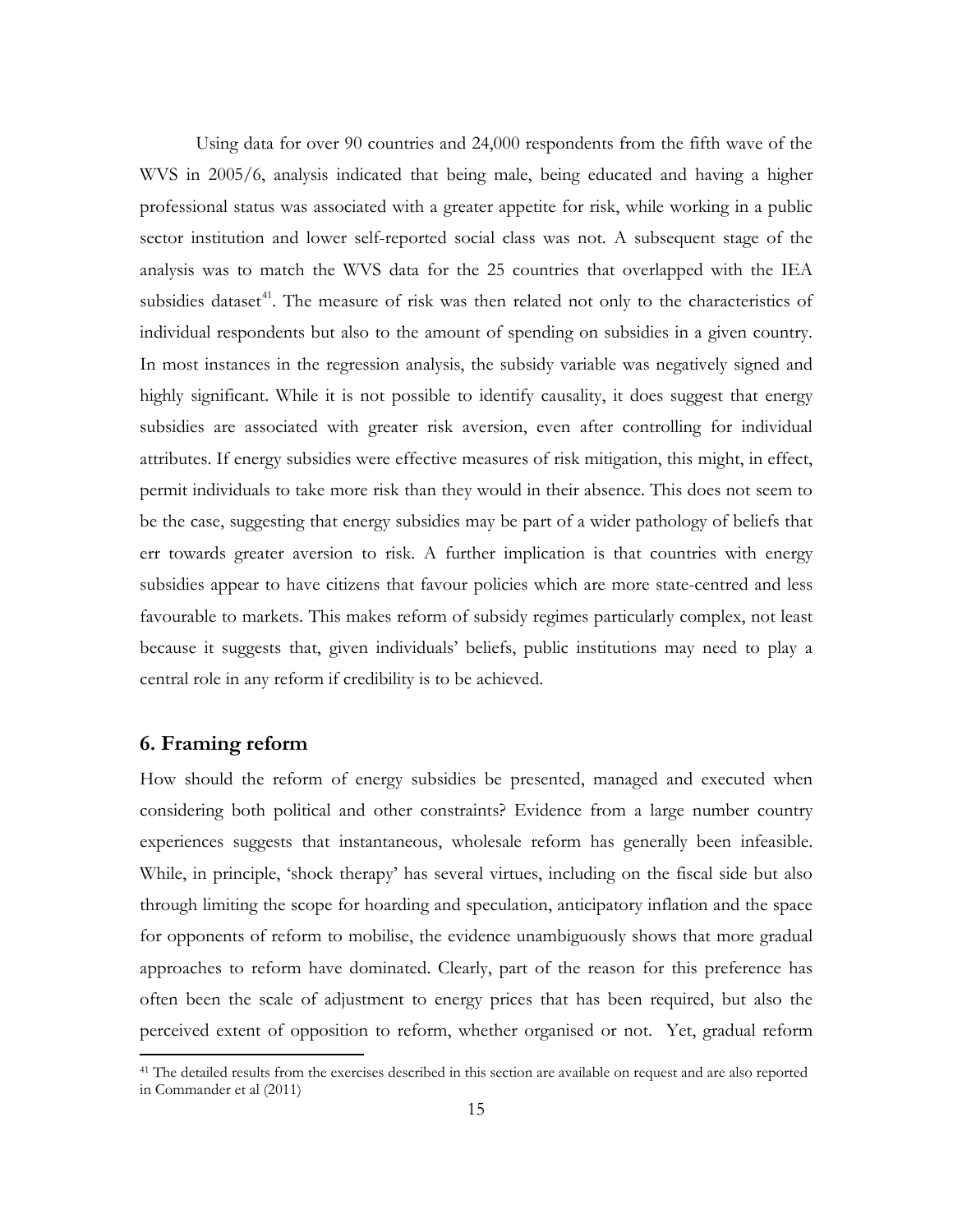Using data for over 90 countries and 24,000 respondents from the fifth wave of the WVS in 2005/6, analysis indicated that being male, being educated and having a higher professional status was associated with a greater appetite for risk, while working in a public sector institution and lower self-reported social class was not. A subsequent stage of the analysis was to match the WVS data for the 25 countries that overlapped with the IEA subsidies dataset[41]. The measure of risk was then related not only to the characteristics of individual respondents but also to the amount of spending on subsidies in a given country. In most instances in the regression analysis, the subsidy variable was negatively signed and highly significant. While it is not possible to identify causality, it does suggest that energy subsidies are associated with greater risk aversion, even after controlling for individual attributes. If energy subsidies were effective measures of risk mitigation, this might, in effect, permit individuals to take more risk than they would in their absence. This does not seem to be the case, suggesting that energy subsidies may be part of a wider pathology of beliefs that err towards greater aversion to risk. A further implication is that countries with energy subsidies appear to have citizens that favour policies which are more state-centred and less favourable to markets. This makes reform of subsidy regimes particularly complex, not least because it suggests that, given individuals' beliefs, public institutions may need to play a central role in any reform if credibility is to be achieved.

## 6. Framing reform

How should the reform of energy subsidies be presented, managed and executed when considering both political and other constraints? Evidence from a large number country experiences suggests that instantaneous, wholesale reform has generally been infeasible. While, in principle, 'shock therapy' has several virtues, including on the fiscal side but also through limiting the scope for hoarding and speculation, anticipatory inflation and the space for opponents of reform to mobilise, the evidence unambiguously shows that more gradual approaches to reform have dominated. Clearly, part of the reason for this preference has often been the scale of adjustment to energy prices that has been required, but also the perceived extent of opposition to reform, whether organised or not. Yet, gradual reform

[41] The detailed results from the exercises described in this section are available on request and are also reported in Commander et al (2011)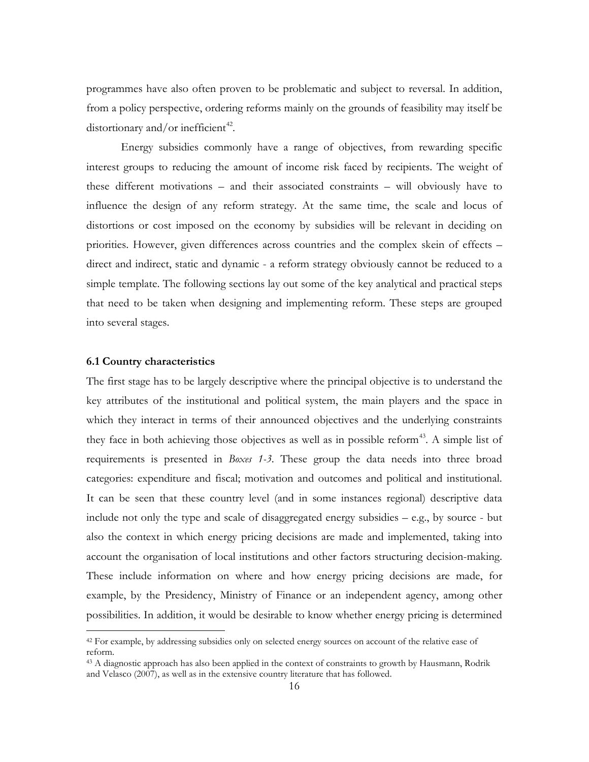programmes have also often proven to be problematic and subject to reversal. In addition, from a policy perspective, ordering reforms mainly on the grounds of feasibility may itself be distortionary and/or inefficient[42].

Energy subsidies commonly have a range of objectives, from rewarding specific interest groups to reducing the amount of income risk faced by recipients. The weight of these different motivations – and their associated constraints – will obviously have to influence the design of any reform strategy. At the same time, the scale and locus of distortions or cost imposed on the economy by subsidies will be relevant in deciding on priorities. However, given differences across countries and the complex skein of effects – direct and indirect, static and dynamic - a reform strategy obviously cannot be reduced to a simple template. The following sections lay out some of the key analytical and practical steps that need to be taken when designing and implementing reform. These steps are grouped into several stages.

### 6.1 Country characteristics

The first stage has to be largely descriptive where the principal objective is to understand the key attributes of the institutional and political system, the main players and the space in which they interact in terms of their announced objectives and the underlying constraints they face in both achieving those objectives as well as in possible reform[43]. A simple list of requirements is presented in *Boxes 1-3*. These group the data needs into three broad categories: expenditure and fiscal; motivation and outcomes and political and institutional. It can be seen that these country level (and in some instances regional) descriptive data include not only the type and scale of disaggregated energy subsidies – e.g., by source - but also the context in which energy pricing decisions are made and implemented, taking into account the organisation of local institutions and other factors structuring decision-making. These include information on where and how energy pricing decisions are made, for example, by the Presidency, Ministry of Finance or an independent agency, among other possibilities. In addition, it would be desirable to know whether energy pricing is determined

---

[42] For example, by addressing subsidies only on selected energy sources on account of the relative ease of reform.

[43] A diagnostic approach has also been applied in the context of constraints to growth by Hausmann, Rodrik and Velasco (2007), as well as in the extensive country literature that has followed.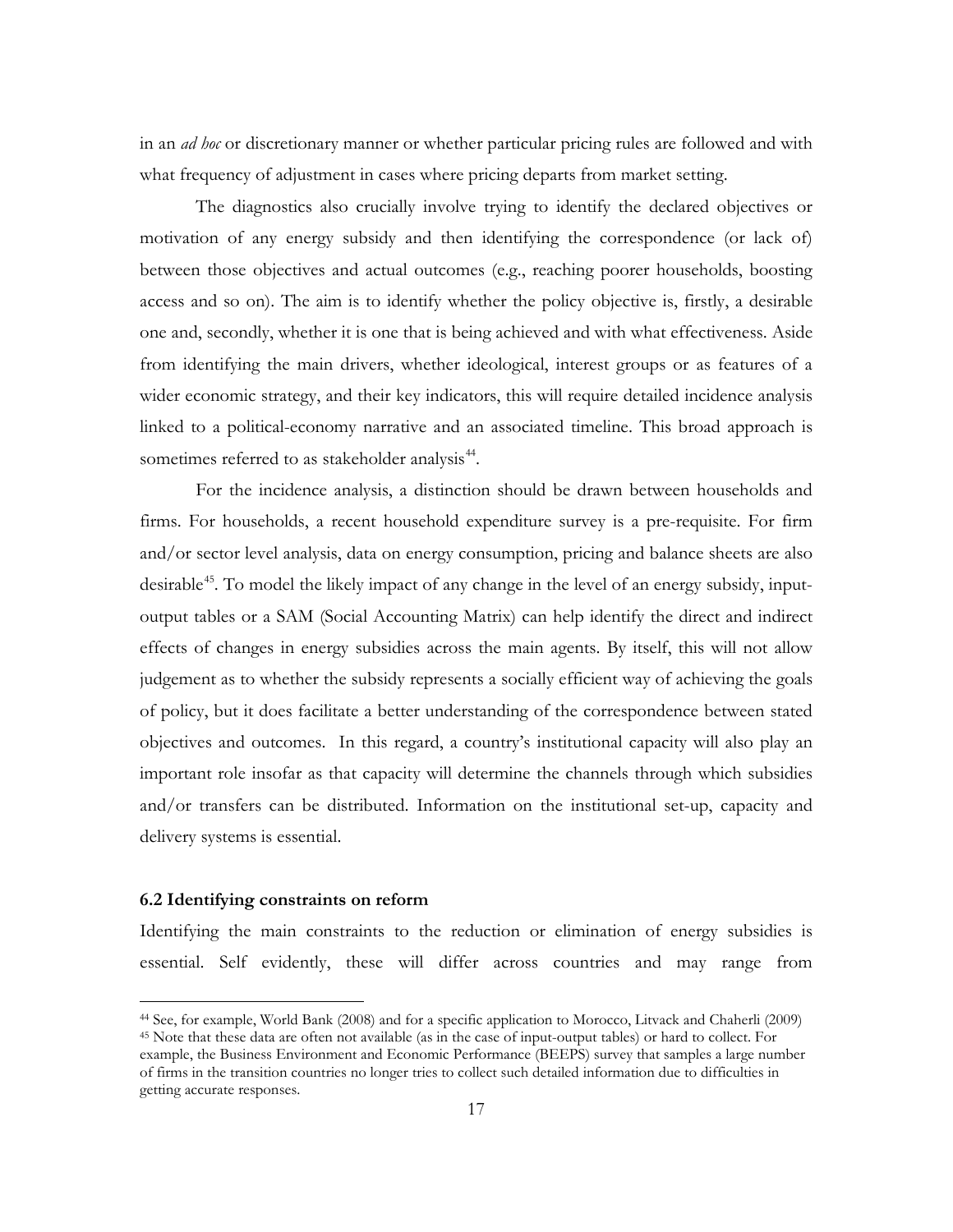in an *ad hoc* or discretionary manner or whether particular pricing rules are followed and with what frequency of adjustment in cases where pricing departs from market setting.

The diagnostics also crucially involve trying to identify the declared objectives or motivation of any energy subsidy and then identifying the correspondence (or lack of) between those objectives and actual outcomes (e.g., reaching poorer households, boosting access and so on). The aim is to identify whether the policy objective is, firstly, a desirable one and, secondly, whether it is one that is being achieved and with what effectiveness. Aside from identifying the main drivers, whether ideological, interest groups or as features of a wider economic strategy, and their key indicators, this will require detailed incidence analysis linked to a political-economy narrative and an associated timeline. This broad approach is sometimes referred to as stakeholder analysis[44].

For the incidence analysis, a distinction should be drawn between households and firms. For households, a recent household expenditure survey is a pre-requisite. For firm and/or sector level analysis, data on energy consumption, pricing and balance sheets are also desirable[45]. To model the likely impact of any change in the level of an energy subsidy, input-output tables or a SAM (Social Accounting Matrix) can help identify the direct and indirect effects of changes in energy subsidies across the main agents. By itself, this will not allow judgement as to whether the subsidy represents a socially efficient way of achieving the goals of policy, but it does facilitate a better understanding of the correspondence between stated objectives and outcomes. In this regard, a country's institutional capacity will also play an important role insofar as that capacity will determine the channels through which subsidies and/or transfers can be distributed. Information on the institutional set-up, capacity and delivery systems is essential.

### 6.2 Identifying constraints on reform

Identifying the main constraints to the reduction or elimination of energy subsidies is essential. Self evidently, these will differ across countries and may range from

[44] See, for example, World Bank (2008) and for a specific application to Morocco, Litvack and Chaherli (2009)

[45] Note that these data are often not available (as in the case of input-output tables) or hard to collect. For example, the Business Environment and Economic Performance (BEEPS) survey that samples a large number of firms in the transition countries no longer tries to collect such detailed information due to difficulties in getting accurate responses.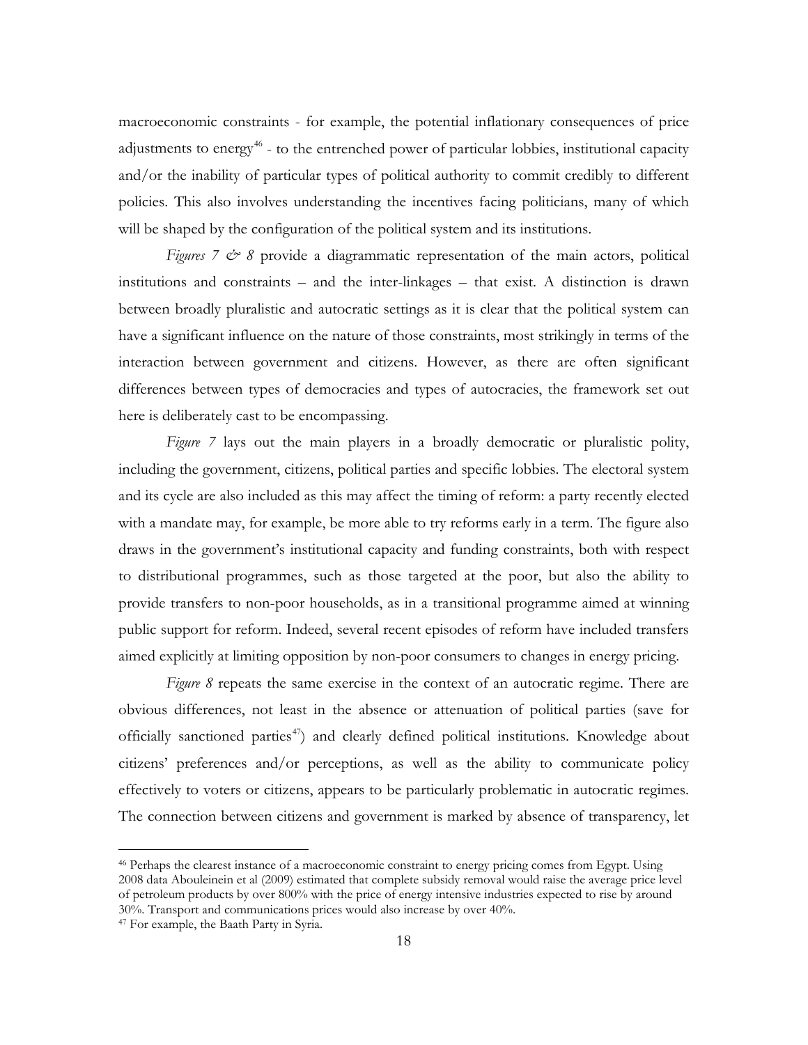macroeconomic constraints - for example, the potential inflationary consequences of price adjustments to energy[46] - to the entrenched power of particular lobbies, institutional capacity and/or the inability of particular types of political authority to commit credibly to different policies. This also involves understanding the incentives facing politicians, many of which will be shaped by the configuration of the political system and its institutions.

*Figures 7 & 8* provide a diagrammatic representation of the main actors, political institutions and constraints – and the inter-linkages – that exist. A distinction is drawn between broadly pluralistic and autocratic settings as it is clear that the political system can have a significant influence on the nature of those constraints, most strikingly in terms of the interaction between government and citizens. However, as there are often significant differences between types of democracies and types of autocracies, the framework set out here is deliberately cast to be encompassing.

*Figure 7* lays out the main players in a broadly democratic or pluralistic polity, including the government, citizens, political parties and specific lobbies. The electoral system and its cycle are also included as this may affect the timing of reform: a party recently elected with a mandate may, for example, be more able to try reforms early in a term. The figure also draws in the government's institutional capacity and funding constraints, both with respect to distributional programmes, such as those targeted at the poor, but also the ability to provide transfers to non-poor households, as in a transitional programme aimed at winning public support for reform. Indeed, several recent episodes of reform have included transfers aimed explicitly at limiting opposition by non-poor consumers to changes in energy pricing.

*Figure 8* repeats the same exercise in the context of an autocratic regime. There are obvious differences, not least in the absence or attenuation of political parties (save for officially sanctioned parties[47]) and clearly defined political institutions. Knowledge about citizens' preferences and/or perceptions, as well as the ability to communicate policy effectively to voters or citizens, appears to be particularly problematic in autocratic regimes. The connection between citizens and government is marked by absence of transparency, let

---

[46] Perhaps the clearest instance of a macroeconomic constraint to energy pricing comes from Egypt. Using 2008 data Abouleinein et al (2009) estimated that complete subsidy removal would raise the average price level of petroleum products by over 800% with the price of energy intensive industries expected to rise by around 30%. Transport and communications prices would also increase by over 40%.

[47] For example, the Baath Party in Syria.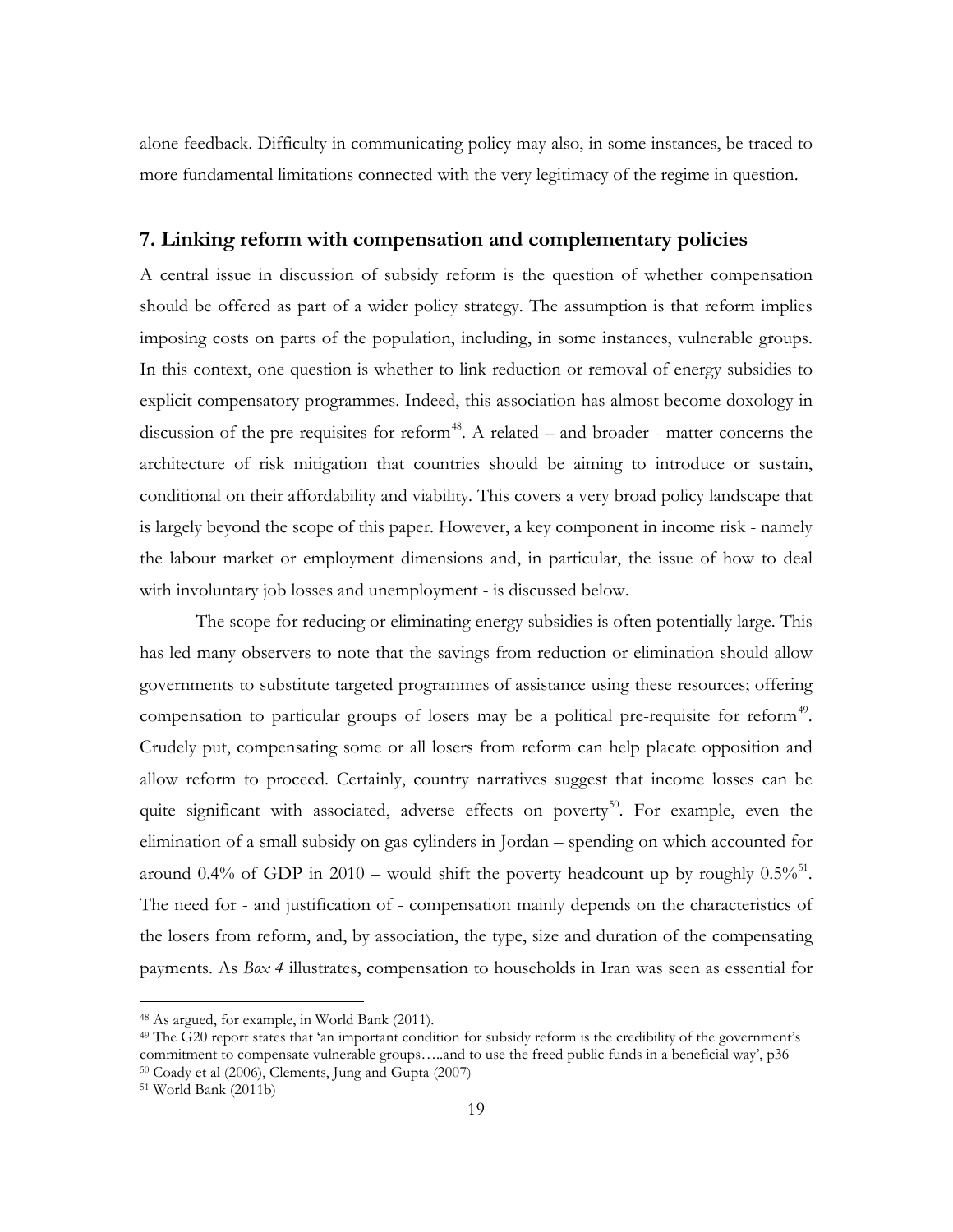alone feedback. Difficulty in communicating policy may also, in some instances, be traced to more fundamental limitations connected with the very legitimacy of the regime in question.

## 7. Linking reform with compensation and complementary policies

A central issue in discussion of subsidy reform is the question of whether compensation should be offered as part of a wider policy strategy. The assumption is that reform implies imposing costs on parts of the population, including, in some instances, vulnerable groups. In this context, one question is whether to link reduction or removal of energy subsidies to explicit compensatory programmes. Indeed, this association has almost become doxology in discussion of the pre-requisites for reform[48]. A related – and broader - matter concerns the architecture of risk mitigation that countries should be aiming to introduce or sustain, conditional on their affordability and viability. This covers a very broad policy landscape that is largely beyond the scope of this paper. However, a key component in income risk - namely the labour market or employment dimensions and, in particular, the issue of how to deal with involuntary job losses and unemployment - is discussed below.

The scope for reducing or eliminating energy subsidies is often potentially large. This has led many observers to note that the savings from reduction or elimination should allow governments to substitute targeted programmes of assistance using these resources; offering compensation to particular groups of losers may be a political pre-requisite for reform[49]. Crudely put, compensating some or all losers from reform can help placate opposition and allow reform to proceed. Certainly, country narratives suggest that income losses can be quite significant with associated, adverse effects on poverty[50]. For example, even the elimination of a small subsidy on gas cylinders in Jordan – spending on which accounted for around 0.4% of GDP in 2010 – would shift the poverty headcount up by roughly 0.5%[51]. The need for - and justification of - compensation mainly depends on the characteristics of the losers from reform, and, by association, the type, size and duration of the compensating payments. As *Box 4* illustrates, compensation to households in Iran was seen as essential for

---

[48] As argued, for example, in World Bank (2011).

[49] The G20 report states that 'an important condition for subsidy reform is the credibility of the government's commitment to compensate vulnerable groups…..and to use the freed public funds in a beneficial way', p36

[50] Coady et al (2006), Clements, Jung and Gupta (2007)

[51] World Bank (2011b)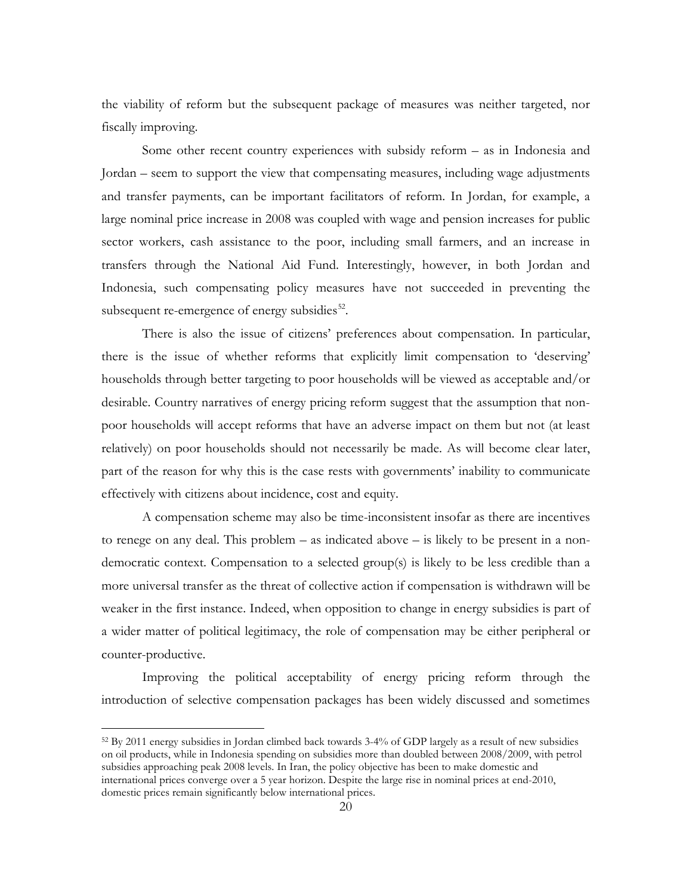the viability of reform but the subsequent package of measures was neither targeted, nor fiscally improving.

Some other recent country experiences with subsidy reform – as in Indonesia and Jordan – seem to support the view that compensating measures, including wage adjustments and transfer payments, can be important facilitators of reform. In Jordan, for example, a large nominal price increase in 2008 was coupled with wage and pension increases for public sector workers, cash assistance to the poor, including small farmers, and an increase in transfers through the National Aid Fund. Interestingly, however, in both Jordan and Indonesia, such compensating policy measures have not succeeded in preventing the subsequent re-emergence of energy subsidies[52].

There is also the issue of citizens' preferences about compensation. In particular, there is the issue of whether reforms that explicitly limit compensation to 'deserving' households through better targeting to poor households will be viewed as acceptable and/or desirable. Country narratives of energy pricing reform suggest that the assumption that non-poor households will accept reforms that have an adverse impact on them but not (at least relatively) on poor households should not necessarily be made. As will become clear later, part of the reason for why this is the case rests with governments' inability to communicate effectively with citizens about incidence, cost and equity.

A compensation scheme may also be time-inconsistent insofar as there are incentives to renege on any deal. This problem – as indicated above – is likely to be present in a non-democratic context. Compensation to a selected group(s) is likely to be less credible than a more universal transfer as the threat of collective action if compensation is withdrawn will be weaker in the first instance. Indeed, when opposition to change in energy subsidies is part of a wider matter of political legitimacy, the role of compensation may be either peripheral or counter-productive.

Improving the political acceptability of energy pricing reform through the introduction of selective compensation packages has been widely discussed and sometimes

---

[52] By 2011 energy subsidies in Jordan climbed back towards 3-4% of GDP largely as a result of new subsidies on oil products, while in Indonesia spending on subsidies more than doubled between 2008/2009, with petrol subsidies approaching peak 2008 levels. In Iran, the policy objective has been to make domestic and international prices converge over a 5 year horizon. Despite the large rise in nominal prices at end-2010, domestic prices remain significantly below international prices.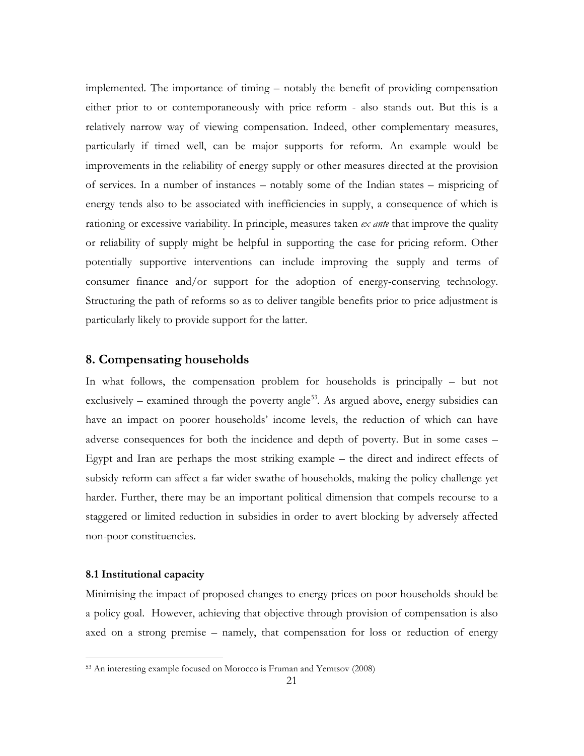implemented. The importance of timing – notably the benefit of providing compensation either prior to or contemporaneously with price reform - also stands out. But this is a relatively narrow way of viewing compensation. Indeed, other complementary measures, particularly if timed well, can be major supports for reform. An example would be improvements in the reliability of energy supply or other measures directed at the provision of services. In a number of instances – notably some of the Indian states – mispricing of energy tends also to be associated with inefficiencies in supply, a consequence of which is rationing or excessive variability. In principle, measures taken *ex ante* that improve the quality or reliability of supply might be helpful in supporting the case for pricing reform. Other potentially supportive interventions can include improving the supply and terms of consumer finance and/or support for the adoption of energy-conserving technology. Structuring the path of reforms so as to deliver tangible benefits prior to price adjustment is particularly likely to provide support for the latter.

## 8. Compensating households

In what follows, the compensation problem for households is principally – but not exclusively – examined through the poverty angle[53]. As argued above, energy subsidies can have an impact on poorer households' income levels, the reduction of which can have adverse consequences for both the incidence and depth of poverty. But in some cases – Egypt and Iran are perhaps the most striking example – the direct and indirect effects of subsidy reform can affect a far wider swathe of households, making the policy challenge yet harder. Further, there may be an important political dimension that compels recourse to a staggered or limited reduction in subsidies in order to avert blocking by adversely affected non-poor constituencies.

### 8.1 Institutional capacity

Minimising the impact of proposed changes to energy prices on poor households should be a policy goal. However, achieving that objective through provision of compensation is also axed on a strong premise – namely, that compensation for loss or reduction of energy

[53] An interesting example focused on Morocco is Fruman and Yemtsov (2008)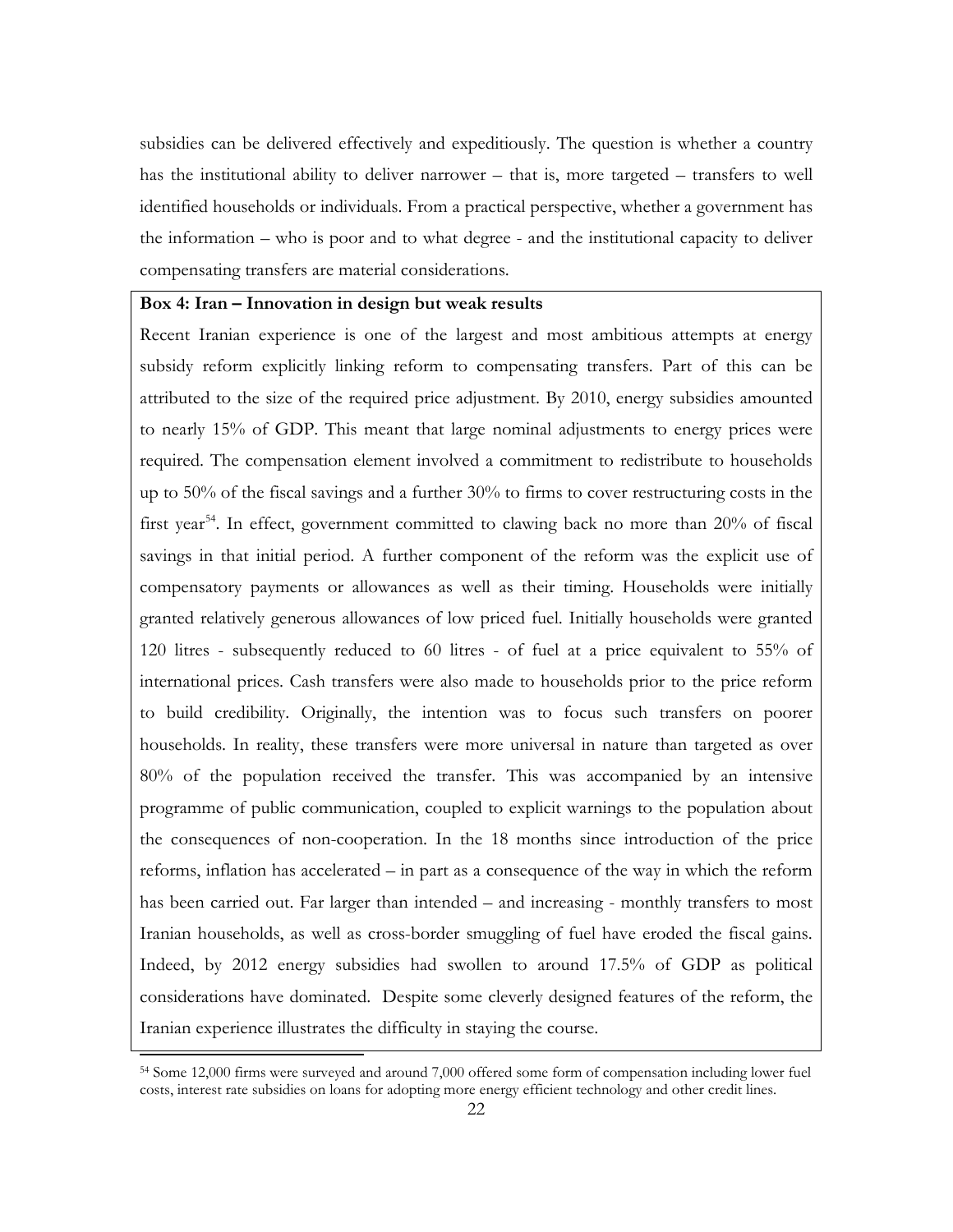subsidies can be delivered effectively and expeditiously. The question is whether a country has the institutional ability to deliver narrower – that is, more targeted – transfers to well identified households or individuals. From a practical perspective, whether a government has the information – who is poor and to what degree - and the institutional capacity to deliver compensating transfers are material considerations.

**Box 4: Iran – Innovation in design but weak results**

Recent Iranian experience is one of the largest and most ambitious attempts at energy subsidy reform explicitly linking reform to compensating transfers. Part of this can be attributed to the size of the required price adjustment. By 2010, energy subsidies amounted to nearly 15% of GDP. This meant that large nominal adjustments to energy prices were required. The compensation element involved a commitment to redistribute to households up to 50% of the fiscal savings and a further 30% to firms to cover restructuring costs in the first year[54]. In effect, government committed to clawing back no more than 20% of fiscal savings in that initial period. A further component of the reform was the explicit use of compensatory payments or allowances as well as their timing. Households were initially granted relatively generous allowances of low priced fuel. Initially households were granted 120 litres - subsequently reduced to 60 litres - of fuel at a price equivalent to 55% of international prices. Cash transfers were also made to households prior to the price reform to build credibility. Originally, the intention was to focus such transfers on poorer households. In reality, these transfers were more universal in nature than targeted as over 80% of the population received the transfer. This was accompanied by an intensive programme of public communication, coupled to explicit warnings to the population about the consequences of non-cooperation. In the 18 months since introduction of the price reforms, inflation has accelerated – in part as a consequence of the way in which the reform has been carried out. Far larger than intended – and increasing - monthly transfers to most Iranian households, as well as cross-border smuggling of fuel have eroded the fiscal gains. Indeed, by 2012 energy subsidies had swollen to around 17.5% of GDP as political considerations have dominated. Despite some cleverly designed features of the reform, the Iranian experience illustrates the difficulty in staying the course.

[54] Some 12,000 firms were surveyed and around 7,000 offered some form of compensation including lower fuel costs, interest rate subsidies on loans for adopting more energy efficient technology and other credit lines.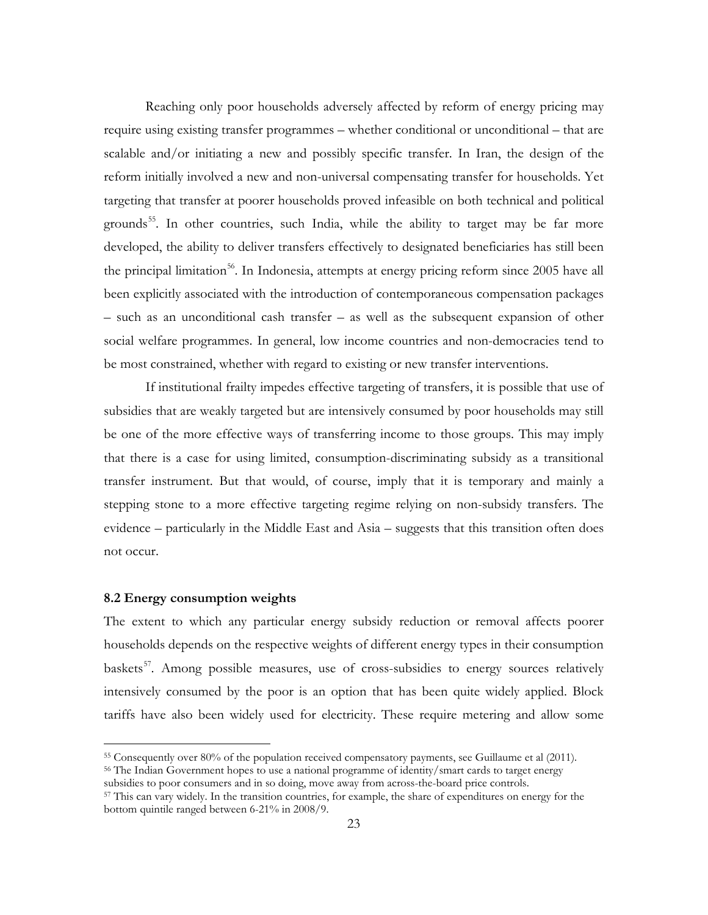Reaching only poor households adversely affected by reform of energy pricing may require using existing transfer programmes – whether conditional or unconditional – that are scalable and/or initiating a new and possibly specific transfer. In Iran, the design of the reform initially involved a new and non-universal compensating transfer for households. Yet targeting that transfer at poorer households proved infeasible on both technical and political grounds[55]. In other countries, such India, while the ability to target may be far more developed, the ability to deliver transfers effectively to designated beneficiaries has still been the principal limitation[56]. In Indonesia, attempts at energy pricing reform since 2005 have all been explicitly associated with the introduction of contemporaneous compensation packages – such as an unconditional cash transfer – as well as the subsequent expansion of other social welfare programmes. In general, low income countries and non-democracies tend to be most constrained, whether with regard to existing or new transfer interventions.

If institutional frailty impedes effective targeting of transfers, it is possible that use of subsidies that are weakly targeted but are intensively consumed by poor households may still be one of the more effective ways of transferring income to those groups. This may imply that there is a case for using limited, consumption-discriminating subsidy as a transitional transfer instrument. But that would, of course, imply that it is temporary and mainly a stepping stone to a more effective targeting regime relying on non-subsidy transfers. The evidence – particularly in the Middle East and Asia – suggests that this transition often does not occur.

### 8.2 Energy consumption weights

The extent to which any particular energy subsidy reduction or removal affects poorer households depends on the respective weights of different energy types in their consumption baskets[57]. Among possible measures, use of cross-subsidies to energy sources relatively intensively consumed by the poor is an option that has been quite widely applied. Block tariffs have also been widely used for electricity. These require metering and allow some

---

[55] Consequently over 80% of the population received compensatory payments, see Guillaume et al (2011).

[56] The Indian Government hopes to use a national programme of identity/smart cards to target energy subsidies to poor consumers and in so doing, move away from across-the-board price controls.

[57] This can vary widely. In the transition countries, for example, the share of expenditures on energy for the bottom quintile ranged between 6-21% in 2008/9.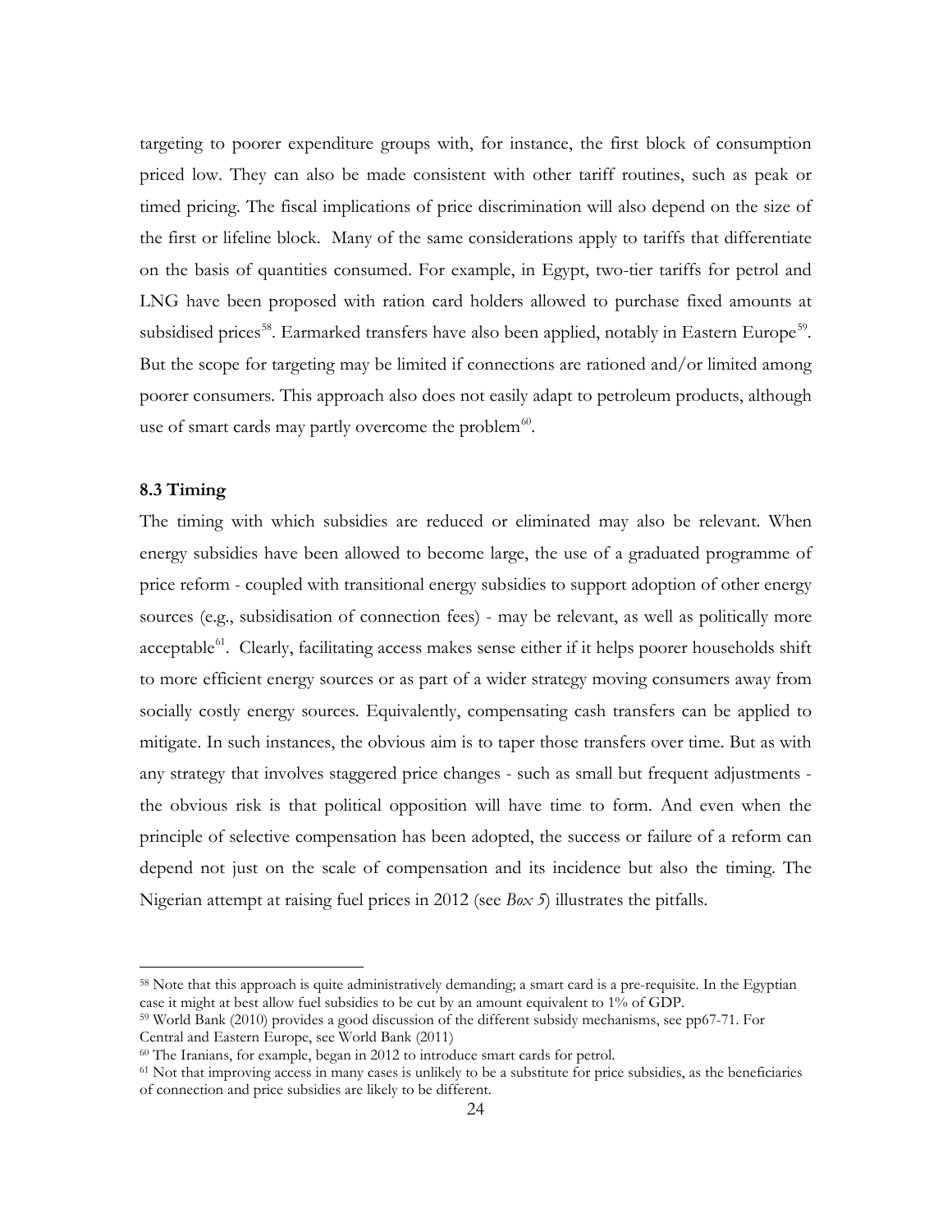targeting to poorer expenditure groups with, for instance, the first block of consumption priced low. They can also be made consistent with other tariff routines, such as peak or timed pricing. The fiscal implications of price discrimination will also depend on the size of the first or lifeline block. Many of the same considerations apply to tariffs that differentiate on the basis of quantities consumed. For example, in Egypt, two-tier tariffs for petrol and LNG have been proposed with ration card holders allowed to purchase fixed amounts at subsidised prices[58]. Earmarked transfers have also been applied, notably in Eastern Europe[59]. But the scope for targeting may be limited if connections are rationed and/or limited among poorer consumers. This approach also does not easily adapt to petroleum products, although use of smart cards may partly overcome the problem[60].

### 8.3 Timing

The timing with which subsidies are reduced or eliminated may also be relevant. When energy subsidies have been allowed to become large, the use of a graduated programme of price reform - coupled with transitional energy subsidies to support adoption of other energy sources (e.g., subsidisation of connection fees) - may be relevant, as well as politically more acceptable[61]. Clearly, facilitating access makes sense either if it helps poorer households shift to more efficient energy sources or as part of a wider strategy moving consumers away from socially costly energy sources. Equivalently, compensating cash transfers can be applied to mitigate. In such instances, the obvious aim is to taper those transfers over time. But as with any strategy that involves staggered price changes - such as small but frequent adjustments - the obvious risk is that political opposition will have time to form. And even when the principle of selective compensation has been adopted, the success or failure of a reform can depend not just on the scale of compensation and its incidence but also the timing. The Nigerian attempt at raising fuel prices in 2012 (see *Box 5*) illustrates the pitfalls.

---

[58] Note that this approach is quite administratively demanding; a smart card is a pre-requisite. In the Egyptian case it might at best allow fuel subsidies to be cut by an amount equivalent to 1% of GDP.

[59] World Bank (2010) provides a good discussion of the different subsidy mechanisms, see pp67-71. For Central and Eastern Europe, see World Bank (2011)

[60] The Iranians, for example, began in 2012 to introduce smart cards for petrol.

[61] Not that improving access in many cases is unlikely to be a substitute for price subsidies, as the beneficiaries of connection and price subsidies are likely to be different.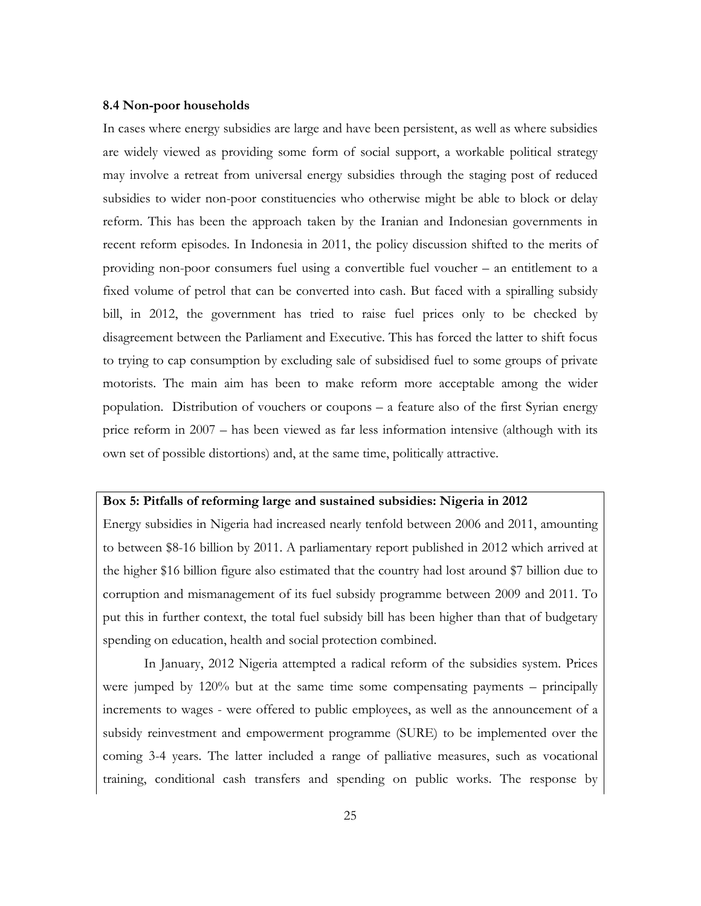### 8.4 Non-poor households

In cases where energy subsidies are large and have been persistent, as well as where subsidies are widely viewed as providing some form of social support, a workable political strategy may involve a retreat from universal energy subsidies through the staging post of reduced subsidies to wider non-poor constituencies who otherwise might be able to block or delay reform. This has been the approach taken by the Iranian and Indonesian governments in recent reform episodes. In Indonesia in 2011, the policy discussion shifted to the merits of providing non-poor consumers fuel using a convertible fuel voucher – an entitlement to a fixed volume of petrol that can be converted into cash. But faced with a spiralling subsidy bill, in 2012, the government has tried to raise fuel prices only to be checked by disagreement between the Parliament and Executive. This has forced the latter to shift focus to trying to cap consumption by excluding sale of subsidised fuel to some groups of private motorists. The main aim has been to make reform more acceptable among the wider population. Distribution of vouchers or coupons – a feature also of the first Syrian energy price reform in 2007 – has been viewed as far less information intensive (although with its own set of possible distortions) and, at the same time, politically attractive.

**Box 5: Pitfalls of reforming large and sustained subsidies: Nigeria in 2012**

Energy subsidies in Nigeria had increased nearly tenfold between 2006 and 2011, amounting to between $8-16 billion by 2011. A parliamentary report published in 2012 which arrived at the higher $16 billion figure also estimated that the country had lost around $7 billion due to corruption and mismanagement of its fuel subsidy programme between 2009 and 2011. To put this in further context, the total fuel subsidy bill has been higher than that of budgetary spending on education, health and social protection combined.

In January, 2012 Nigeria attempted a radical reform of the subsidies system. Prices were jumped by 120% but at the same time some compensating payments – principally increments to wages - were offered to public employees, as well as the announcement of a subsidy reinvestment and empowerment programme (SURE) to be implemented over the coming 3-4 years. The latter included a range of palliative measures, such as vocational training, conditional cash transfers and spending on public works. The response by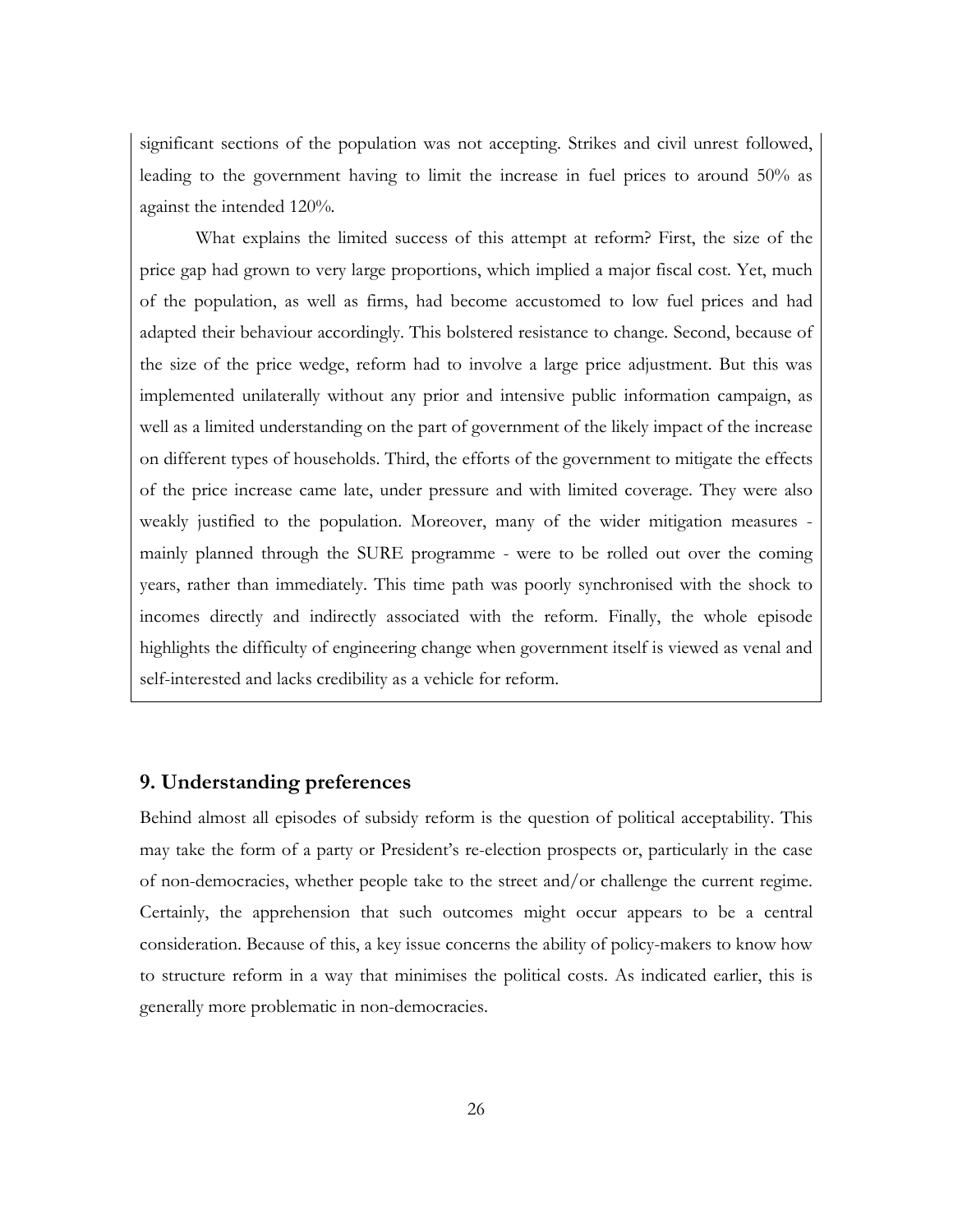significant sections of the population was not accepting. Strikes and civil unrest followed, leading to the government having to limit the increase in fuel prices to around 50% as against the intended 120%.

What explains the limited success of this attempt at reform? First, the size of the price gap had grown to very large proportions, which implied a major fiscal cost. Yet, much of the population, as well as firms, had become accustomed to low fuel prices and had adapted their behaviour accordingly. This bolstered resistance to change. Second, because of the size of the price wedge, reform had to involve a large price adjustment. But this was implemented unilaterally without any prior and intensive public information campaign, as well as a limited understanding on the part of government of the likely impact of the increase on different types of households. Third, the efforts of the government to mitigate the effects of the price increase came late, under pressure and with limited coverage. They were also weakly justified to the population. Moreover, many of the wider mitigation measures - mainly planned through the SURE programme - were to be rolled out over the coming years, rather than immediately. This time path was poorly synchronised with the shock to incomes directly and indirectly associated with the reform. Finally, the whole episode highlights the difficulty of engineering change when government itself is viewed as venal and self-interested and lacks credibility as a vehicle for reform.

## 9. Understanding preferences

Behind almost all episodes of subsidy reform is the question of political acceptability. This may take the form of a party or President's re-election prospects or, particularly in the case of non-democracies, whether people take to the street and/or challenge the current regime. Certainly, the apprehension that such outcomes might occur appears to be a central consideration. Because of this, a key issue concerns the ability of policy-makers to know how to structure reform in a way that minimises the political costs. As indicated earlier, this is generally more problematic in non-democracies.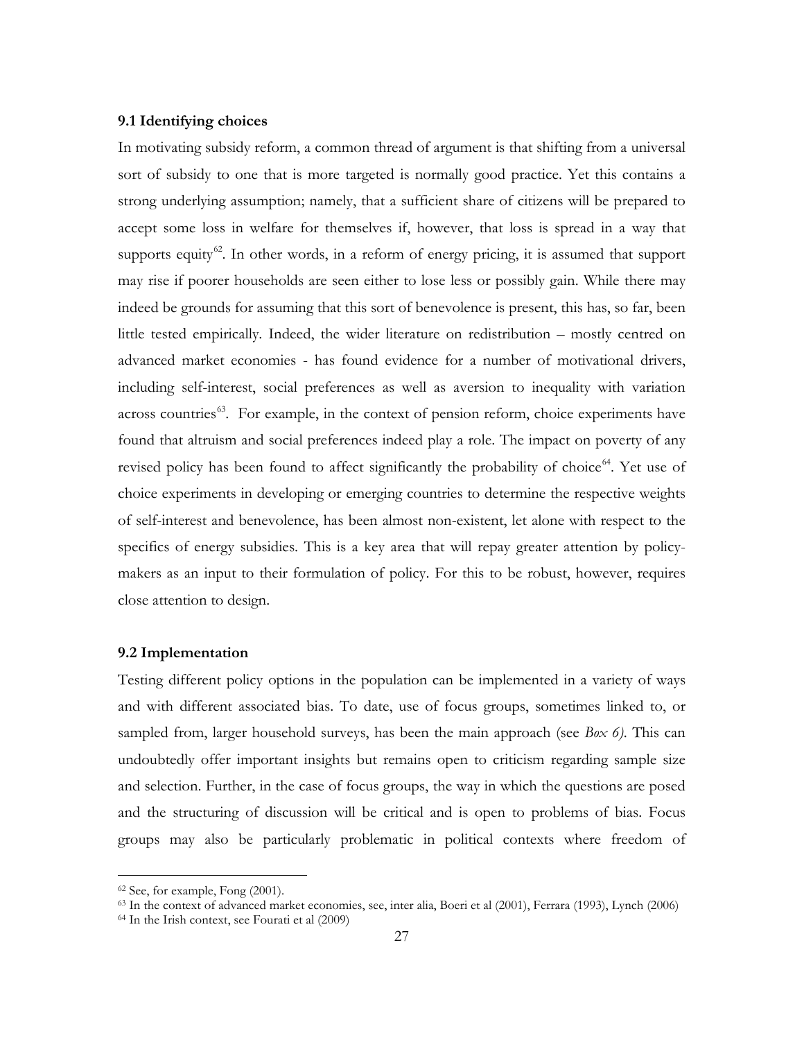### 9.1 Identifying choices

In motivating subsidy reform, a common thread of argument is that shifting from a universal sort of subsidy to one that is more targeted is normally good practice. Yet this contains a strong underlying assumption; namely, that a sufficient share of citizens will be prepared to accept some loss in welfare for themselves if, however, that loss is spread in a way that supports equity[62]. In other words, in a reform of energy pricing, it is assumed that support may rise if poorer households are seen either to lose less or possibly gain. While there may indeed be grounds for assuming that this sort of benevolence is present, this has, so far, been little tested empirically. Indeed, the wider literature on redistribution – mostly centred on advanced market economies - has found evidence for a number of motivational drivers, including self-interest, social preferences as well as aversion to inequality with variation across countries[63]. For example, in the context of pension reform, choice experiments have found that altruism and social preferences indeed play a role. The impact on poverty of any revised policy has been found to affect significantly the probability of choice[64]. Yet use of choice experiments in developing or emerging countries to determine the respective weights of self-interest and benevolence, has been almost non-existent, let alone with respect to the specifics of energy subsidies. This is a key area that will repay greater attention by policy-makers as an input to their formulation of policy. For this to be robust, however, requires close attention to design.

### 9.2 Implementation

Testing different policy options in the population can be implemented in a variety of ways and with different associated bias. To date, use of focus groups, sometimes linked to, or sampled from, larger household surveys, has been the main approach (see *Box 6)*. This can undoubtedly offer important insights but remains open to criticism regarding sample size and selection. Further, in the case of focus groups, the way in which the questions are posed and the structuring of discussion will be critical and is open to problems of bias. Focus groups may also be particularly problematic in political contexts where freedom of

---

[62] See, for example, Fong (2001).

[63] In the context of advanced market economies, see, inter alia, Boeri et al (2001), Ferrara (1993), Lynch (2006)

[64] In the Irish context, see Fourati et al (2009)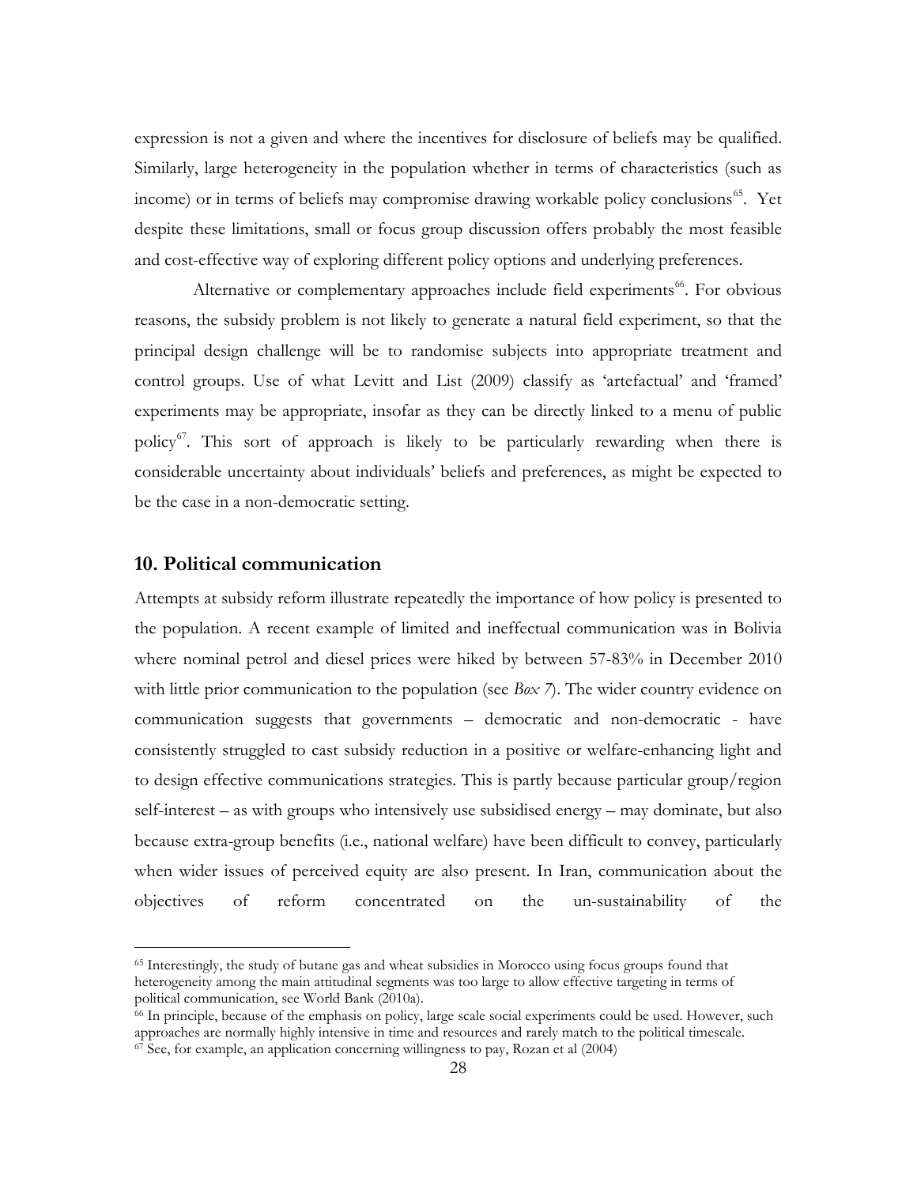expression is not a given and where the incentives for disclosure of beliefs may be qualified. Similarly, large heterogeneity in the population whether in terms of characteristics (such as income) or in terms of beliefs may compromise drawing workable policy conclusions[65]. Yet despite these limitations, small or focus group discussion offers probably the most feasible and cost-effective way of exploring different policy options and underlying preferences.

Alternative or complementary approaches include field experiments[66]. For obvious reasons, the subsidy problem is not likely to generate a natural field experiment, so that the principal design challenge will be to randomise subjects into appropriate treatment and control groups. Use of what Levitt and List (2009) classify as 'artefactual' and 'framed' experiments may be appropriate, insofar as they can be directly linked to a menu of public policy[67]. This sort of approach is likely to be particularly rewarding when there is considerable uncertainty about individuals' beliefs and preferences, as might be expected to be the case in a non-democratic setting.

## 10. Political communication

Attempts at subsidy reform illustrate repeatedly the importance of how policy is presented to the population. A recent example of limited and ineffectual communication was in Bolivia where nominal petrol and diesel prices were hiked by between 57-83% in December 2010 with little prior communication to the population (see *Box 7*). The wider country evidence on communication suggests that governments – democratic and non-democratic - have consistently struggled to cast subsidy reduction in a positive or welfare-enhancing light and to design effective communications strategies. This is partly because particular group/region self-interest – as with groups who intensively use subsidised energy – may dominate, but also because extra-group benefits (i.e., national welfare) have been difficult to convey, particularly when wider issues of perceived equity are also present. In Iran, communication about the objectives of reform concentrated on the un-sustainability of the

---

[65] Interestingly, the study of butane gas and wheat subsidies in Morocco using focus groups found that heterogeneity among the main attitudinal segments was too large to allow effective targeting in terms of political communication, see World Bank (2010a).

[66] In principle, because of the emphasis on policy, large scale social experiments could be used. However, such approaches are normally highly intensive in time and resources and rarely match to the political timescale.

[67] See, for example, an application concerning willingness to pay, Rozan et al (2004)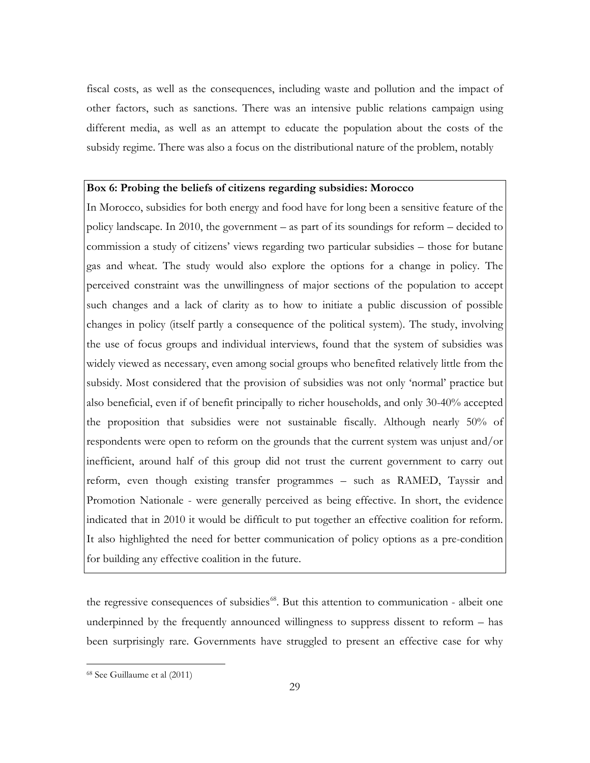fiscal costs, as well as the consequences, including waste and pollution and the impact of other factors, such as sanctions. There was an intensive public relations campaign using different media, as well as an attempt to educate the population about the costs of the subsidy regime. There was also a focus on the distributional nature of the problem, notably

**Box 6: Probing the beliefs of citizens regarding subsidies: Morocco**

In Morocco, subsidies for both energy and food have for long been a sensitive feature of the policy landscape. In 2010, the government – as part of its soundings for reform – decided to commission a study of citizens' views regarding two particular subsidies – those for butane gas and wheat. The study would also explore the options for a change in policy. The perceived constraint was the unwillingness of major sections of the population to accept such changes and a lack of clarity as to how to initiate a public discussion of possible changes in policy (itself partly a consequence of the political system). The study, involving the use of focus groups and individual interviews, found that the system of subsidies was widely viewed as necessary, even among social groups who benefited relatively little from the subsidy. Most considered that the provision of subsidies was not only 'normal' practice but also beneficial, even if of benefit principally to richer households, and only 30-40% accepted the proposition that subsidies were not sustainable fiscally. Although nearly 50% of respondents were open to reform on the grounds that the current system was unjust and/or inefficient, around half of this group did not trust the current government to carry out reform, even though existing transfer programmes – such as RAMED, Tayssir and Promotion Nationale - were generally perceived as being effective. In short, the evidence indicated that in 2010 it would be difficult to put together an effective coalition for reform. It also highlighted the need for better communication of policy options as a pre-condition for building any effective coalition in the future.

the regressive consequences of subsidies[68]. But this attention to communication - albeit one underpinned by the frequently announced willingness to suppress dissent to reform – has been surprisingly rare. Governments have struggled to present an effective case for why

[68] See Guillaume et al (2011)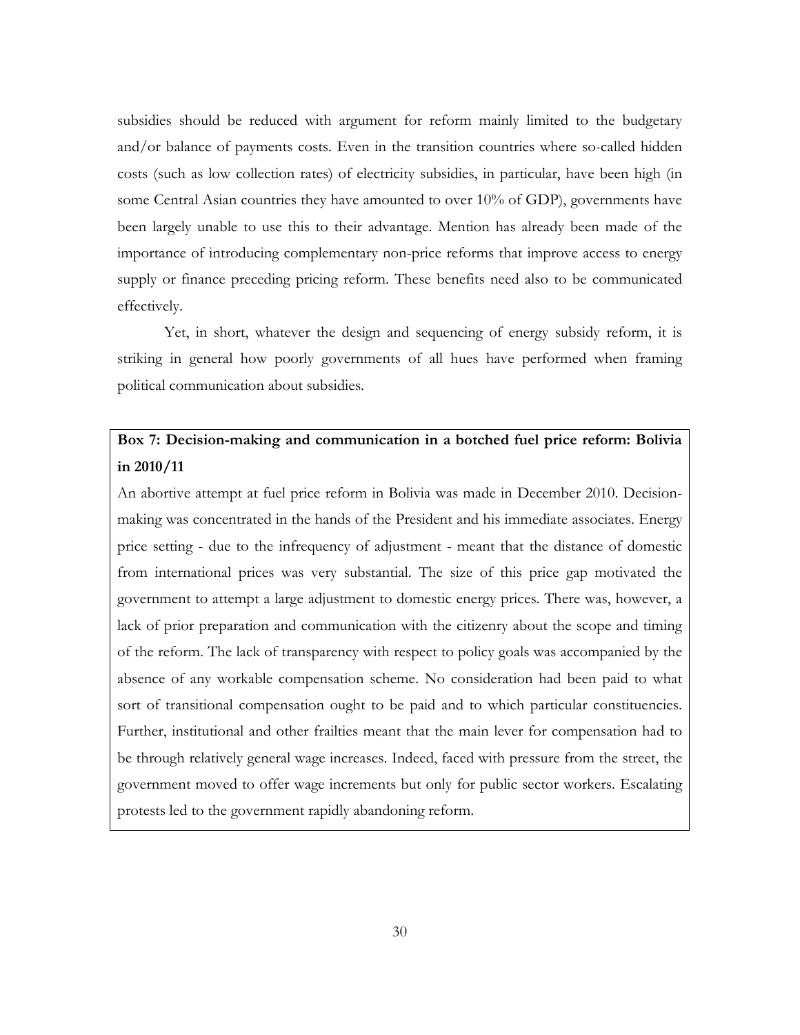subsidies should be reduced with argument for reform mainly limited to the budgetary and/or balance of payments costs. Even in the transition countries where so-called hidden costs (such as low collection rates) of electricity subsidies, in particular, have been high (in some Central Asian countries they have amounted to over 10% of GDP), governments have been largely unable to use this to their advantage. Mention has already been made of the importance of introducing complementary non-price reforms that improve access to energy supply or finance preceding pricing reform. These benefits need also to be communicated effectively.

Yet, in short, whatever the design and sequencing of energy subsidy reform, it is striking in general how poorly governments of all hues have performed when framing political communication about subsidies.

**Box 7: Decision-making and communication in a botched fuel price reform: Bolivia in 2010/11**

An abortive attempt at fuel price reform in Bolivia was made in December 2010. Decision-making was concentrated in the hands of the President and his immediate associates. Energy price setting - due to the infrequency of adjustment - meant that the distance of domestic from international prices was very substantial. The size of this price gap motivated the government to attempt a large adjustment to domestic energy prices. There was, however, a lack of prior preparation and communication with the citizenry about the scope and timing of the reform. The lack of transparency with respect to policy goals was accompanied by the absence of any workable compensation scheme. No consideration had been paid to what sort of transitional compensation ought to be paid and to which particular constituencies. Further, institutional and other frailties meant that the main lever for compensation had to be through relatively general wage increases. Indeed, faced with pressure from the street, the government moved to offer wage increments but only for public sector workers. Escalating protests led to the government rapidly abandoning reform.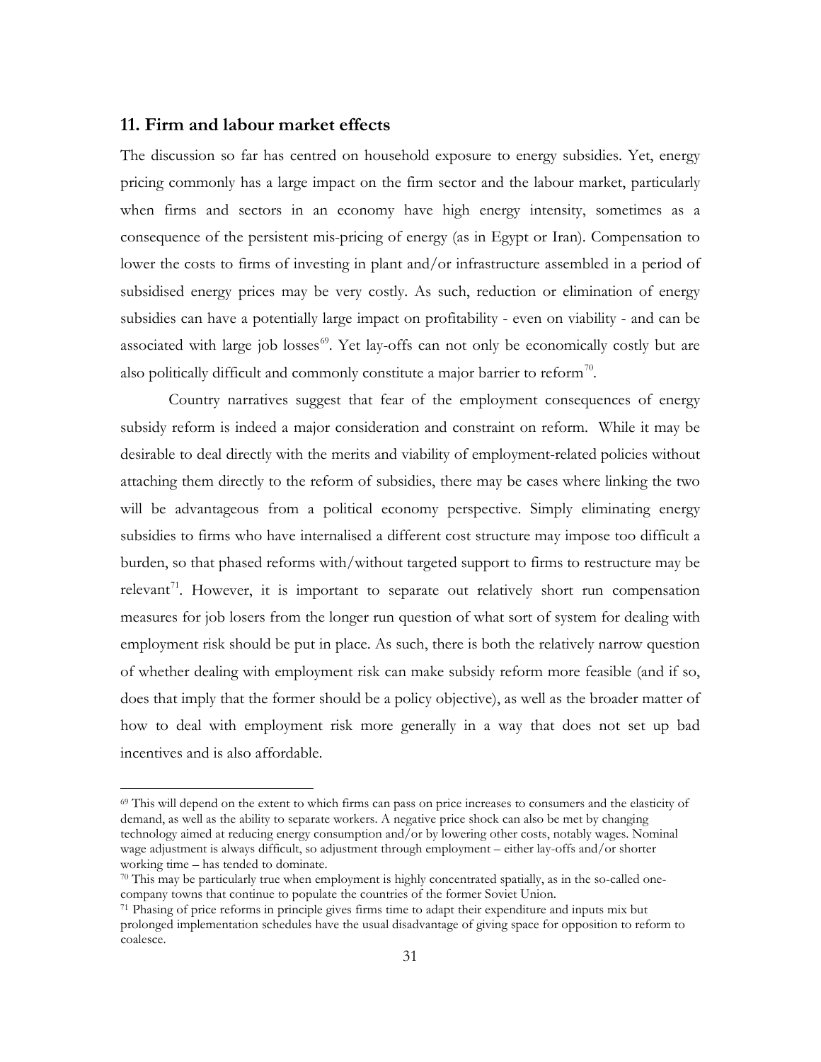## 11. Firm and labour market effects

The discussion so far has centred on household exposure to energy subsidies. Yet, energy pricing commonly has a large impact on the firm sector and the labour market, particularly when firms and sectors in an economy have high energy intensity, sometimes as a consequence of the persistent mis-pricing of energy (as in Egypt or Iran). Compensation to lower the costs to firms of investing in plant and/or infrastructure assembled in a period of subsidised energy prices may be very costly. As such, reduction or elimination of energy subsidies can have a potentially large impact on profitability - even on viability - and can be associated with large job losses[69]. Yet lay-offs can not only be economically costly but are also politically difficult and commonly constitute a major barrier to reform[70].

Country narratives suggest that fear of the employment consequences of energy subsidy reform is indeed a major consideration and constraint on reform. While it may be desirable to deal directly with the merits and viability of employment-related policies without attaching them directly to the reform of subsidies, there may be cases where linking the two will be advantageous from a political economy perspective. Simply eliminating energy subsidies to firms who have internalised a different cost structure may impose too difficult a burden, so that phased reforms with/without targeted support to firms to restructure may be relevant[71]. However, it is important to separate out relatively short run compensation measures for job losers from the longer run question of what sort of system for dealing with employment risk should be put in place. As such, there is both the relatively narrow question of whether dealing with employment risk can make subsidy reform more feasible (and if so, does that imply that the former should be a policy objective), as well as the broader matter of how to deal with employment risk more generally in a way that does not set up bad incentives and is also affordable.

---

[69] This will depend on the extent to which firms can pass on price increases to consumers and the elasticity of demand, as well as the ability to separate workers. A negative price shock can also be met by changing technology aimed at reducing energy consumption and/or by lowering other costs, notably wages. Nominal wage adjustment is always difficult, so adjustment through employment – either lay-offs and/or shorter working time – has tended to dominate.

[70] This may be particularly true when employment is highly concentrated spatially, as in the so-called one-company towns that continue to populate the countries of the former Soviet Union.

[71] Phasing of price reforms in principle gives firms time to adapt their expenditure and inputs mix but prolonged implementation schedules have the usual disadvantage of giving space for opposition to reform to coalesce.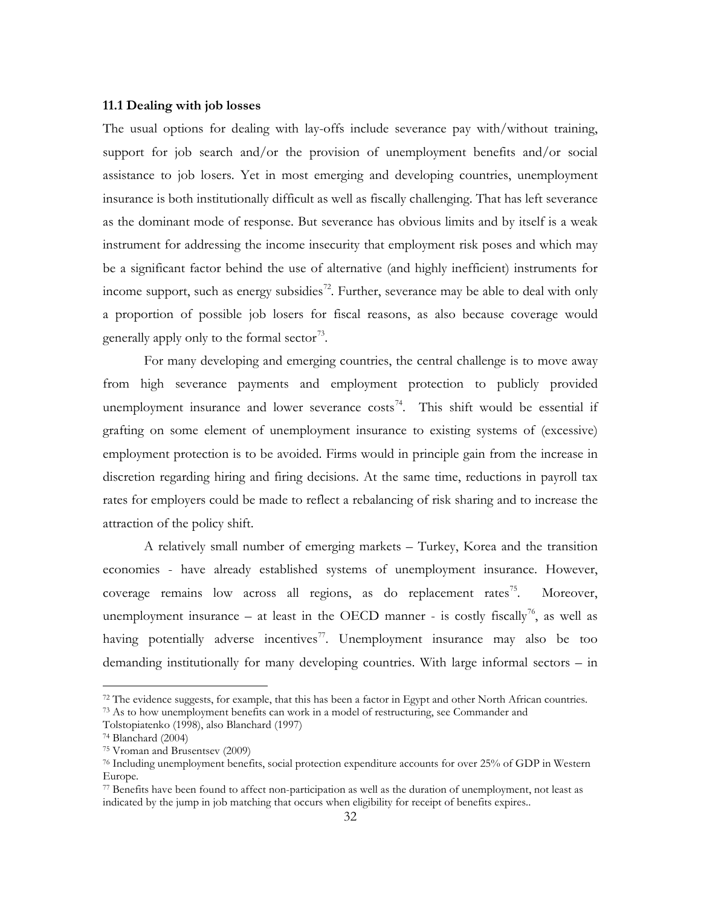### 11.1 Dealing with job losses

The usual options for dealing with lay-offs include severance pay with/without training, support for job search and/or the provision of unemployment benefits and/or social assistance to job losers. Yet in most emerging and developing countries, unemployment insurance is both institutionally difficult as well as fiscally challenging. That has left severance as the dominant mode of response. But severance has obvious limits and by itself is a weak instrument for addressing the income insecurity that employment risk poses and which may be a significant factor behind the use of alternative (and highly inefficient) instruments for income support, such as energy subsidies[72]. Further, severance may be able to deal with only a proportion of possible job losers for fiscal reasons, as also because coverage would generally apply only to the formal sector[73].

For many developing and emerging countries, the central challenge is to move away from high severance payments and employment protection to publicly provided unemployment insurance and lower severance costs[74]. This shift would be essential if grafting on some element of unemployment insurance to existing systems of (excessive) employment protection is to be avoided. Firms would in principle gain from the increase in discretion regarding hiring and firing decisions. At the same time, reductions in payroll tax rates for employers could be made to reflect a rebalancing of risk sharing and to increase the attraction of the policy shift.

A relatively small number of emerging markets – Turkey, Korea and the transition economies - have already established systems of unemployment insurance. However, coverage remains low across all regions, as do replacement rates[75]. Moreover, unemployment insurance – at least in the OECD manner - is costly fiscally[76], as well as having potentially adverse incentives[77]. Unemployment insurance may also be too demanding institutionally for many developing countries. With large informal sectors – in

---

[72] The evidence suggests, for example, that this has been a factor in Egypt and other North African countries.

[73] As to how unemployment benefits can work in a model of restructuring, see Commander and Tolstopiatenko (1998), also Blanchard (1997)

[74] Blanchard (2004)

[75] Vroman and Brusentsev (2009)

[76] Including unemployment benefits, social protection expenditure accounts for over 25% of GDP in Western Europe.

[77] Benefits have been found to affect non-participation as well as the duration of unemployment, not least as indicated by the jump in job matching that occurs when eligibility for receipt of benefits expires..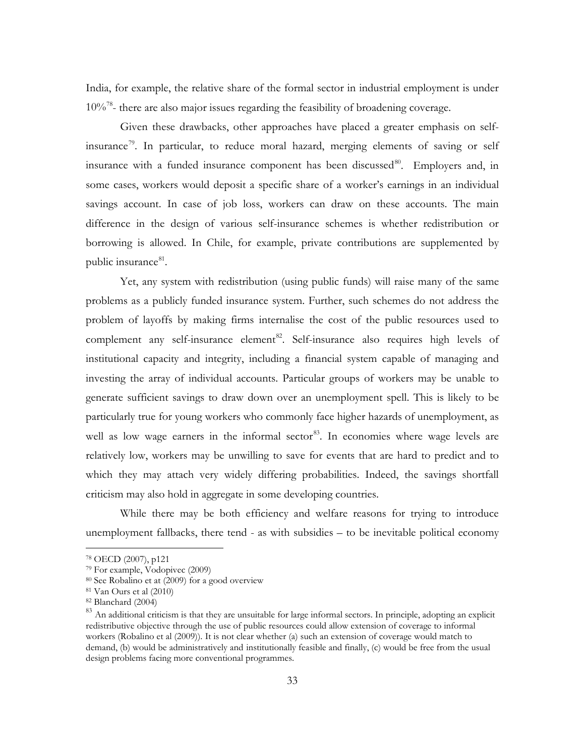India, for example, the relative share of the formal sector in industrial employment is under 10%[78]- there are also major issues regarding the feasibility of broadening coverage.

Given these drawbacks, other approaches have placed a greater emphasis on self-insurance[79]. In particular, to reduce moral hazard, merging elements of saving or self insurance with a funded insurance component has been discussed[80]. Employers and, in some cases, workers would deposit a specific share of a worker's earnings in an individual savings account. In case of job loss, workers can draw on these accounts. The main difference in the design of various self-insurance schemes is whether redistribution or borrowing is allowed. In Chile, for example, private contributions are supplemented by public insurance[81].

Yet, any system with redistribution (using public funds) will raise many of the same problems as a publicly funded insurance system. Further, such schemes do not address the problem of layoffs by making firms internalise the cost of the public resources used to complement any self-insurance element[82]. Self-insurance also requires high levels of institutional capacity and integrity, including a financial system capable of managing and investing the array of individual accounts. Particular groups of workers may be unable to generate sufficient savings to draw down over an unemployment spell. This is likely to be particularly true for young workers who commonly face higher hazards of unemployment, as well as low wage earners in the informal sector[83]. In economies where wage levels are relatively low, workers may be unwilling to save for events that are hard to predict and to which they may attach very widely differing probabilities. Indeed, the savings shortfall criticism may also hold in aggregate in some developing countries.

While there may be both efficiency and welfare reasons for trying to introduce unemployment fallbacks, there tend - as with subsidies – to be inevitable political economy

---

[78] OECD (2007), p121

[79] For example, Vodopivec (2009)

[80] See Robalino et at (2009) for a good overview

[81] Van Ours et al (2010)

[82] Blanchard (2004)

[83] An additional criticism is that they are unsuitable for large informal sectors. In principle, adopting an explicit redistributive objective through the use of public resources could allow extension of coverage to informal workers (Robalino et al (2009)). It is not clear whether (a) such an extension of coverage would match to demand, (b) would be administratively and institutionally feasible and finally, (c) would be free from the usual design problems facing more conventional programmes.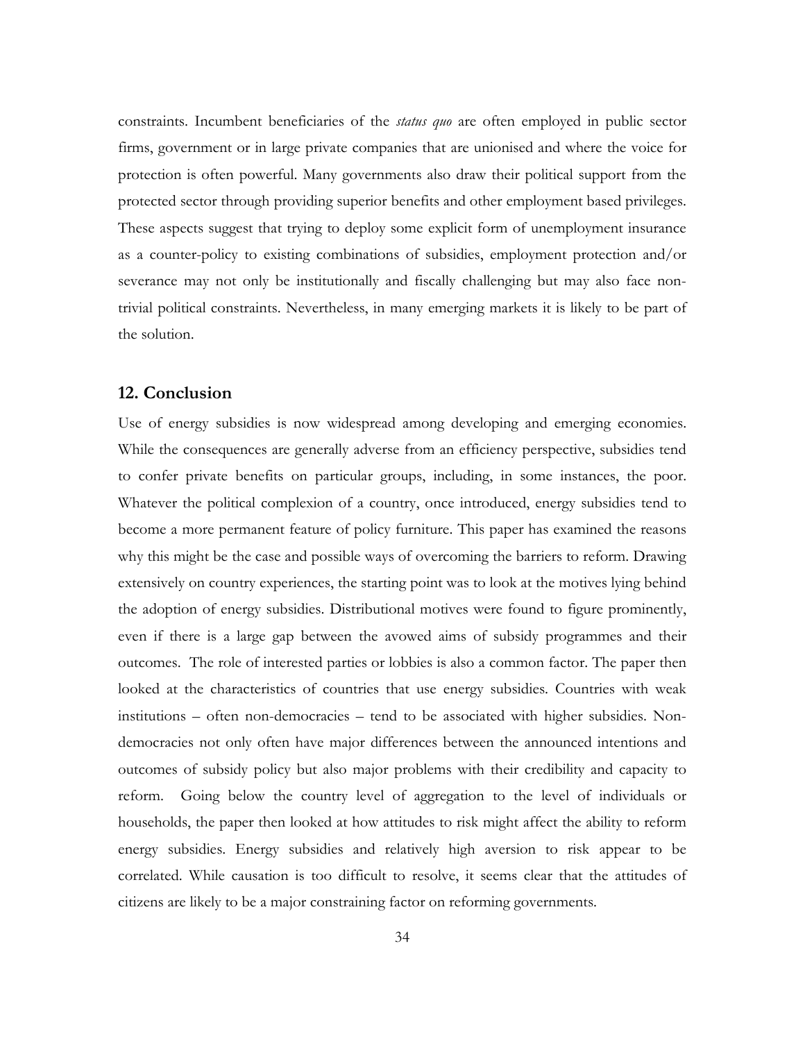constraints. Incumbent beneficiaries of the *status quo* are often employed in public sector firms, government or in large private companies that are unionised and where the voice for protection is often powerful. Many governments also draw their political support from the protected sector through providing superior benefits and other employment based privileges. These aspects suggest that trying to deploy some explicit form of unemployment insurance as a counter-policy to existing combinations of subsidies, employment protection and/or severance may not only be institutionally and fiscally challenging but may also face non-trivial political constraints. Nevertheless, in many emerging markets it is likely to be part of the solution.

## 12. Conclusion

Use of energy subsidies is now widespread among developing and emerging economies. While the consequences are generally adverse from an efficiency perspective, subsidies tend to confer private benefits on particular groups, including, in some instances, the poor. Whatever the political complexion of a country, once introduced, energy subsidies tend to become a more permanent feature of policy furniture. This paper has examined the reasons why this might be the case and possible ways of overcoming the barriers to reform. Drawing extensively on country experiences, the starting point was to look at the motives lying behind the adoption of energy subsidies. Distributional motives were found to figure prominently, even if there is a large gap between the avowed aims of subsidy programmes and their outcomes. The role of interested parties or lobbies is also a common factor. The paper then looked at the characteristics of countries that use energy subsidies. Countries with weak institutions – often non-democracies – tend to be associated with higher subsidies. Non-democracies not only often have major differences between the announced intentions and outcomes of subsidy policy but also major problems with their credibility and capacity to reform. Going below the country level of aggregation to the level of individuals or households, the paper then looked at how attitudes to risk might affect the ability to reform energy subsidies. Energy subsidies and relatively high aversion to risk appear to be correlated. While causation is too difficult to resolve, it seems clear that the attitudes of citizens are likely to be a major constraining factor on reforming governments.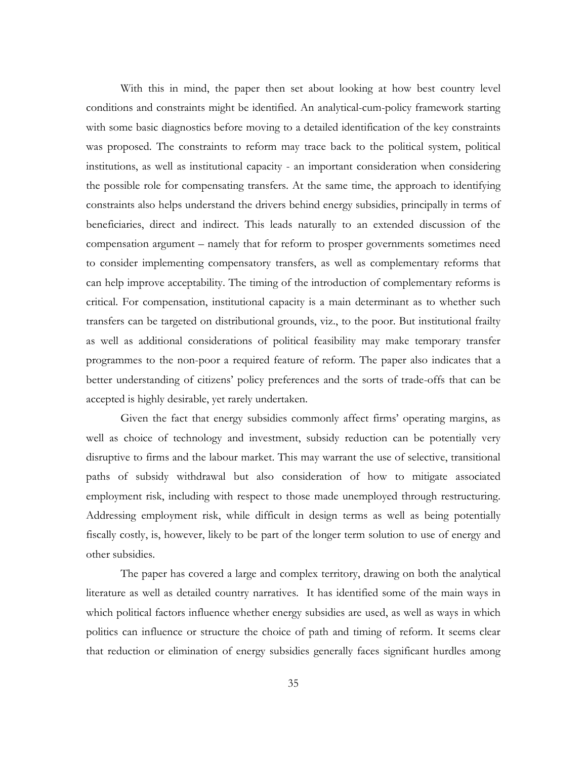With this in mind, the paper then set about looking at how best country level conditions and constraints might be identified. An analytical-cum-policy framework starting with some basic diagnostics before moving to a detailed identification of the key constraints was proposed. The constraints to reform may trace back to the political system, political institutions, as well as institutional capacity - an important consideration when considering the possible role for compensating transfers. At the same time, the approach to identifying constraints also helps understand the drivers behind energy subsidies, principally in terms of beneficiaries, direct and indirect. This leads naturally to an extended discussion of the compensation argument – namely that for reform to prosper governments sometimes need to consider implementing compensatory transfers, as well as complementary reforms that can help improve acceptability. The timing of the introduction of complementary reforms is critical. For compensation, institutional capacity is a main determinant as to whether such transfers can be targeted on distributional grounds, viz., to the poor. But institutional frailty as well as additional considerations of political feasibility may make temporary transfer programmes to the non-poor a required feature of reform. The paper also indicates that a better understanding of citizens' policy preferences and the sorts of trade-offs that can be accepted is highly desirable, yet rarely undertaken.

Given the fact that energy subsidies commonly affect firms' operating margins, as well as choice of technology and investment, subsidy reduction can be potentially very disruptive to firms and the labour market. This may warrant the use of selective, transitional paths of subsidy withdrawal but also consideration of how to mitigate associated employment risk, including with respect to those made unemployed through restructuring. Addressing employment risk, while difficult in design terms as well as being potentially fiscally costly, is, however, likely to be part of the longer term solution to use of energy and other subsidies.

The paper has covered a large and complex territory, drawing on both the analytical literature as well as detailed country narratives. It has identified some of the main ways in which political factors influence whether energy subsidies are used, as well as ways in which politics can influence or structure the choice of path and timing of reform. It seems clear that reduction or elimination of energy subsidies generally faces significant hurdles among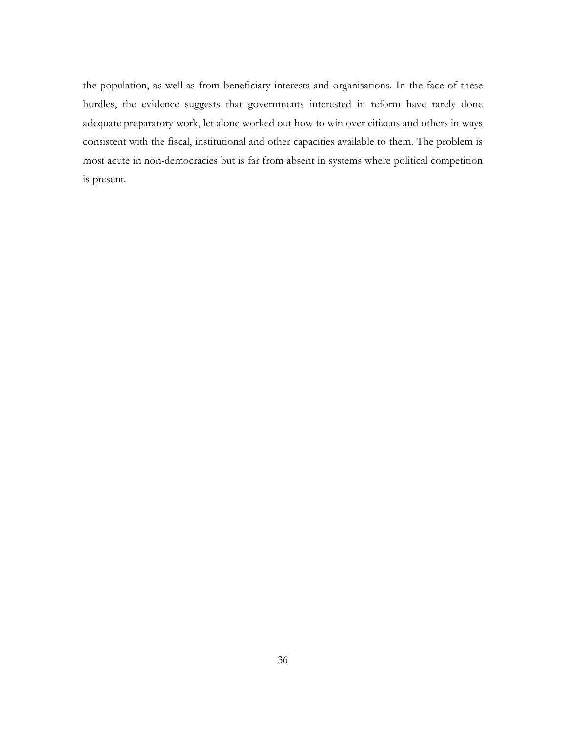the population, as well as from beneficiary interests and organisations. In the face of these hurdles, the evidence suggests that governments interested in reform have rarely done adequate preparatory work, let alone worked out how to win over citizens and others in ways consistent with the fiscal, institutional and other capacities available to them. The problem is most acute in non-democracies but is far from absent in systems where political competition is present.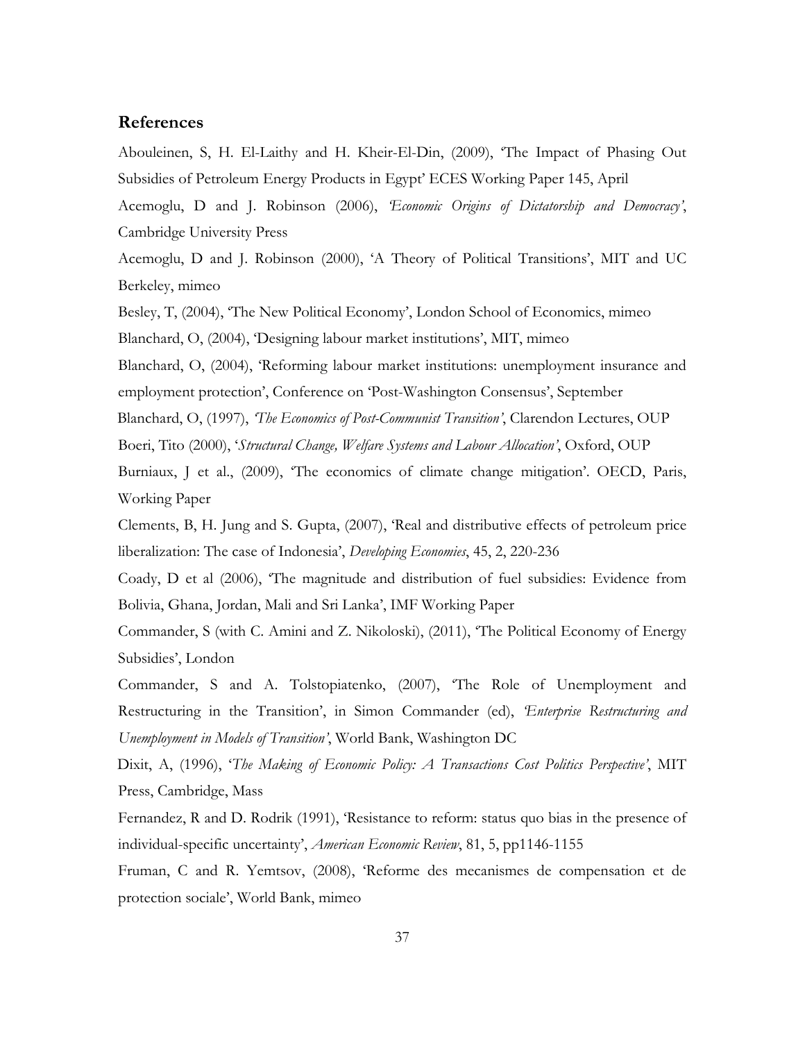## References

Abouleinen, S, H. El-Laithy and H. Kheir-El-Din, (2009), 'The Impact of Phasing Out Subsidies of Petroleum Energy Products in Egypt' ECES Working Paper 145, April

Acemoglu, D and J. Robinson (2006), *'Economic Origins of Dictatorship and Democracy'*, Cambridge University Press

Acemoglu, D and J. Robinson (2000), 'A Theory of Political Transitions', MIT and UC Berkeley, mimeo

Besley, T, (2004), 'The New Political Economy', London School of Economics, mimeo

Blanchard, O, (2004), 'Designing labour market institutions', MIT, mimeo

Blanchard, O, (2004), 'Reforming labour market institutions: unemployment insurance and employment protection', Conference on 'Post-Washington Consensus', September

Blanchard, O, (1997), *'The Economics of Post-Communist Transition'*, Clarendon Lectures, OUP

Boeri, Tito (2000), '*Structural Change, Welfare Systems and Labour Allocation'*, Oxford, OUP

Burniaux, J et al., (2009), 'The economics of climate change mitigation'. OECD, Paris, Working Paper

Clements, B, H. Jung and S. Gupta, (2007), 'Real and distributive effects of petroleum price liberalization: The case of Indonesia', *Developing Economies*, 45, 2, 220-236

Coady, D et al (2006), 'The magnitude and distribution of fuel subsidies: Evidence from Bolivia, Ghana, Jordan, Mali and Sri Lanka', IMF Working Paper

Commander, S (with C. Amini and Z. Nikoloski), (2011), 'The Political Economy of Energy Subsidies', London

Commander, S and A. Tolstopiatenko, (2007), 'The Role of Unemployment and Restructuring in the Transition', in Simon Commander (ed), *'Enterprise Restructuring and Unemployment in Models of Transition'*, World Bank, Washington DC

Dixit, A, (1996), '*The Making of Economic Policy: A Transactions Cost Politics Perspective'*, MIT Press, Cambridge, Mass

Fernandez, R and D. Rodrik (1991), 'Resistance to reform: status quo bias in the presence of individual-specific uncertainty', *American Economic Review*, 81, 5, pp1146-1155

Fruman, C and R. Yemtsov, (2008), 'Reforme des mecanismes de compensation et de protection sociale', World Bank, mimeo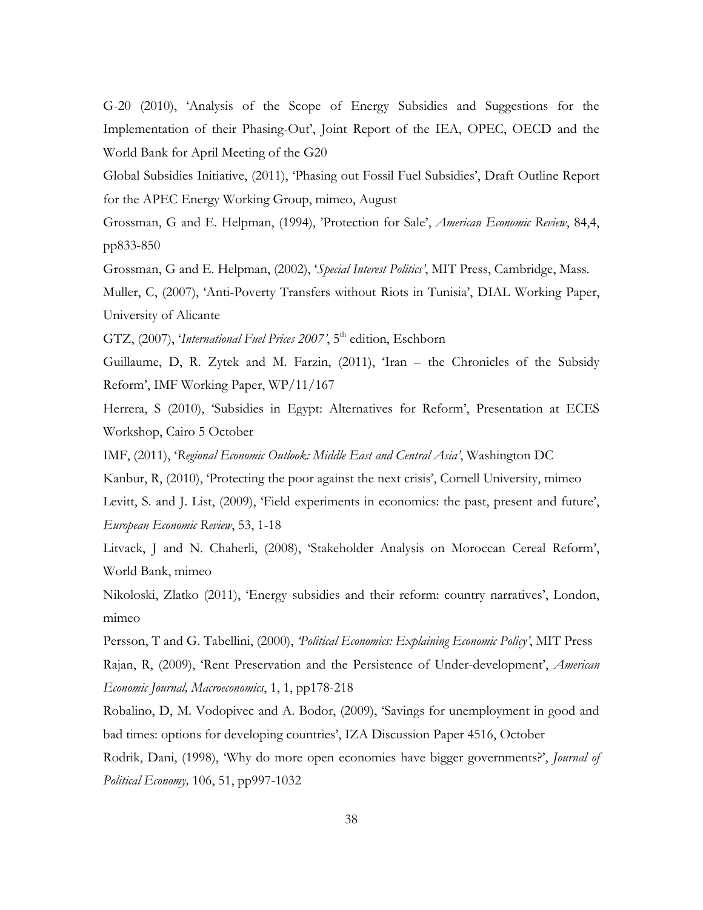G-20 (2010), 'Analysis of the Scope of Energy Subsidies and Suggestions for the Implementation of their Phasing-Out', Joint Report of the IEA, OPEC, OECD and the World Bank for April Meeting of the G20

Global Subsidies Initiative, (2011), 'Phasing out Fossil Fuel Subsidies', Draft Outline Report for the APEC Energy Working Group, mimeo, August

Grossman, G and E. Helpman, (1994), 'Protection for Sale', *American Economic Review*, 84,4, pp833-850

Grossman, G and E. Helpman, (2002), '*Special Interest Politics'*, MIT Press, Cambridge, Mass.

Muller, C, (2007), 'Anti-Poverty Transfers without Riots in Tunisia', DIAL Working Paper, University of Alicante

GTZ, (2007), '*International Fuel Prices 2007'*, 5th edition, Eschborn

Guillaume, D, R. Zytek and M. Farzin, (2011), 'Iran – the Chronicles of the Subsidy Reform', IMF Working Paper, WP/11/167

Herrera, S (2010), 'Subsidies in Egypt: Alternatives for Reform', Presentation at ECES Workshop, Cairo 5 October

IMF, (2011), '*Regional Economic Outlook: Middle East and Central Asia'*, Washington DC

Kanbur, R, (2010), 'Protecting the poor against the next crisis', Cornell University, mimeo

Levitt, S. and J. List, (2009), 'Field experiments in economics: the past, present and future', *European Economic Review*, 53, 1-18

Litvack, J and N. Chaherli, (2008), 'Stakeholder Analysis on Moroccan Cereal Reform', World Bank, mimeo

Nikoloski, Zlatko (2011), 'Energy subsidies and their reform: country narratives', London, mimeo

Persson, T and G. Tabellini, (2000), *'Political Economics: Explaining Economic Policy'*, MIT Press

Rajan, R, (2009), 'Rent Preservation and the Persistence of Under-development', *American Economic Journal, Macroeconomics*, 1, 1, pp178-218

Robalino, D, M. Vodopivec and A. Bodor, (2009), 'Savings for unemployment in good and bad times: options for developing countries', IZA Discussion Paper 4516, October

Rodrik, Dani, (1998), 'Why do more open economies have bigger governments?', *Journal of Political Economy,* 106, 51, pp997-1032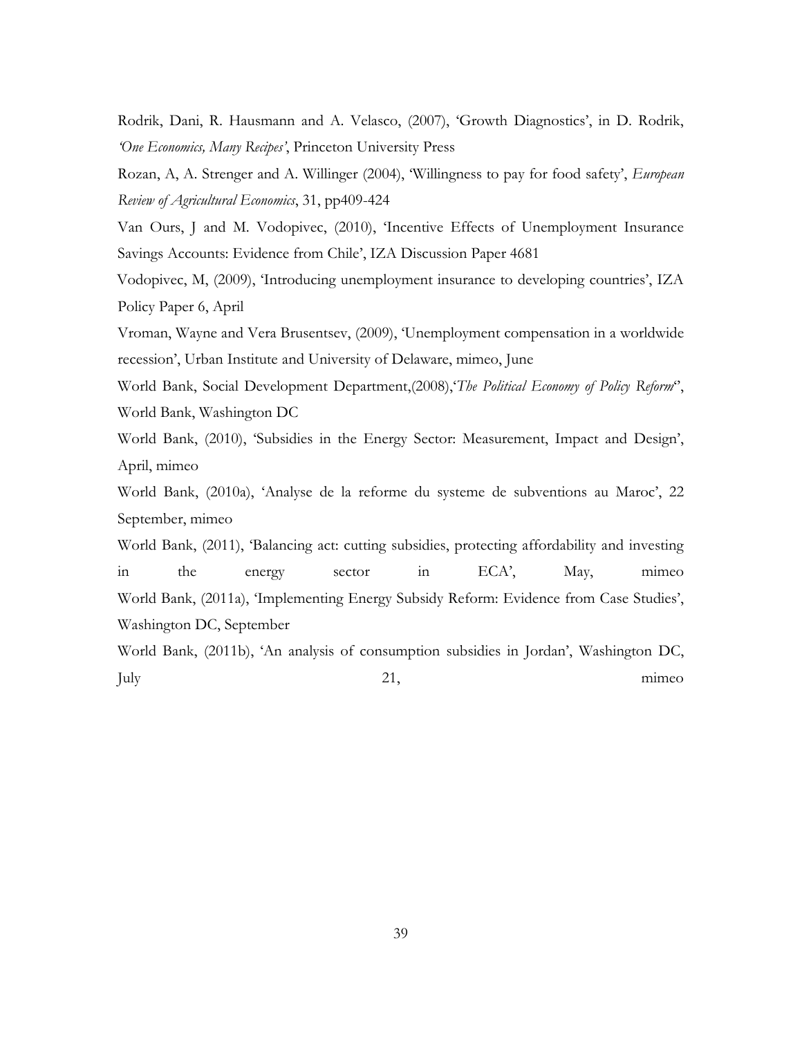Rodrik, Dani, R. Hausmann and A. Velasco, (2007), 'Growth Diagnostics', in D. Rodrik, *'One Economics, Many Recipes'*, Princeton University Press

Rozan, A, A. Strenger and A. Willinger (2004), 'Willingness to pay for food safety', *European Review of Agricultural Economics*, 31, pp409-424

Van Ours, J and M. Vodopivec, (2010), 'Incentive Effects of Unemployment Insurance Savings Accounts: Evidence from Chile', IZA Discussion Paper 4681

Vodopivec, M, (2009), 'Introducing unemployment insurance to developing countries', IZA Policy Paper 6, April

Vroman, Wayne and Vera Brusentsev, (2009), 'Unemployment compensation in a worldwide recession', Urban Institute and University of Delaware, mimeo, June

World Bank, Social Development Department,(2008),'*The Political Economy of Policy Reform*'', World Bank, Washington DC

World Bank, (2010), 'Subsidies in the Energy Sector: Measurement, Impact and Design', April, mimeo

World Bank, (2010a), 'Analyse de la reforme du systeme de subventions au Maroc', 22 September, mimeo

World Bank, (2011), 'Balancing act: cutting subsidies, protecting affordability and investing in the energy sector in ECA', May, mimeo

World Bank, (2011a), 'Implementing Energy Subsidy Reform: Evidence from Case Studies', Washington DC, September

World Bank, (2011b), 'An analysis of consumption subsidies in Jordan', Washington DC, July 21, mimeo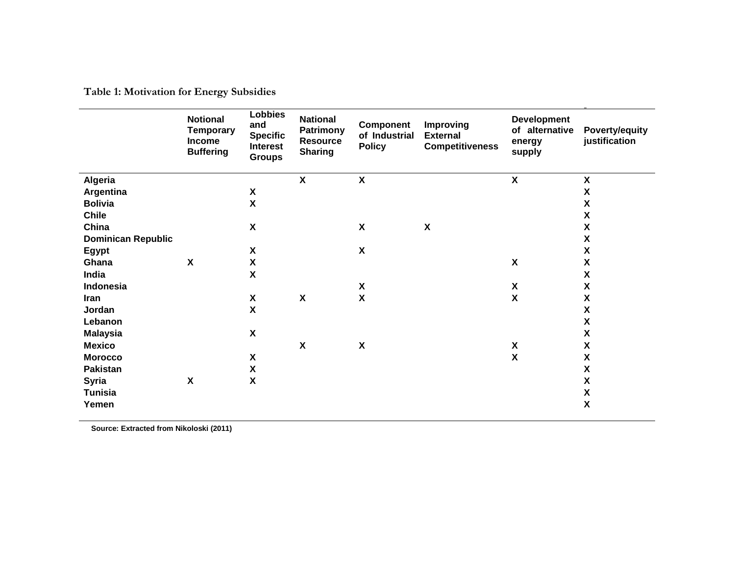**Table 1: Motivation for Energy Subsidies**

| | Notional Temporary Income Buffering | Lobbies and Specific Interest Groups | National Patrimony Resource Sharing | Component of Industrial Policy | Improving External Competitiveness | Development of alternative energy supply | Poverty/equity justification |
|---|---|---|---|---|---|---|---|
| **Algeria** | | | X | X | | X | X |
| **Argentina** | | X | | | | | X |
| **Bolivia** | | X | | | | | X |
| **Chile** | | | | | | | X |
| **China** | | X | | X | X | | X |
| **Dominican Republic** | | | | | | | X |
| **Egypt** | | X | | X | | | X |
| **Ghana** | X | X | | | | X | X |
| **India** | | X | | | | | X |
| **Indonesia** | | | | X | | X | X |
| **Iran** | | X | X | X | | X | X |
| **Jordan** | | X | | | | | X |
| **Lebanon** | | | | | | | X |
| **Malaysia** | | X | | | | | X |
| **Mexico** | | | X | X | | X | X |
| **Morocco** | | X | | | | X | X |
| **Pakistan** | | X | | | | | X |
| **Syria** | X | X | | | | | X |
| **Tunisia** | | | | | | | X |
| **Yemen** | | | | | | | X |

**Source: Extracted from Nikoloski (2011)**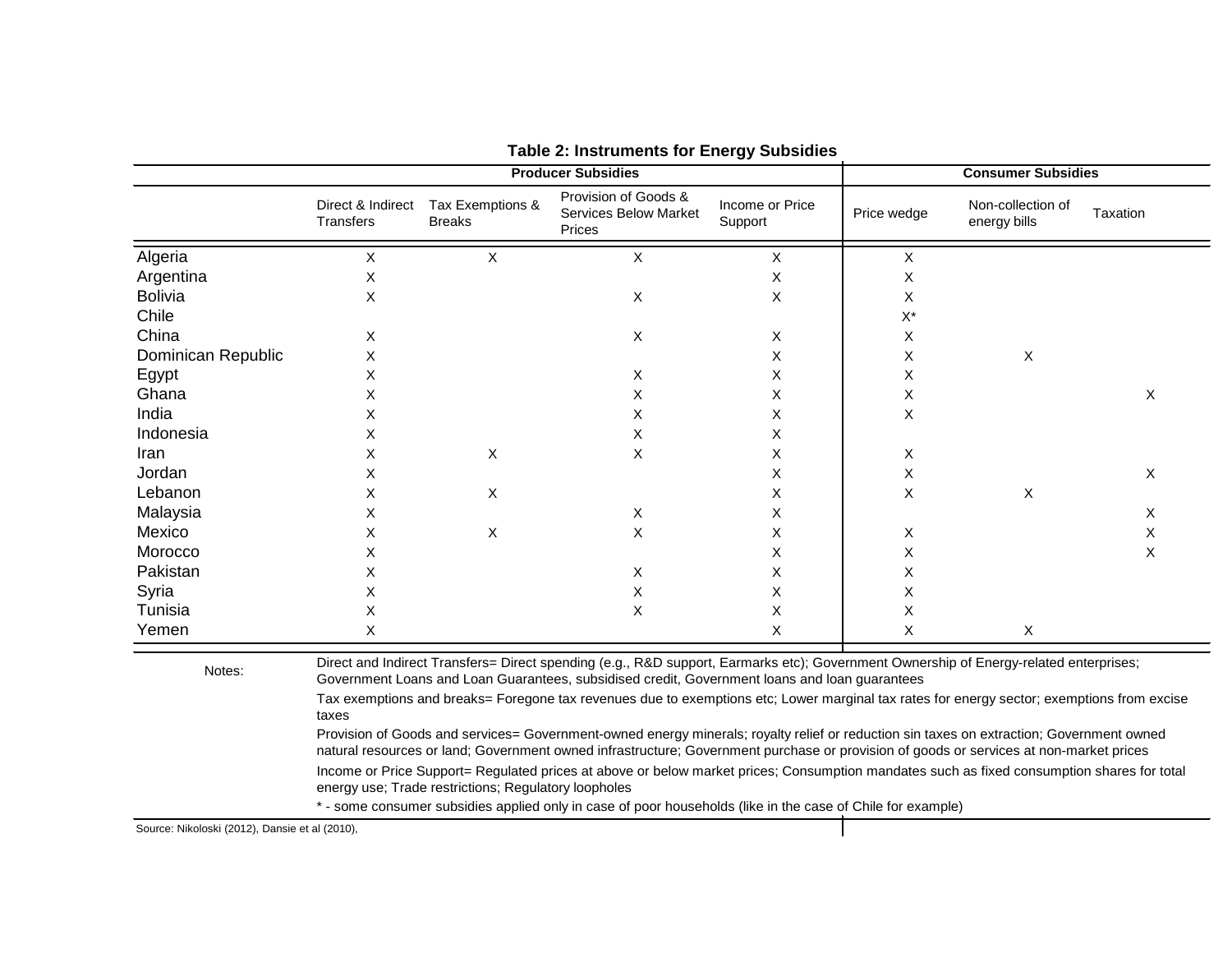**Table 2: Instruments for Energy Subsidies**

| | Producer Subsidies | | | | Consumer Subsidies | | |
|---|---|---|---|---|---|---|---|
| | Direct & Indirect Transfers | Tax Exemptions & Breaks | Provision of Goods & Services Below Market Prices | Income or Price Support | Price wedge | Non-collection of energy bills | Taxation |
| Algeria | X | X | X | X | X | | |
| Argentina | X | | | X | X | | |
| Bolivia | X | | X | X | X | | |
| Chile | | | | | X* | | |
| China | X | | X | X | X | | |
| Dominican Republic | X | | | X | X | X | |
| Egypt | X | | X | X | X | | |
| Ghana | X | | X | X | X | | X |
| India | X | | X | X | X | | |
| Indonesia | X | | X | X | | | |
| Iran | X | X | X | X | X | | |
| Jordan | X | | | X | X | | X |
| Lebanon | X | X | | X | X | X | |
| Malaysia | X | | X | X | | | X |
| Mexico | X | X | X | X | X | | X |
| Morocco | X | | | X | X | | X |
| Pakistan | X | | X | X | X | | |
| Syria | X | | X | X | X | | |
| Tunisia | X | | X | X | X | | |
| Yemen | X | | | X | X | X | |

Notes:

Direct and Indirect Transfers= Direct spending (e.g., R&D support, Earmarks etc); Government Ownership of Energy-related enterprises; Government Loans and Loan Guarantees, subsidised credit, Government loans and loan guarantees

Tax exemptions and breaks= Foregone tax revenues due to exemptions etc; Lower marginal tax rates for energy sector; exemptions from excise taxes

Provision of Goods and services= Government-owned energy minerals; royalty relief or reduction sin taxes on extraction; Government owned natural resources or land; Government owned infrastructure; Government purchase or provision of goods or services at non-market prices

Income or Price Support= Regulated prices at above or below market prices; Consumption mandates such as fixed consumption shares for total energy use; Trade restrictions; Regulatory loopholes

* - some consumer subsidies applied only in case of poor households (like in the case of Chile for example)

Source: Nikoloski (2012), Dansie et al (2010),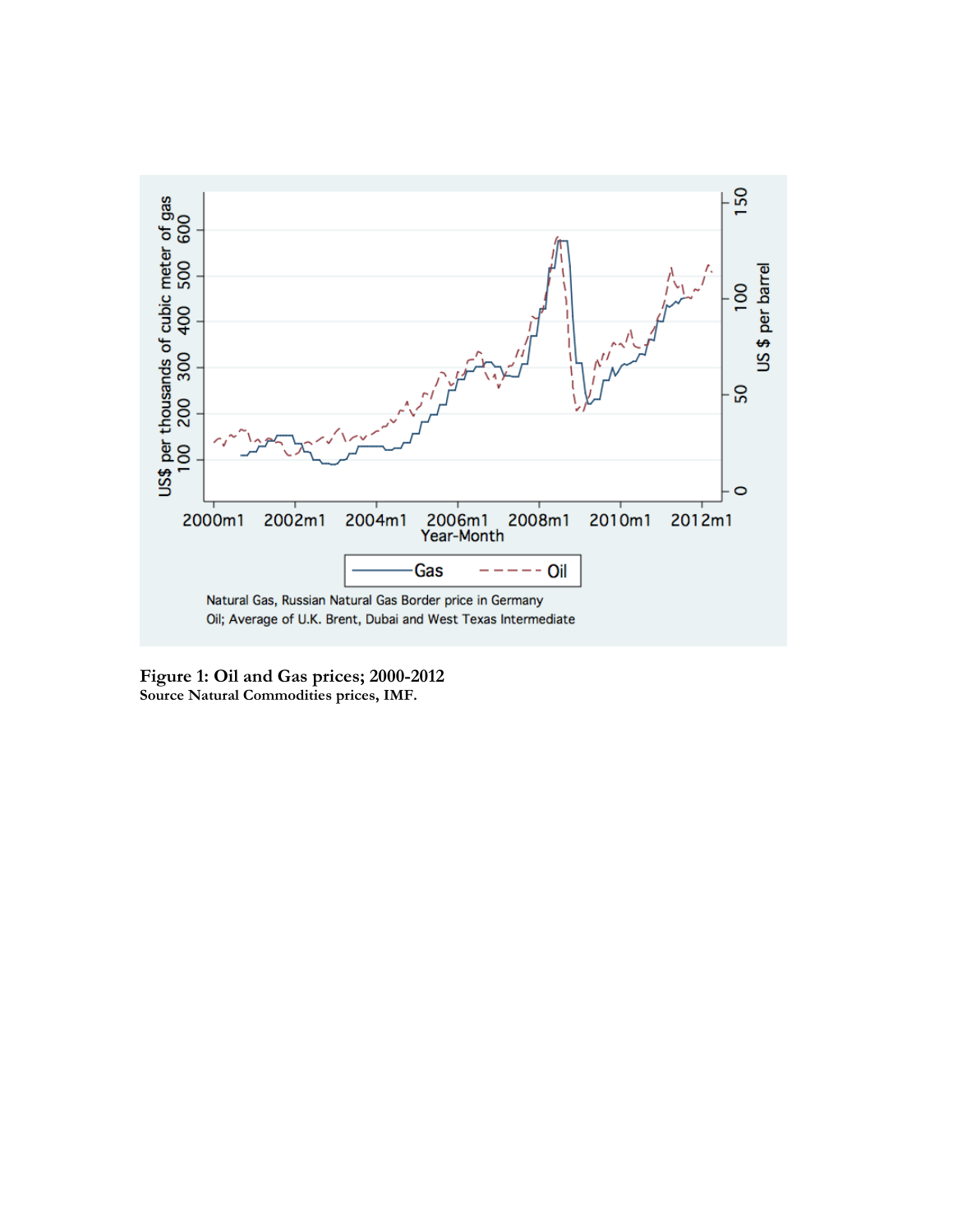**Figure 1: Oil and Gas prices; 2000-2012**
**Source Natural Commodities prices, IMF.**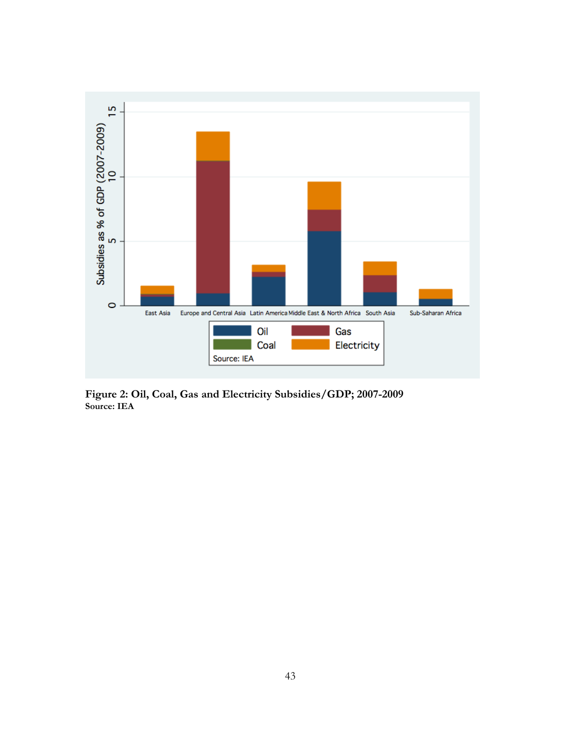**Figure 2: Oil, Coal, Gas and Electricity Subsidies/GDP; 2007-2009**
**Source: IEA**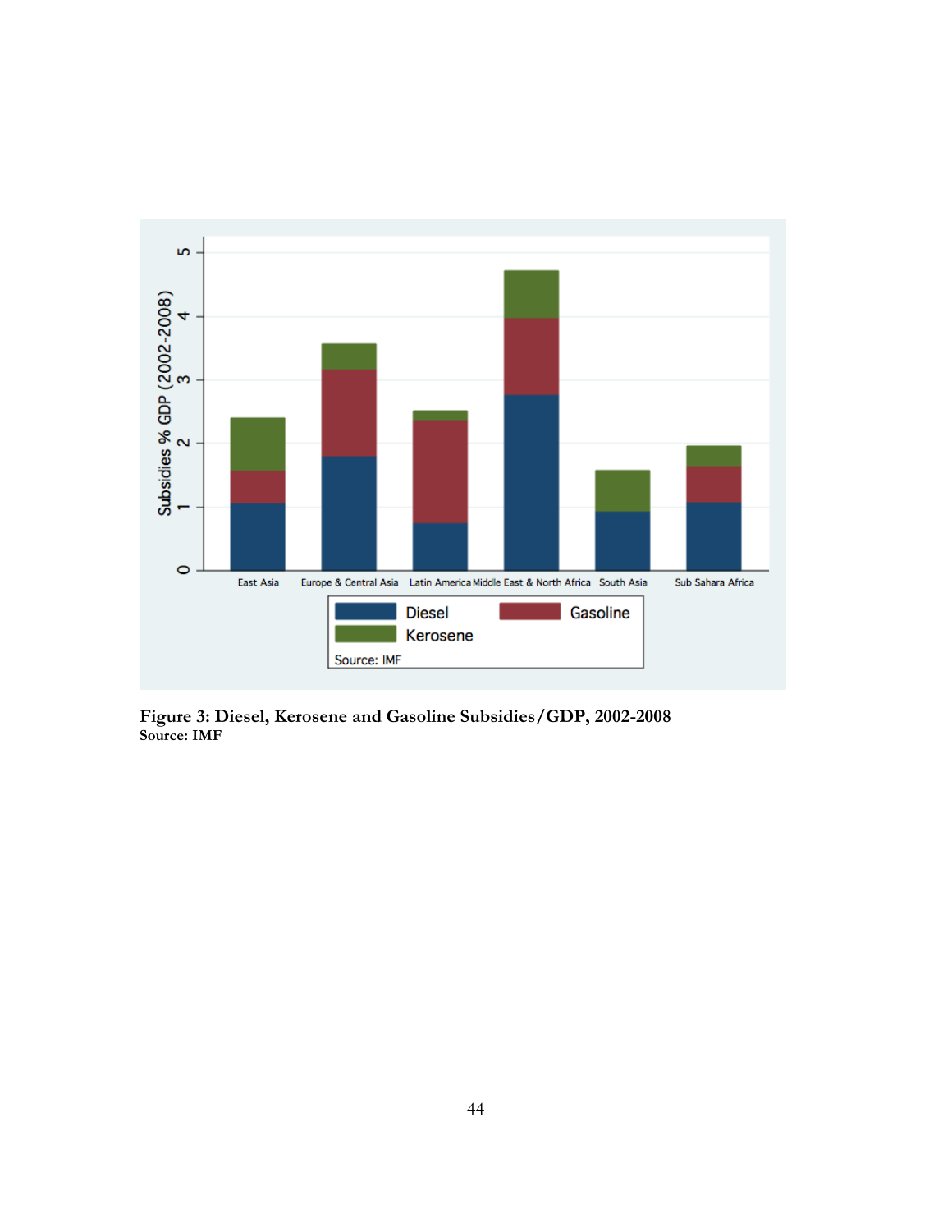**Figure 3: Diesel, Kerosene and Gasoline Subsidies/GDP, 2002-2008**
**Source: IMF**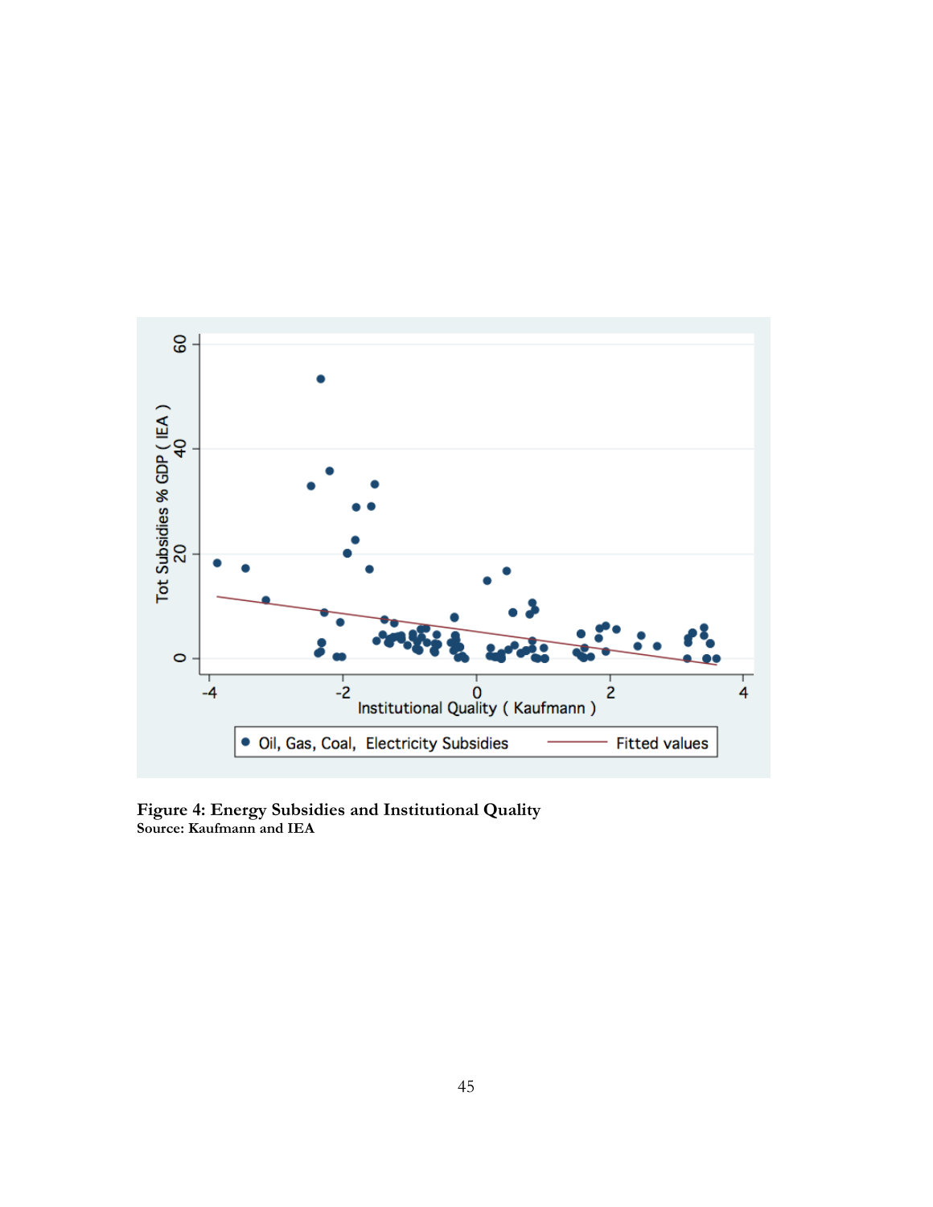**Figure 4: Energy Subsidies and Institutional Quality**
**Source: Kaufmann and IEA**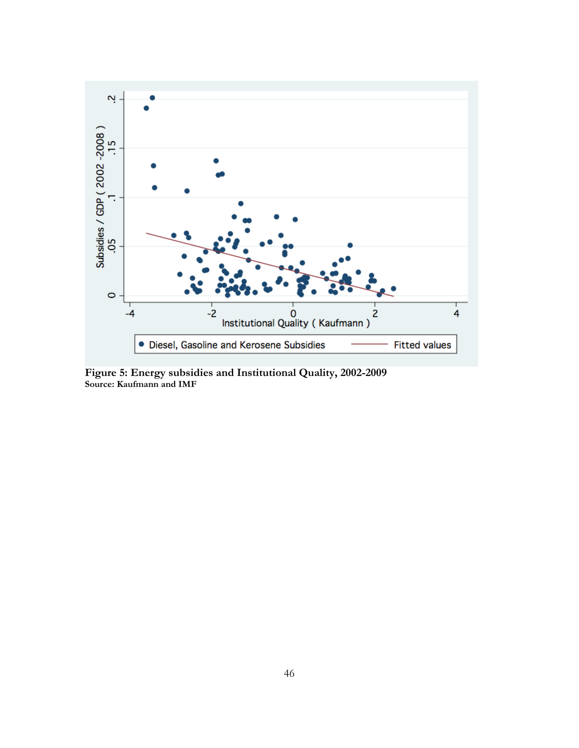**Figure 5: Energy subsidies and Institutional Quality, 2002-2009**
**Source: Kaufmann and IMF**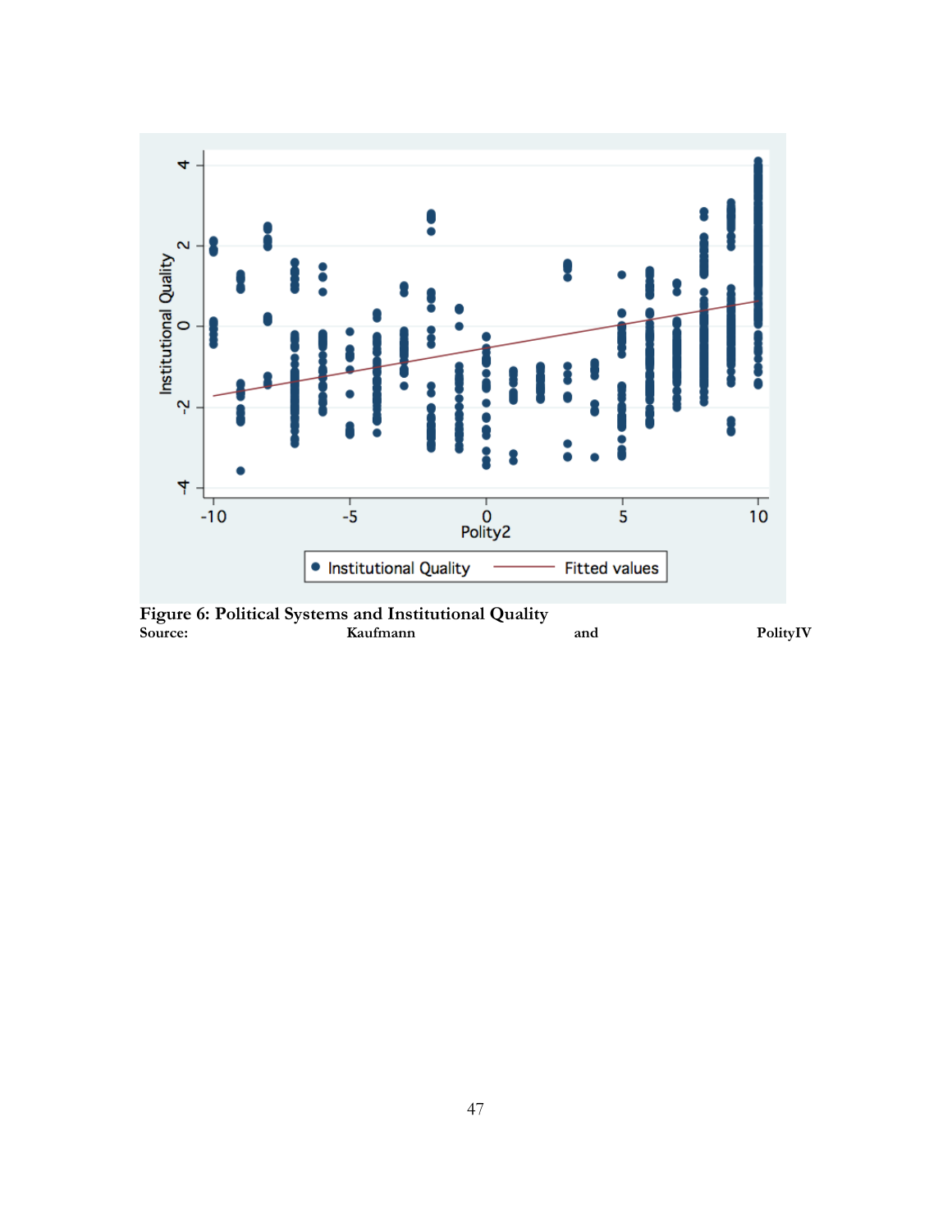**Figure 6: Political Systems and Institutional Quality**
**Source: Kaufmann and PolityIV**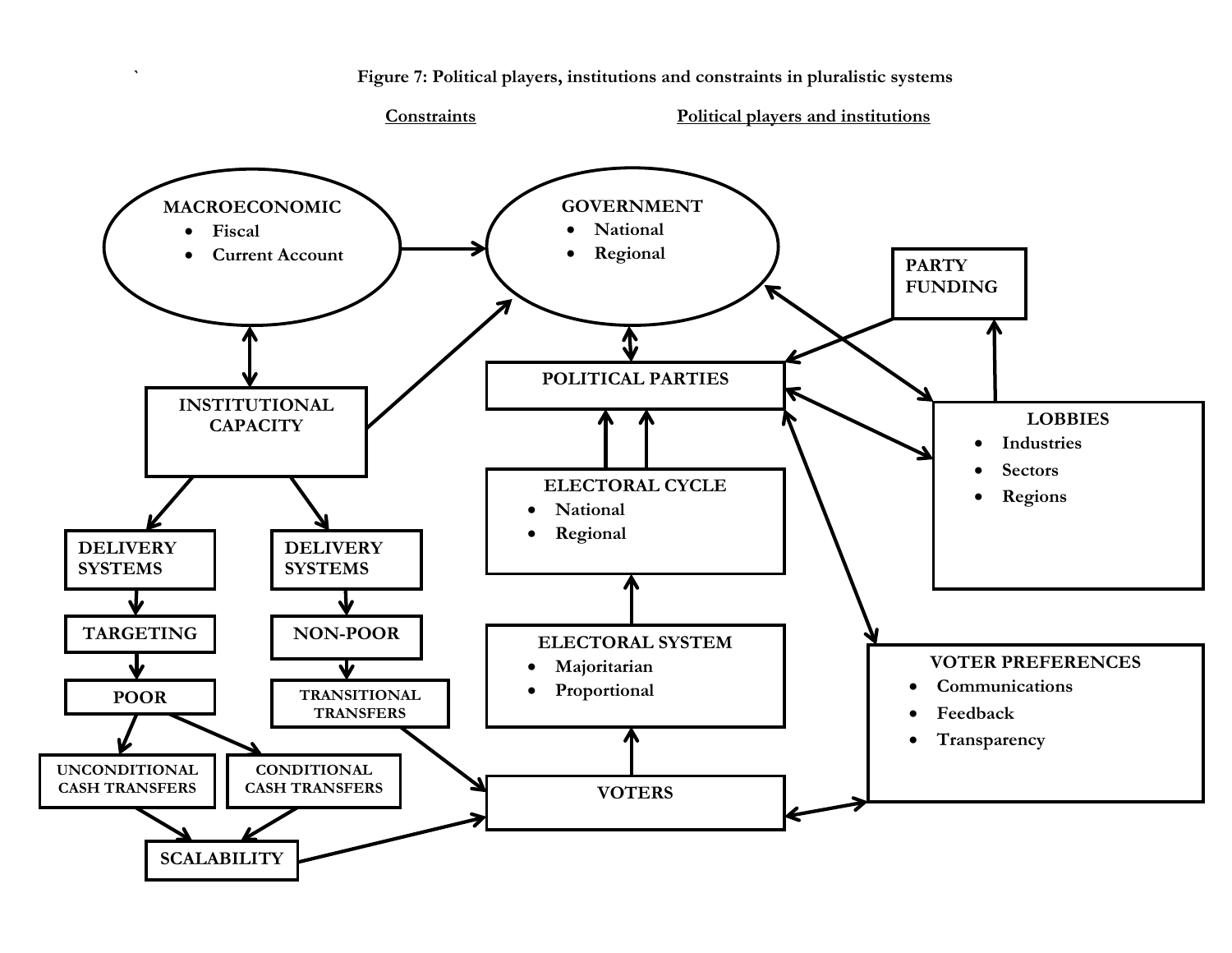**Figure 7: Political players, institutions and constraints in pluralistic systems**

<u>Constraints</u> <u>Political players and institutions</u>

**MACROECONOMIC**
- Fiscal
- Current Account

**GOVERNMENT**
- National
- Regional

**PARTY FUNDING**

**INSTITUTIONAL CAPACITY**

**POLITICAL PARTIES**

**LOBBIES**
- Industries
- Sectors
- Regions

**ELECTORAL CYCLE**
- National
- Regional

**DELIVERY SYSTEMS**

**DELIVERY SYSTEMS**

**TARGETING**

**NON-POOR**

**ELECTORAL SYSTEM**
- Majoritarian
- Proportional

**VOTER PREFERENCES**
- Communications
- Feedback
- Transparency

**POOR**

**TRANSITIONAL TRANSFERS**

**UNCONDITIONAL CASH TRANSFERS**

**CONDITIONAL CASH TRANSFERS**

**VOTERS**

**SCALABILITY**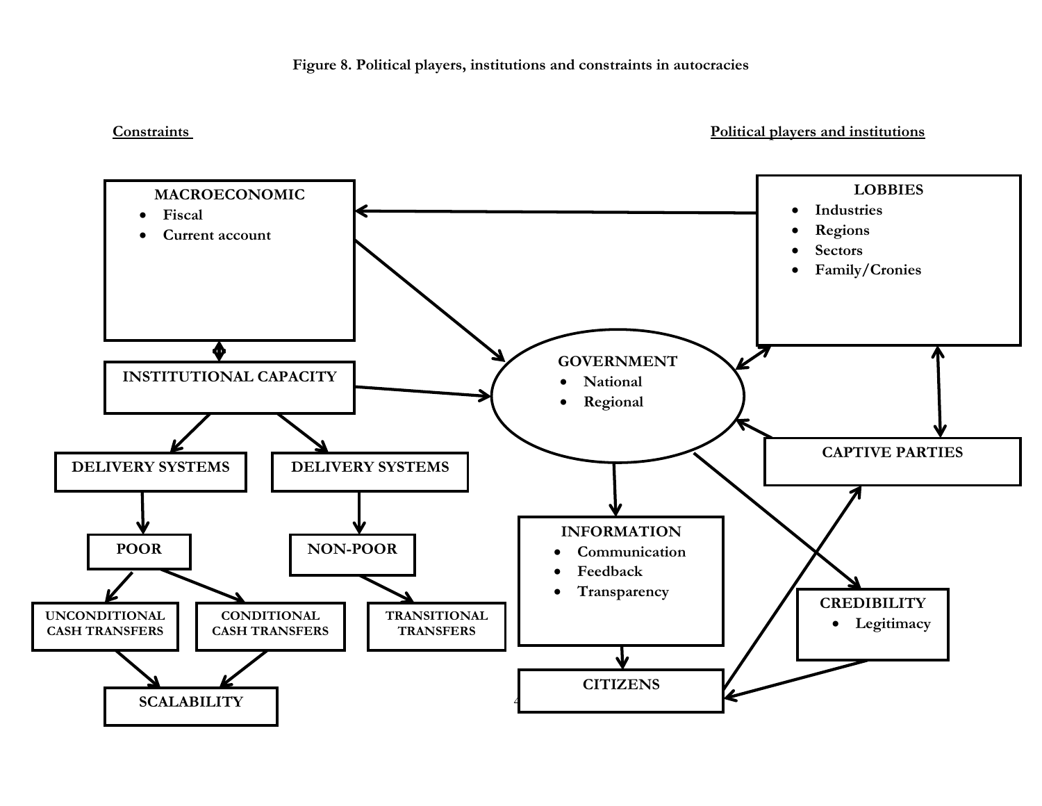**Figure 8. Political players, institutions and constraints in autocracies**

**Constraints**

**Political players and institutions**

**MACROECONOMIC**
- **Fiscal**
- **Current account**

**LOBBIES**
- **Industries**
- **Regions**
- **Sectors**
- **Family/Cronies**

**INSTITUTIONAL CAPACITY**

**GOVERNMENT**
- **National**
- **Regional**

**DELIVERY SYSTEMS**

**DELIVERY SYSTEMS**

**CAPTIVE PARTIES**

**POOR**

**NON-POOR**

**INFORMATION**
- **Communication**
- **Feedback**
- **Transparency**

**CREDIBILITY**
- **Legitimacy**

**UNCONDITIONAL CASH TRANSFERS**

**CONDITIONAL CASH TRANSFERS**

**TRANSITIONAL TRANSFERS**

**SCALABILITY**

**CITIZENS**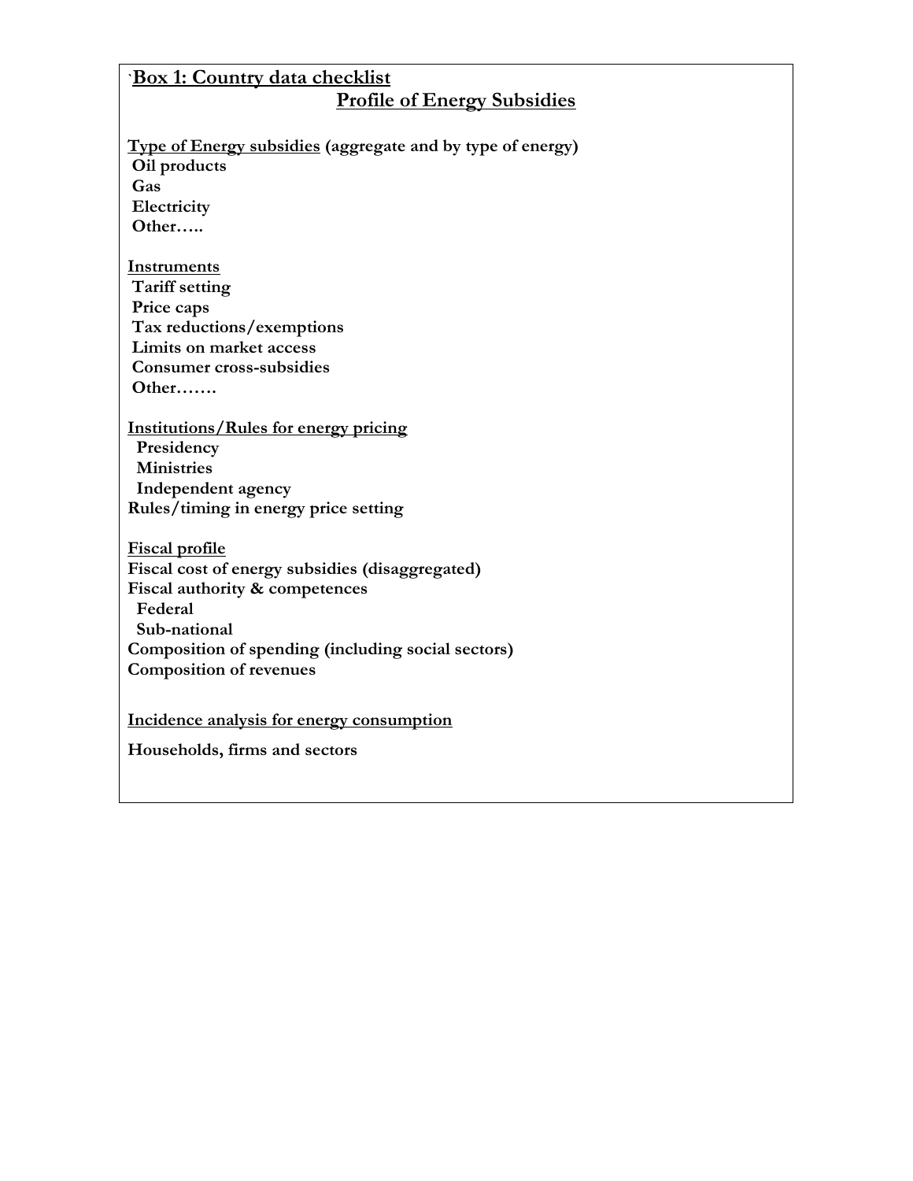## Box 1: Country data checklist

### Profile of Energy Subsidies

**Type of Energy subsidies (aggregate and by type of energy)**

**Oil products**
**Gas**
**Electricity**
**Other…..**

**Instruments**

**Tariff setting**
**Price caps**
**Tax reductions/exemptions**
**Limits on market access**
**Consumer cross-subsidies**
**Other…….**

**Institutions/Rules for energy pricing**

**Presidency**
**Ministries**
**Independent agency**
**Rules/timing in energy price setting**

**Fiscal profile**

**Fiscal cost of energy subsidies (disaggregated)**
**Fiscal authority & competences**
**Federal**
**Sub-national**
**Composition of spending (including social sectors)**
**Composition of revenues**

**Incidence analysis for energy consumption**

**Households, firms and sectors**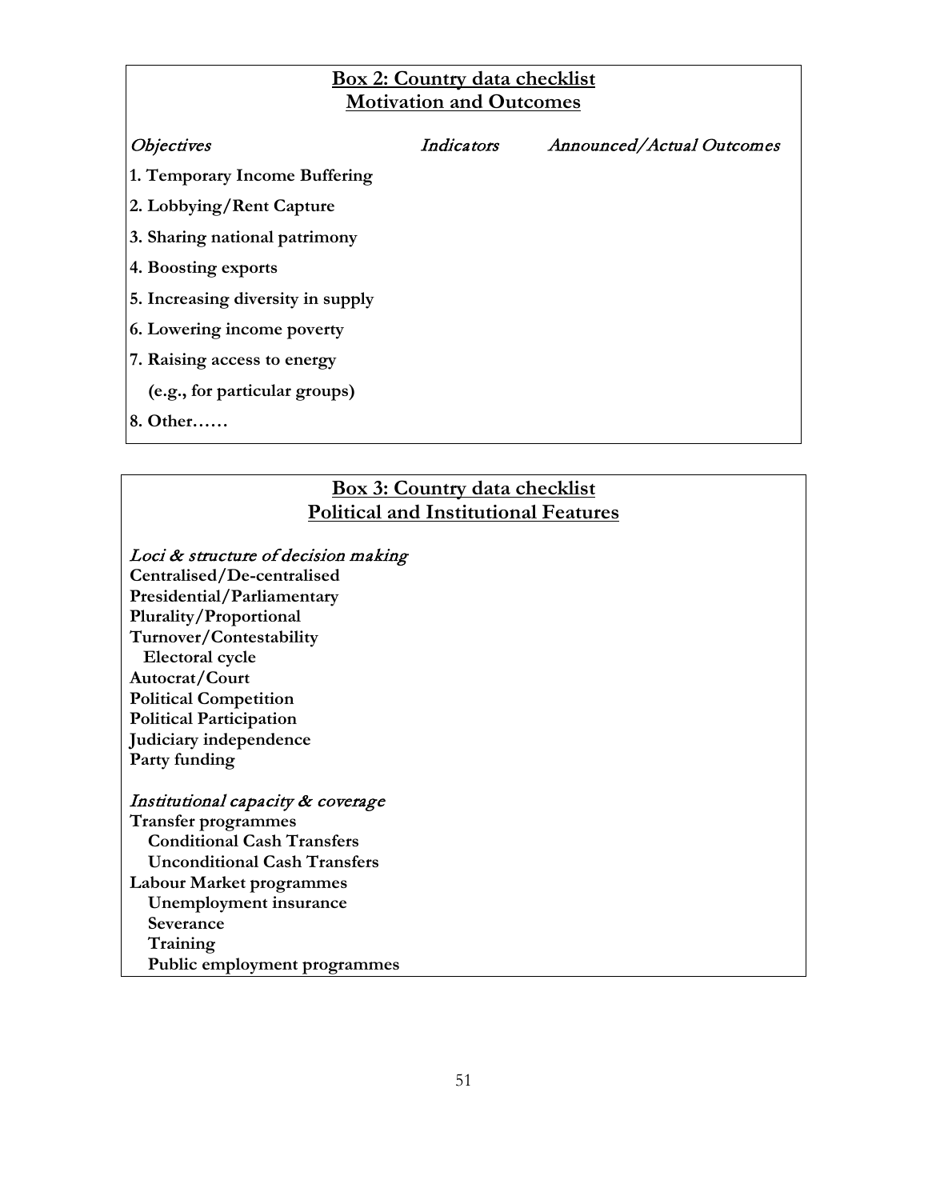**Box 2: Country data checklist**
**Motivation and Outcomes**

| *Objectives* | *Indicators* | *Announced/Actual Outcomes* |
|---|---|---|
| **1. Temporary Income Buffering** | | |
| **2. Lobbying/Rent Capture** | | |
| **3. Sharing national patrimony** | | |
| **4. Boosting exports** | | |
| **5. Increasing diversity in supply** | | |
| **6. Lowering income poverty** | | |
| **7. Raising access to energy** | | |
| **(e.g., for particular groups)** | | |
| **8. Other……** | | |

**Box 3: Country data checklist**
**Political and Institutional Features**

*Loci & structure of decision making*

**Centralised/De-centralised**
**Presidential/Parliamentary**
**Plurality/Proportional**
**Turnover/Contestability**
**Electoral cycle**
**Autocrat/Court**
**Political Competition**
**Political Participation**
**Judiciary independence**
**Party funding**

*Institutional capacity & coverage*

**Transfer programmes**
**Conditional Cash Transfers**
**Unconditional Cash Transfers**
**Labour Market programmes**
**Unemployment insurance**
**Severance**
**Training**
**Public employment programmes**